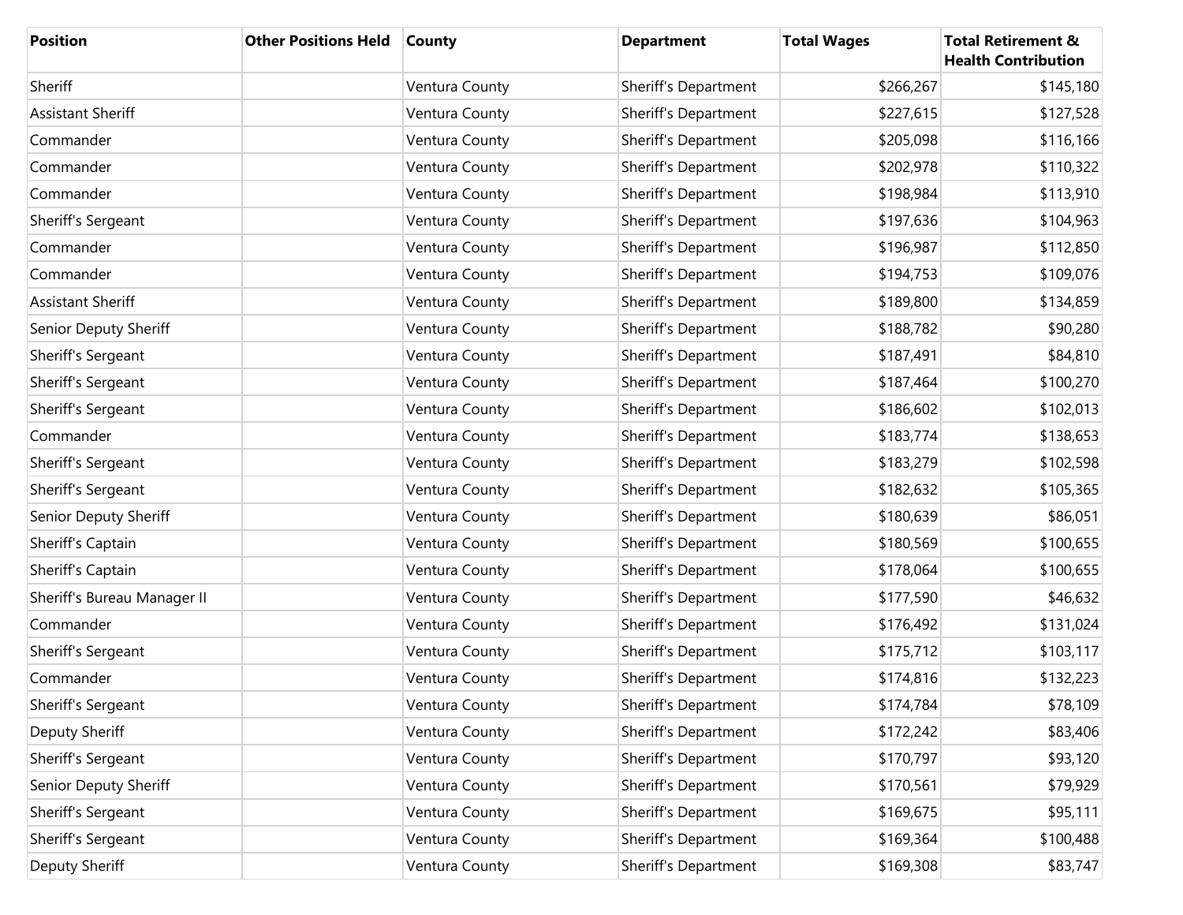| Position | Other Positions Held | County | Department | Total Wages | Total Retirement & Health Contribution |
|---|---|---|---|---|---|
| Sheriff | | Ventura County | Sheriff's Department | $266,267 | $145,180 |
| Assistant Sheriff | | Ventura County | Sheriff's Department | $227,615 | $127,528 |
| Commander | | Ventura County | Sheriff's Department | $205,098 | $116,166 |
| Commander | | Ventura County | Sheriff's Department | $202,978 | $110,322 |
| Commander | | Ventura County | Sheriff's Department | $198,984 | $113,910 |
| Sheriff's Sergeant | | Ventura County | Sheriff's Department | $197,636 | $104,963 |
| Commander | | Ventura County | Sheriff's Department | $196,987 | $112,850 |
| Commander | | Ventura County | Sheriff's Department | $194,753 | $109,076 |
| Assistant Sheriff | | Ventura County | Sheriff's Department | $189,800 | $134,859 |
| Senior Deputy Sheriff | | Ventura County | Sheriff's Department | $188,782 | $90,280 |
| Sheriff's Sergeant | | Ventura County | Sheriff's Department | $187,491 | $84,810 |
| Sheriff's Sergeant | | Ventura County | Sheriff's Department | $187,464 | $100,270 |
| Sheriff's Sergeant | | Ventura County | Sheriff's Department | $186,602 | $102,013 |
| Commander | | Ventura County | Sheriff's Department | $183,774 | $138,653 |
| Sheriff's Sergeant | | Ventura County | Sheriff's Department | $183,279 | $102,598 |
| Sheriff's Sergeant | | Ventura County | Sheriff's Department | $182,632 | $105,365 |
| Senior Deputy Sheriff | | Ventura County | Sheriff's Department | $180,639 | $86,051 |
| Sheriff's Captain | | Ventura County | Sheriff's Department | $180,569 | $100,655 |
| Sheriff's Captain | | Ventura County | Sheriff's Department | $178,064 | $100,655 |
| Sheriff's Bureau Manager II | | Ventura County | Sheriff's Department | $177,590 | $46,632 |
| Commander | | Ventura County | Sheriff's Department | $176,492 | $131,024 |
| Sheriff's Sergeant | | Ventura County | Sheriff's Department | $175,712 | $103,117 |
| Commander | | Ventura County | Sheriff's Department | $174,816 | $132,223 |
| Sheriff's Sergeant | | Ventura County | Sheriff's Department | $174,784 | $78,109 |
| Deputy Sheriff | | Ventura County | Sheriff's Department | $172,242 | $83,406 |
| Sheriff's Sergeant | | Ventura County | Sheriff's Department | $170,797 | $93,120 |
| Senior Deputy Sheriff | | Ventura County | Sheriff's Department | $170,561 | $79,929 |
| Sheriff's Sergeant | | Ventura County | Sheriff's Department | $169,675 | $95,111 |
| Sheriff's Sergeant | | Ventura County | Sheriff's Department | $169,364 | $100,488 |
| Deputy Sheriff | | Ventura County | Sheriff's Department | $169,308 | $83,747 |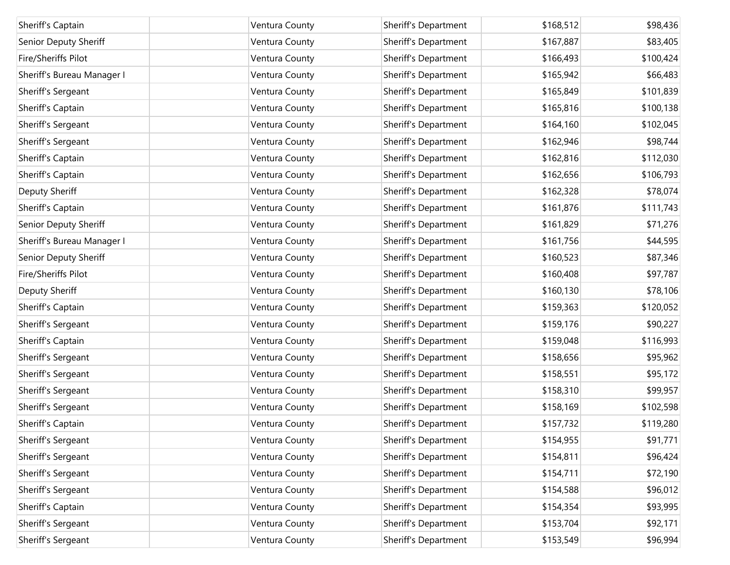| | | | | | |
|---|---|---|---|---|---|
| Sheriff's Captain | | Ventura County | Sheriff's Department | $168,512 | $98,436 |
| Senior Deputy Sheriff | | Ventura County | Sheriff's Department | $167,887 | $83,405 |
| Fire/Sheriffs Pilot | | Ventura County | Sheriff's Department | $166,493 | $100,424 |
| Sheriff's Bureau Manager I | | Ventura County | Sheriff's Department | $165,942 | $66,483 |
| Sheriff's Sergeant | | Ventura County | Sheriff's Department | $165,849 | $101,839 |
| Sheriff's Captain | | Ventura County | Sheriff's Department | $165,816 | $100,138 |
| Sheriff's Sergeant | | Ventura County | Sheriff's Department | $164,160 | $102,045 |
| Sheriff's Sergeant | | Ventura County | Sheriff's Department | $162,946 | $98,744 |
| Sheriff's Captain | | Ventura County | Sheriff's Department | $162,816 | $112,030 |
| Sheriff's Captain | | Ventura County | Sheriff's Department | $162,656 | $106,793 |
| Deputy Sheriff | | Ventura County | Sheriff's Department | $162,328 | $78,074 |
| Sheriff's Captain | | Ventura County | Sheriff's Department | $161,876 | $111,743 |
| Senior Deputy Sheriff | | Ventura County | Sheriff's Department | $161,829 | $71,276 |
| Sheriff's Bureau Manager I | | Ventura County | Sheriff's Department | $161,756 | $44,595 |
| Senior Deputy Sheriff | | Ventura County | Sheriff's Department | $160,523 | $87,346 |
| Fire/Sheriffs Pilot | | Ventura County | Sheriff's Department | $160,408 | $97,787 |
| Deputy Sheriff | | Ventura County | Sheriff's Department | $160,130 | $78,106 |
| Sheriff's Captain | | Ventura County | Sheriff's Department | $159,363 | $120,052 |
| Sheriff's Sergeant | | Ventura County | Sheriff's Department | $159,176 | $90,227 |
| Sheriff's Captain | | Ventura County | Sheriff's Department | $159,048 | $116,993 |
| Sheriff's Sergeant | | Ventura County | Sheriff's Department | $158,656 | $95,962 |
| Sheriff's Sergeant | | Ventura County | Sheriff's Department | $158,551 | $95,172 |
| Sheriff's Sergeant | | Ventura County | Sheriff's Department | $158,310 | $99,957 |
| Sheriff's Sergeant | | Ventura County | Sheriff's Department | $158,169 | $102,598 |
| Sheriff's Captain | | Ventura County | Sheriff's Department | $157,732 | $119,280 |
| Sheriff's Sergeant | | Ventura County | Sheriff's Department | $154,955 | $91,771 |
| Sheriff's Sergeant | | Ventura County | Sheriff's Department | $154,811 | $96,424 |
| Sheriff's Sergeant | | Ventura County | Sheriff's Department | $154,711 | $72,190 |
| Sheriff's Sergeant | | Ventura County | Sheriff's Department | $154,588 | $96,012 |
| Sheriff's Captain | | Ventura County | Sheriff's Department | $154,354 | $93,995 |
| Sheriff's Sergeant | | Ventura County | Sheriff's Department | $153,704 | $92,171 |
| Sheriff's Sergeant | | Ventura County | Sheriff's Department | $153,549 | $96,994 |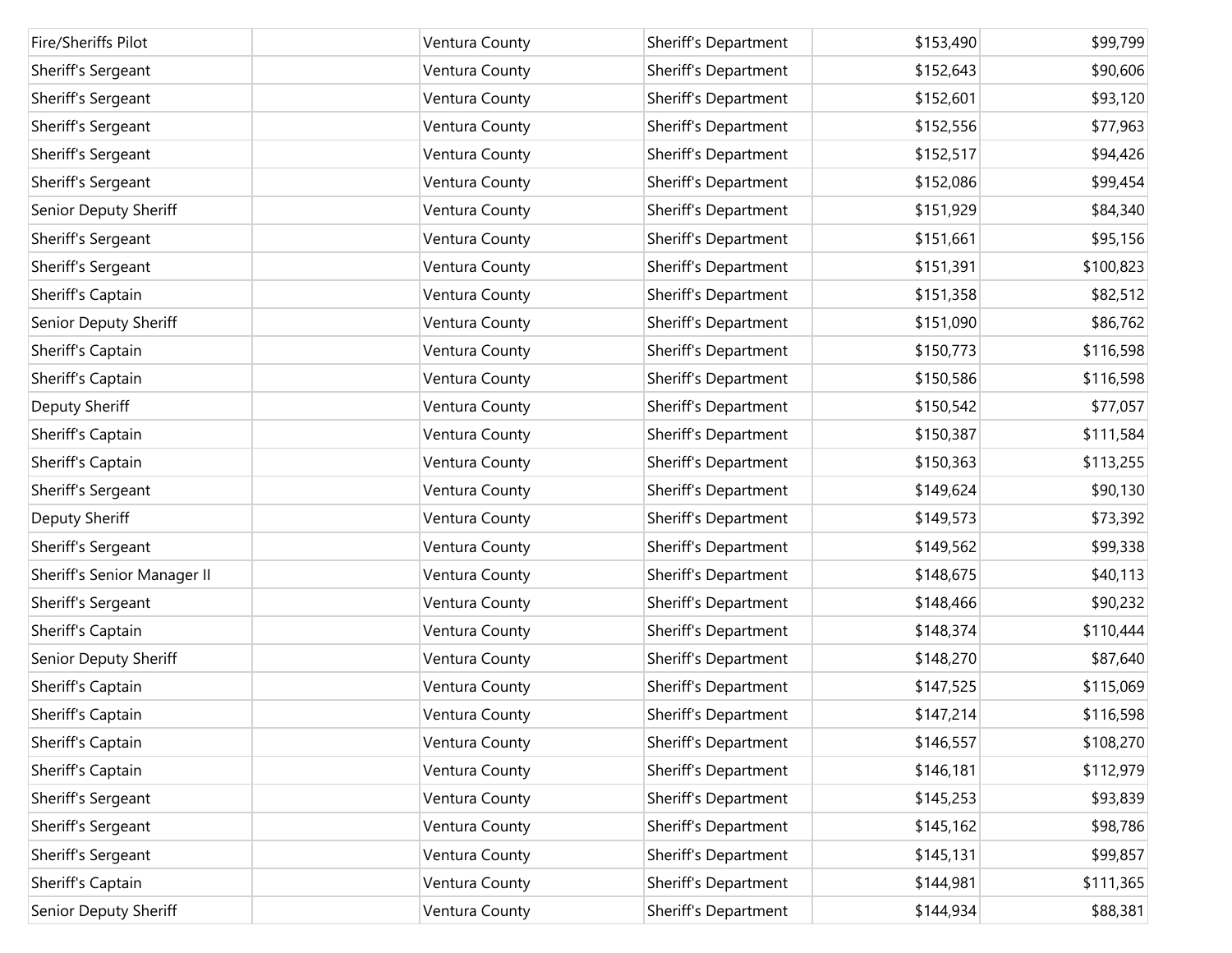| | | | | | |
|---|---|---|---|---|---|
| Fire/Sheriffs Pilot | | Ventura County | Sheriff's Department | $153,490 | $99,799 |
| Sheriff's Sergeant | | Ventura County | Sheriff's Department | $152,643 | $90,606 |
| Sheriff's Sergeant | | Ventura County | Sheriff's Department | $152,601 | $93,120 |
| Sheriff's Sergeant | | Ventura County | Sheriff's Department | $152,556 | $77,963 |
| Sheriff's Sergeant | | Ventura County | Sheriff's Department | $152,517 | $94,426 |
| Sheriff's Sergeant | | Ventura County | Sheriff's Department | $152,086 | $99,454 |
| Senior Deputy Sheriff | | Ventura County | Sheriff's Department | $151,929 | $84,340 |
| Sheriff's Sergeant | | Ventura County | Sheriff's Department | $151,661 | $95,156 |
| Sheriff's Sergeant | | Ventura County | Sheriff's Department | $151,391 | $100,823 |
| Sheriff's Captain | | Ventura County | Sheriff's Department | $151,358 | $82,512 |
| Senior Deputy Sheriff | | Ventura County | Sheriff's Department | $151,090 | $86,762 |
| Sheriff's Captain | | Ventura County | Sheriff's Department | $150,773 | $116,598 |
| Sheriff's Captain | | Ventura County | Sheriff's Department | $150,586 | $116,598 |
| Deputy Sheriff | | Ventura County | Sheriff's Department | $150,542 | $77,057 |
| Sheriff's Captain | | Ventura County | Sheriff's Department | $150,387 | $111,584 |
| Sheriff's Captain | | Ventura County | Sheriff's Department | $150,363 | $113,255 |
| Sheriff's Sergeant | | Ventura County | Sheriff's Department | $149,624 | $90,130 |
| Deputy Sheriff | | Ventura County | Sheriff's Department | $149,573 | $73,392 |
| Sheriff's Sergeant | | Ventura County | Sheriff's Department | $149,562 | $99,338 |
| Sheriff's Senior Manager II | | Ventura County | Sheriff's Department | $148,675 | $40,113 |
| Sheriff's Sergeant | | Ventura County | Sheriff's Department | $148,466 | $90,232 |
| Sheriff's Captain | | Ventura County | Sheriff's Department | $148,374 | $110,444 |
| Senior Deputy Sheriff | | Ventura County | Sheriff's Department | $148,270 | $87,640 |
| Sheriff's Captain | | Ventura County | Sheriff's Department | $147,525 | $115,069 |
| Sheriff's Captain | | Ventura County | Sheriff's Department | $147,214 | $116,598 |
| Sheriff's Captain | | Ventura County | Sheriff's Department | $146,557 | $108,270 |
| Sheriff's Captain | | Ventura County | Sheriff's Department | $146,181 | $112,979 |
| Sheriff's Sergeant | | Ventura County | Sheriff's Department | $145,253 | $93,839 |
| Sheriff's Sergeant | | Ventura County | Sheriff's Department | $145,162 | $98,786 |
| Sheriff's Sergeant | | Ventura County | Sheriff's Department | $145,131 | $99,857 |
| Sheriff's Captain | | Ventura County | Sheriff's Department | $144,981 | $111,365 |
| Senior Deputy Sheriff | | Ventura County | Sheriff's Department | $144,934 | $88,381 |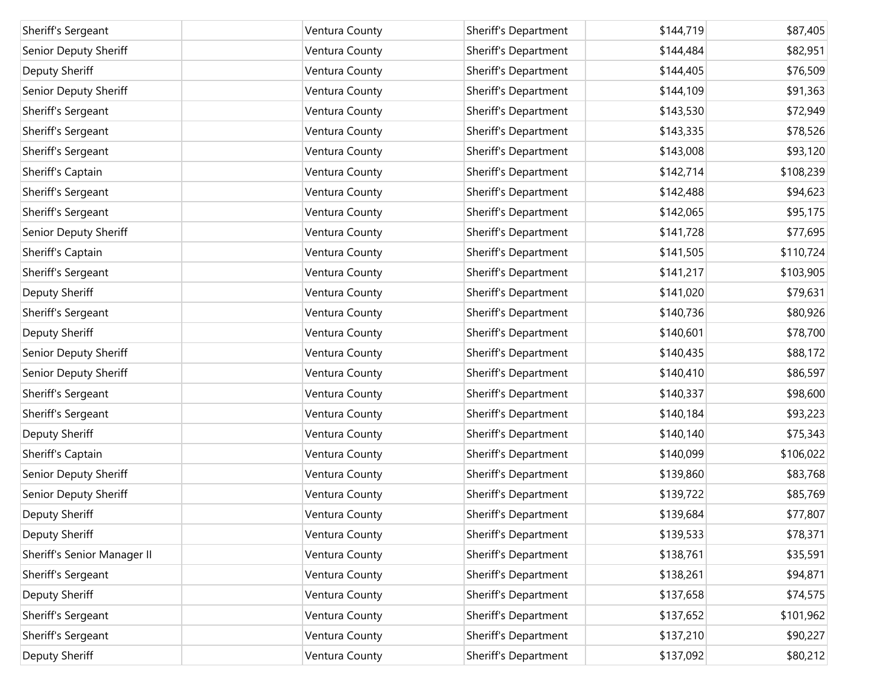| | | | | | |
|---|---|---|---|---|---|
| Sheriff's Sergeant | | Ventura County | Sheriff's Department | $144,719 | $87,405 |
| Senior Deputy Sheriff | | Ventura County | Sheriff's Department | $144,484 | $82,951 |
| Deputy Sheriff | | Ventura County | Sheriff's Department | $144,405 | $76,509 |
| Senior Deputy Sheriff | | Ventura County | Sheriff's Department | $144,109 | $91,363 |
| Sheriff's Sergeant | | Ventura County | Sheriff's Department | $143,530 | $72,949 |
| Sheriff's Sergeant | | Ventura County | Sheriff's Department | $143,335 | $78,526 |
| Sheriff's Sergeant | | Ventura County | Sheriff's Department | $143,008 | $93,120 |
| Sheriff's Captain | | Ventura County | Sheriff's Department | $142,714 | $108,239 |
| Sheriff's Sergeant | | Ventura County | Sheriff's Department | $142,488 | $94,623 |
| Sheriff's Sergeant | | Ventura County | Sheriff's Department | $142,065 | $95,175 |
| Senior Deputy Sheriff | | Ventura County | Sheriff's Department | $141,728 | $77,695 |
| Sheriff's Captain | | Ventura County | Sheriff's Department | $141,505 | $110,724 |
| Sheriff's Sergeant | | Ventura County | Sheriff's Department | $141,217 | $103,905 |
| Deputy Sheriff | | Ventura County | Sheriff's Department | $141,020 | $79,631 |
| Sheriff's Sergeant | | Ventura County | Sheriff's Department | $140,736 | $80,926 |
| Deputy Sheriff | | Ventura County | Sheriff's Department | $140,601 | $78,700 |
| Senior Deputy Sheriff | | Ventura County | Sheriff's Department | $140,435 | $88,172 |
| Senior Deputy Sheriff | | Ventura County | Sheriff's Department | $140,410 | $86,597 |
| Sheriff's Sergeant | | Ventura County | Sheriff's Department | $140,337 | $98,600 |
| Sheriff's Sergeant | | Ventura County | Sheriff's Department | $140,184 | $93,223 |
| Deputy Sheriff | | Ventura County | Sheriff's Department | $140,140 | $75,343 |
| Sheriff's Captain | | Ventura County | Sheriff's Department | $140,099 | $106,022 |
| Senior Deputy Sheriff | | Ventura County | Sheriff's Department | $139,860 | $83,768 |
| Senior Deputy Sheriff | | Ventura County | Sheriff's Department | $139,722 | $85,769 |
| Deputy Sheriff | | Ventura County | Sheriff's Department | $139,684 | $77,807 |
| Deputy Sheriff | | Ventura County | Sheriff's Department | $139,533 | $78,371 |
| Sheriff's Senior Manager II | | Ventura County | Sheriff's Department | $138,761 | $35,591 |
| Sheriff's Sergeant | | Ventura County | Sheriff's Department | $138,261 | $94,871 |
| Deputy Sheriff | | Ventura County | Sheriff's Department | $137,658 | $74,575 |
| Sheriff's Sergeant | | Ventura County | Sheriff's Department | $137,652 | $101,962 |
| Sheriff's Sergeant | | Ventura County | Sheriff's Department | $137,210 | $90,227 |
| Deputy Sheriff | | Ventura County | Sheriff's Department | $137,092 | $80,212 |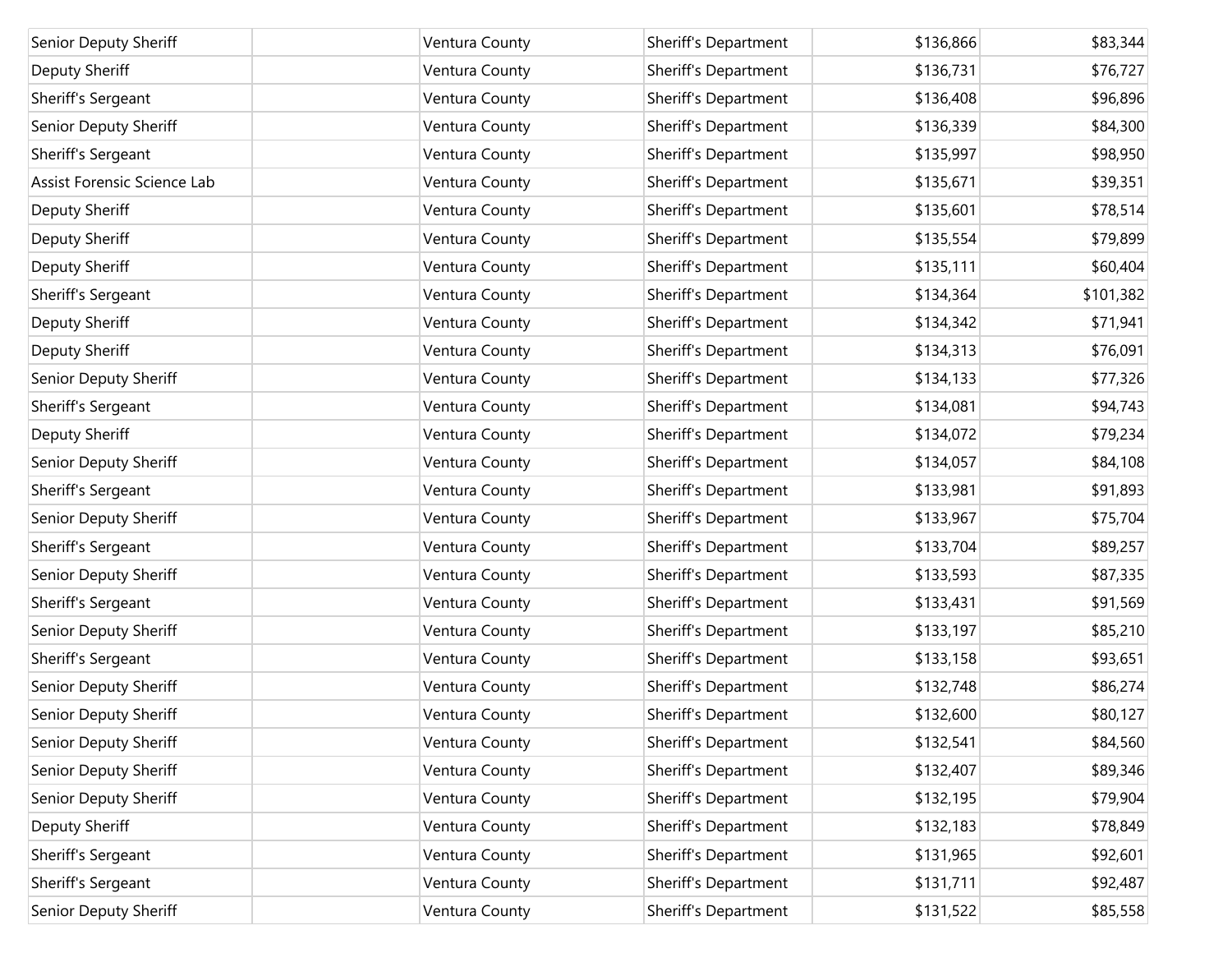| Senior Deputy Sheriff | | Ventura County | Sheriff's Department | $136,866 | $83,344 |
|---|---|---|---|---|---|
| Deputy Sheriff | | Ventura County | Sheriff's Department | $136,731 | $76,727 |
| Sheriff's Sergeant | | Ventura County | Sheriff's Department | $136,408 | $96,896 |
| Senior Deputy Sheriff | | Ventura County | Sheriff's Department | $136,339 | $84,300 |
| Sheriff's Sergeant | | Ventura County | Sheriff's Department | $135,997 | $98,950 |
| Assist Forensic Science Lab | | Ventura County | Sheriff's Department | $135,671 | $39,351 |
| Deputy Sheriff | | Ventura County | Sheriff's Department | $135,601 | $78,514 |
| Deputy Sheriff | | Ventura County | Sheriff's Department | $135,554 | $79,899 |
| Deputy Sheriff | | Ventura County | Sheriff's Department | $135,111 | $60,404 |
| Sheriff's Sergeant | | Ventura County | Sheriff's Department | $134,364 | $101,382 |
| Deputy Sheriff | | Ventura County | Sheriff's Department | $134,342 | $71,941 |
| Deputy Sheriff | | Ventura County | Sheriff's Department | $134,313 | $76,091 |
| Senior Deputy Sheriff | | Ventura County | Sheriff's Department | $134,133 | $77,326 |
| Sheriff's Sergeant | | Ventura County | Sheriff's Department | $134,081 | $94,743 |
| Deputy Sheriff | | Ventura County | Sheriff's Department | $134,072 | $79,234 |
| Senior Deputy Sheriff | | Ventura County | Sheriff's Department | $134,057 | $84,108 |
| Sheriff's Sergeant | | Ventura County | Sheriff's Department | $133,981 | $91,893 |
| Senior Deputy Sheriff | | Ventura County | Sheriff's Department | $133,967 | $75,704 |
| Sheriff's Sergeant | | Ventura County | Sheriff's Department | $133,704 | $89,257 |
| Senior Deputy Sheriff | | Ventura County | Sheriff's Department | $133,593 | $87,335 |
| Sheriff's Sergeant | | Ventura County | Sheriff's Department | $133,431 | $91,569 |
| Senior Deputy Sheriff | | Ventura County | Sheriff's Department | $133,197 | $85,210 |
| Sheriff's Sergeant | | Ventura County | Sheriff's Department | $133,158 | $93,651 |
| Senior Deputy Sheriff | | Ventura County | Sheriff's Department | $132,748 | $86,274 |
| Senior Deputy Sheriff | | Ventura County | Sheriff's Department | $132,600 | $80,127 |
| Senior Deputy Sheriff | | Ventura County | Sheriff's Department | $132,541 | $84,560 |
| Senior Deputy Sheriff | | Ventura County | Sheriff's Department | $132,407 | $89,346 |
| Senior Deputy Sheriff | | Ventura County | Sheriff's Department | $132,195 | $79,904 |
| Deputy Sheriff | | Ventura County | Sheriff's Department | $132,183 | $78,849 |
| Sheriff's Sergeant | | Ventura County | Sheriff's Department | $131,965 | $92,601 |
| Sheriff's Sergeant | | Ventura County | Sheriff's Department | $131,711 | $92,487 |
| Senior Deputy Sheriff | | Ventura County | Sheriff's Department | $131,522 | $85,558 |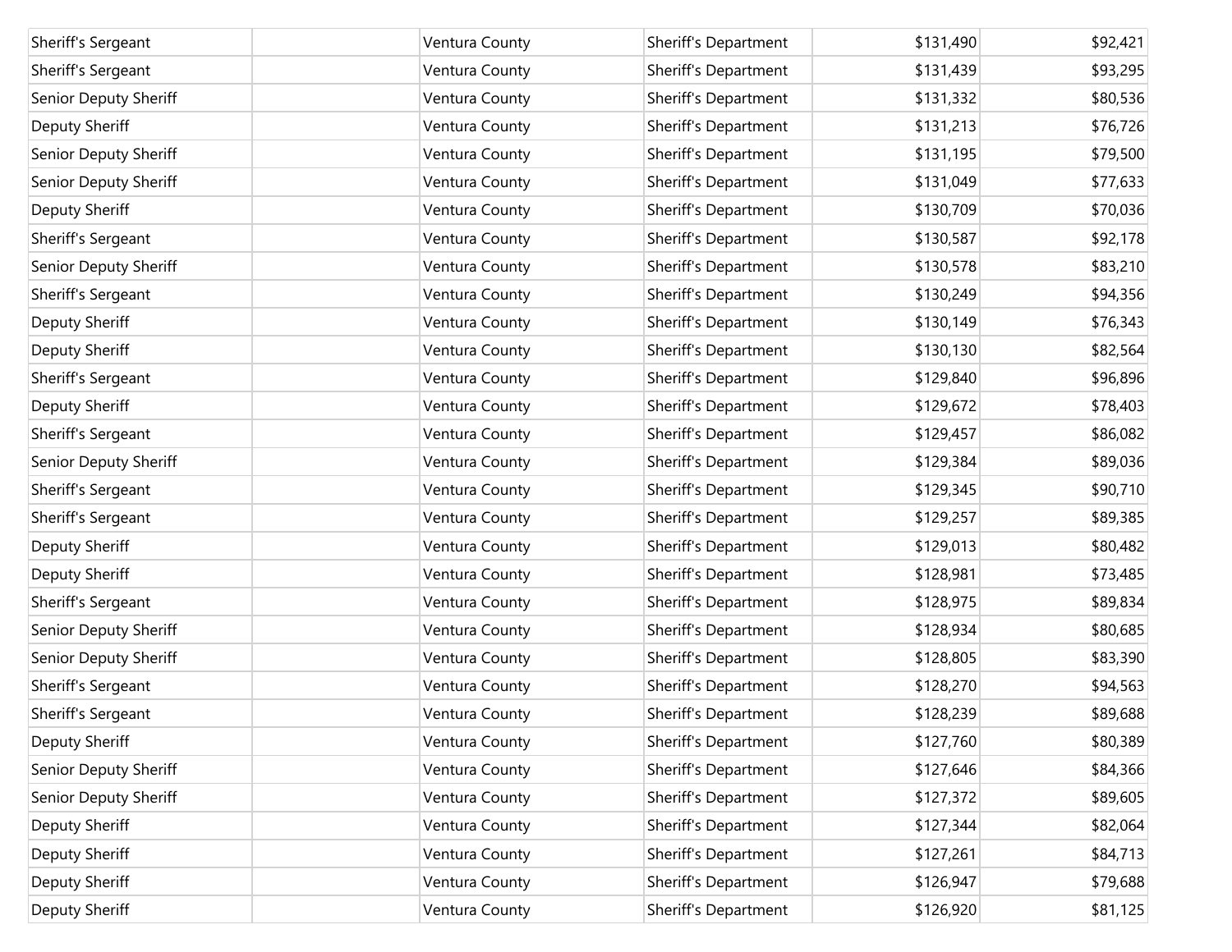| | | | | | |
|---|---|---|---|---|---|
| Sheriff's Sergeant | | Ventura County | Sheriff's Department | $131,490 | $92,421 |
| Sheriff's Sergeant | | Ventura County | Sheriff's Department | $131,439 | $93,295 |
| Senior Deputy Sheriff | | Ventura County | Sheriff's Department | $131,332 | $80,536 |
| Deputy Sheriff | | Ventura County | Sheriff's Department | $131,213 | $76,726 |
| Senior Deputy Sheriff | | Ventura County | Sheriff's Department | $131,195 | $79,500 |
| Senior Deputy Sheriff | | Ventura County | Sheriff's Department | $131,049 | $77,633 |
| Deputy Sheriff | | Ventura County | Sheriff's Department | $130,709 | $70,036 |
| Sheriff's Sergeant | | Ventura County | Sheriff's Department | $130,587 | $92,178 |
| Senior Deputy Sheriff | | Ventura County | Sheriff's Department | $130,578 | $83,210 |
| Sheriff's Sergeant | | Ventura County | Sheriff's Department | $130,249 | $94,356 |
| Deputy Sheriff | | Ventura County | Sheriff's Department | $130,149 | $76,343 |
| Deputy Sheriff | | Ventura County | Sheriff's Department | $130,130 | $82,564 |
| Sheriff's Sergeant | | Ventura County | Sheriff's Department | $129,840 | $96,896 |
| Deputy Sheriff | | Ventura County | Sheriff's Department | $129,672 | $78,403 |
| Sheriff's Sergeant | | Ventura County | Sheriff's Department | $129,457 | $86,082 |
| Senior Deputy Sheriff | | Ventura County | Sheriff's Department | $129,384 | $89,036 |
| Sheriff's Sergeant | | Ventura County | Sheriff's Department | $129,345 | $90,710 |
| Sheriff's Sergeant | | Ventura County | Sheriff's Department | $129,257 | $89,385 |
| Deputy Sheriff | | Ventura County | Sheriff's Department | $129,013 | $80,482 |
| Deputy Sheriff | | Ventura County | Sheriff's Department | $128,981 | $73,485 |
| Sheriff's Sergeant | | Ventura County | Sheriff's Department | $128,975 | $89,834 |
| Senior Deputy Sheriff | | Ventura County | Sheriff's Department | $128,934 | $80,685 |
| Senior Deputy Sheriff | | Ventura County | Sheriff's Department | $128,805 | $83,390 |
| Sheriff's Sergeant | | Ventura County | Sheriff's Department | $128,270 | $94,563 |
| Sheriff's Sergeant | | Ventura County | Sheriff's Department | $128,239 | $89,688 |
| Deputy Sheriff | | Ventura County | Sheriff's Department | $127,760 | $80,389 |
| Senior Deputy Sheriff | | Ventura County | Sheriff's Department | $127,646 | $84,366 |
| Senior Deputy Sheriff | | Ventura County | Sheriff's Department | $127,372 | $89,605 |
| Deputy Sheriff | | Ventura County | Sheriff's Department | $127,344 | $82,064 |
| Deputy Sheriff | | Ventura County | Sheriff's Department | $127,261 | $84,713 |
| Deputy Sheriff | | Ventura County | Sheriff's Department | $126,947 | $79,688 |
| Deputy Sheriff | | Ventura County | Sheriff's Department | $126,920 | $81,125 |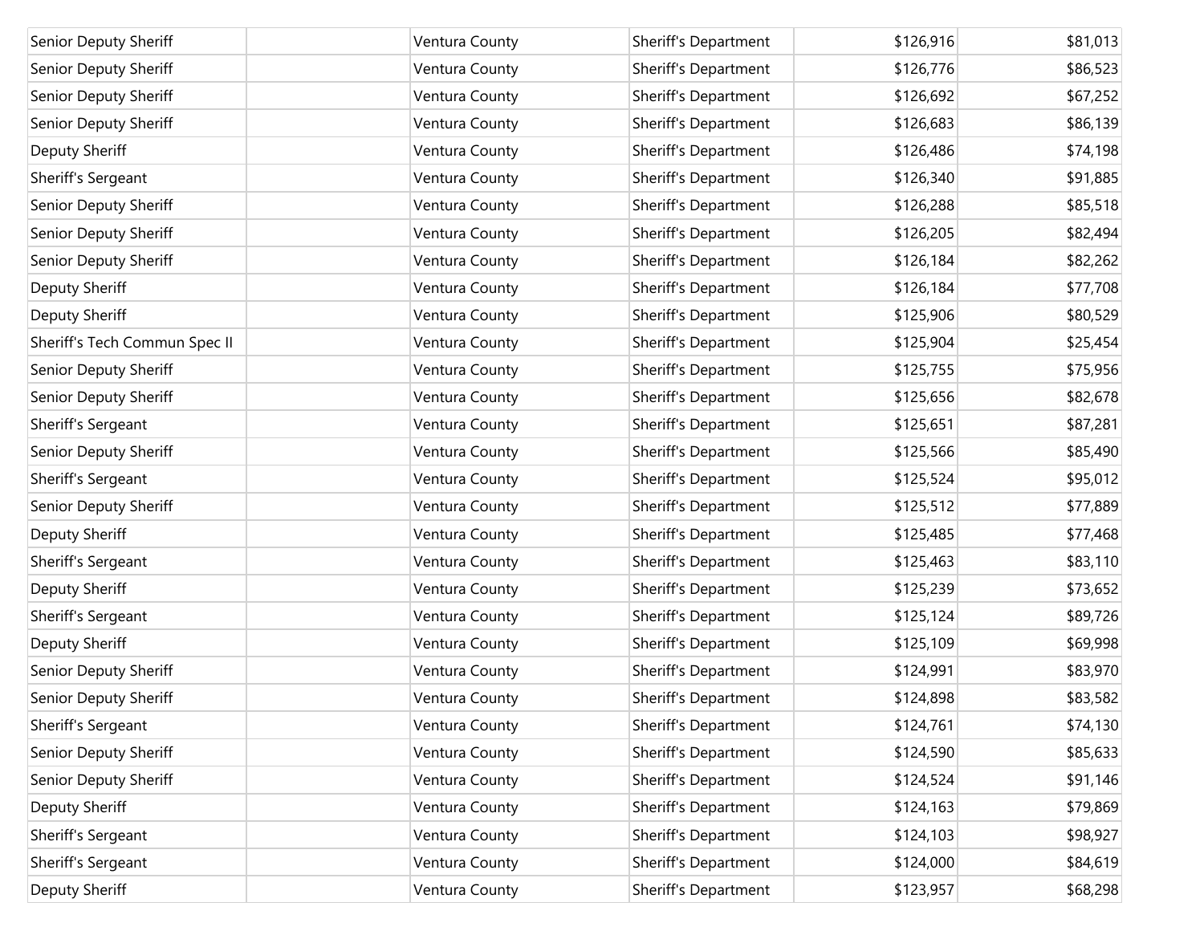| Senior Deputy Sheriff | | Ventura County | Sheriff's Department | $126,916 | $81,013 |
|---|---|---|---|---|---|
| Senior Deputy Sheriff | | Ventura County | Sheriff's Department | $126,776 | $86,523 |
| Senior Deputy Sheriff | | Ventura County | Sheriff's Department | $126,692 | $67,252 |
| Senior Deputy Sheriff | | Ventura County | Sheriff's Department | $126,683 | $86,139 |
| Deputy Sheriff | | Ventura County | Sheriff's Department | $126,486 | $74,198 |
| Sheriff's Sergeant | | Ventura County | Sheriff's Department | $126,340 | $91,885 |
| Senior Deputy Sheriff | | Ventura County | Sheriff's Department | $126,288 | $85,518 |
| Senior Deputy Sheriff | | Ventura County | Sheriff's Department | $126,205 | $82,494 |
| Senior Deputy Sheriff | | Ventura County | Sheriff's Department | $126,184 | $82,262 |
| Deputy Sheriff | | Ventura County | Sheriff's Department | $126,184 | $77,708 |
| Deputy Sheriff | | Ventura County | Sheriff's Department | $125,906 | $80,529 |
| Sheriff's Tech Commun Spec II | | Ventura County | Sheriff's Department | $125,904 | $25,454 |
| Senior Deputy Sheriff | | Ventura County | Sheriff's Department | $125,755 | $75,956 |
| Senior Deputy Sheriff | | Ventura County | Sheriff's Department | $125,656 | $82,678 |
| Sheriff's Sergeant | | Ventura County | Sheriff's Department | $125,651 | $87,281 |
| Senior Deputy Sheriff | | Ventura County | Sheriff's Department | $125,566 | $85,490 |
| Sheriff's Sergeant | | Ventura County | Sheriff's Department | $125,524 | $95,012 |
| Senior Deputy Sheriff | | Ventura County | Sheriff's Department | $125,512 | $77,889 |
| Deputy Sheriff | | Ventura County | Sheriff's Department | $125,485 | $77,468 |
| Sheriff's Sergeant | | Ventura County | Sheriff's Department | $125,463 | $83,110 |
| Deputy Sheriff | | Ventura County | Sheriff's Department | $125,239 | $73,652 |
| Sheriff's Sergeant | | Ventura County | Sheriff's Department | $125,124 | $89,726 |
| Deputy Sheriff | | Ventura County | Sheriff's Department | $125,109 | $69,998 |
| Senior Deputy Sheriff | | Ventura County | Sheriff's Department | $124,991 | $83,970 |
| Senior Deputy Sheriff | | Ventura County | Sheriff's Department | $124,898 | $83,582 |
| Sheriff's Sergeant | | Ventura County | Sheriff's Department | $124,761 | $74,130 |
| Senior Deputy Sheriff | | Ventura County | Sheriff's Department | $124,590 | $85,633 |
| Senior Deputy Sheriff | | Ventura County | Sheriff's Department | $124,524 | $91,146 |
| Deputy Sheriff | | Ventura County | Sheriff's Department | $124,163 | $79,869 |
| Sheriff's Sergeant | | Ventura County | Sheriff's Department | $124,103 | $98,927 |
| Sheriff's Sergeant | | Ventura County | Sheriff's Department | $124,000 | $84,619 |
| Deputy Sheriff | | Ventura County | Sheriff's Department | $123,957 | $68,298 |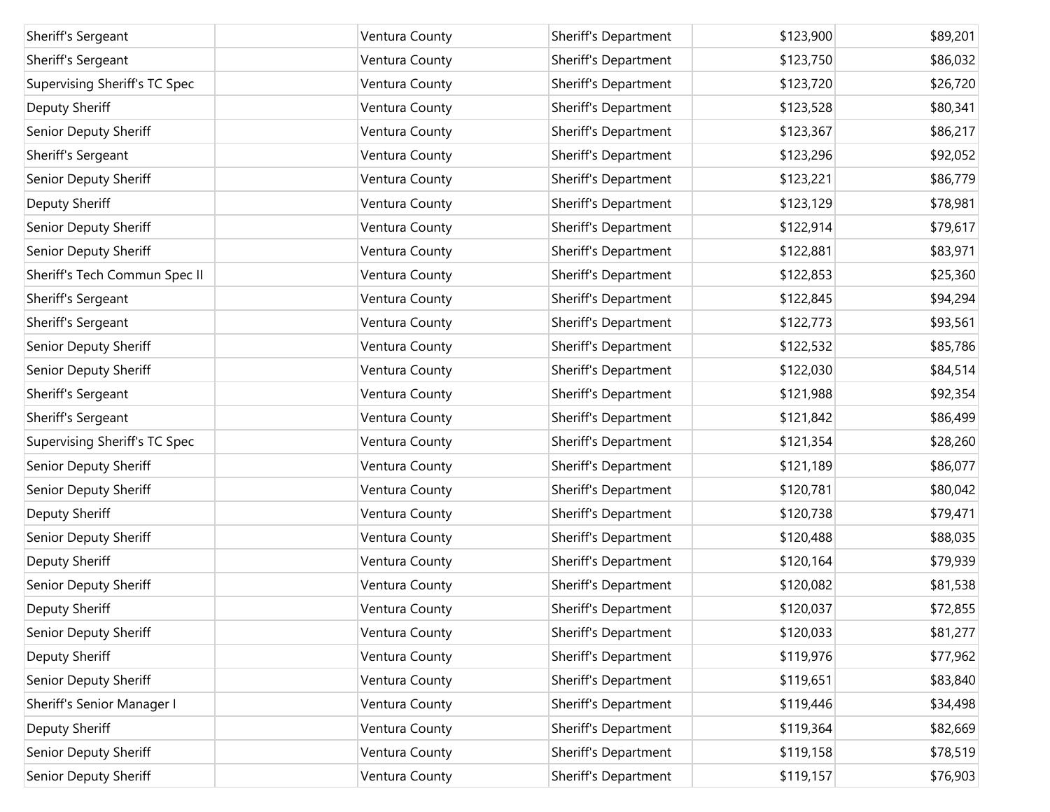| | | | | | |
|---|---|---|---|---|---|
| Sheriff's Sergeant | | Ventura County | Sheriff's Department | $123,900 | $89,201 |
| Sheriff's Sergeant | | Ventura County | Sheriff's Department | $123,750 | $86,032 |
| Supervising Sheriff's TC Spec | | Ventura County | Sheriff's Department | $123,720 | $26,720 |
| Deputy Sheriff | | Ventura County | Sheriff's Department | $123,528 | $80,341 |
| Senior Deputy Sheriff | | Ventura County | Sheriff's Department | $123,367 | $86,217 |
| Sheriff's Sergeant | | Ventura County | Sheriff's Department | $123,296 | $92,052 |
| Senior Deputy Sheriff | | Ventura County | Sheriff's Department | $123,221 | $86,779 |
| Deputy Sheriff | | Ventura County | Sheriff's Department | $123,129 | $78,981 |
| Senior Deputy Sheriff | | Ventura County | Sheriff's Department | $122,914 | $79,617 |
| Senior Deputy Sheriff | | Ventura County | Sheriff's Department | $122,881 | $83,971 |
| Sheriff's Tech Commun Spec II | | Ventura County | Sheriff's Department | $122,853 | $25,360 |
| Sheriff's Sergeant | | Ventura County | Sheriff's Department | $122,845 | $94,294 |
| Sheriff's Sergeant | | Ventura County | Sheriff's Department | $122,773 | $93,561 |
| Senior Deputy Sheriff | | Ventura County | Sheriff's Department | $122,532 | $85,786 |
| Senior Deputy Sheriff | | Ventura County | Sheriff's Department | $122,030 | $84,514 |
| Sheriff's Sergeant | | Ventura County | Sheriff's Department | $121,988 | $92,354 |
| Sheriff's Sergeant | | Ventura County | Sheriff's Department | $121,842 | $86,499 |
| Supervising Sheriff's TC Spec | | Ventura County | Sheriff's Department | $121,354 | $28,260 |
| Senior Deputy Sheriff | | Ventura County | Sheriff's Department | $121,189 | $86,077 |
| Senior Deputy Sheriff | | Ventura County | Sheriff's Department | $120,781 | $80,042 |
| Deputy Sheriff | | Ventura County | Sheriff's Department | $120,738 | $79,471 |
| Senior Deputy Sheriff | | Ventura County | Sheriff's Department | $120,488 | $88,035 |
| Deputy Sheriff | | Ventura County | Sheriff's Department | $120,164 | $79,939 |
| Senior Deputy Sheriff | | Ventura County | Sheriff's Department | $120,082 | $81,538 |
| Deputy Sheriff | | Ventura County | Sheriff's Department | $120,037 | $72,855 |
| Senior Deputy Sheriff | | Ventura County | Sheriff's Department | $120,033 | $81,277 |
| Deputy Sheriff | | Ventura County | Sheriff's Department | $119,976 | $77,962 |
| Senior Deputy Sheriff | | Ventura County | Sheriff's Department | $119,651 | $83,840 |
| Sheriff's Senior Manager I | | Ventura County | Sheriff's Department | $119,446 | $34,498 |
| Deputy Sheriff | | Ventura County | Sheriff's Department | $119,364 | $82,669 |
| Senior Deputy Sheriff | | Ventura County | Sheriff's Department | $119,158 | $78,519 |
| Senior Deputy Sheriff | | Ventura County | Sheriff's Department | $119,157 | $76,903 |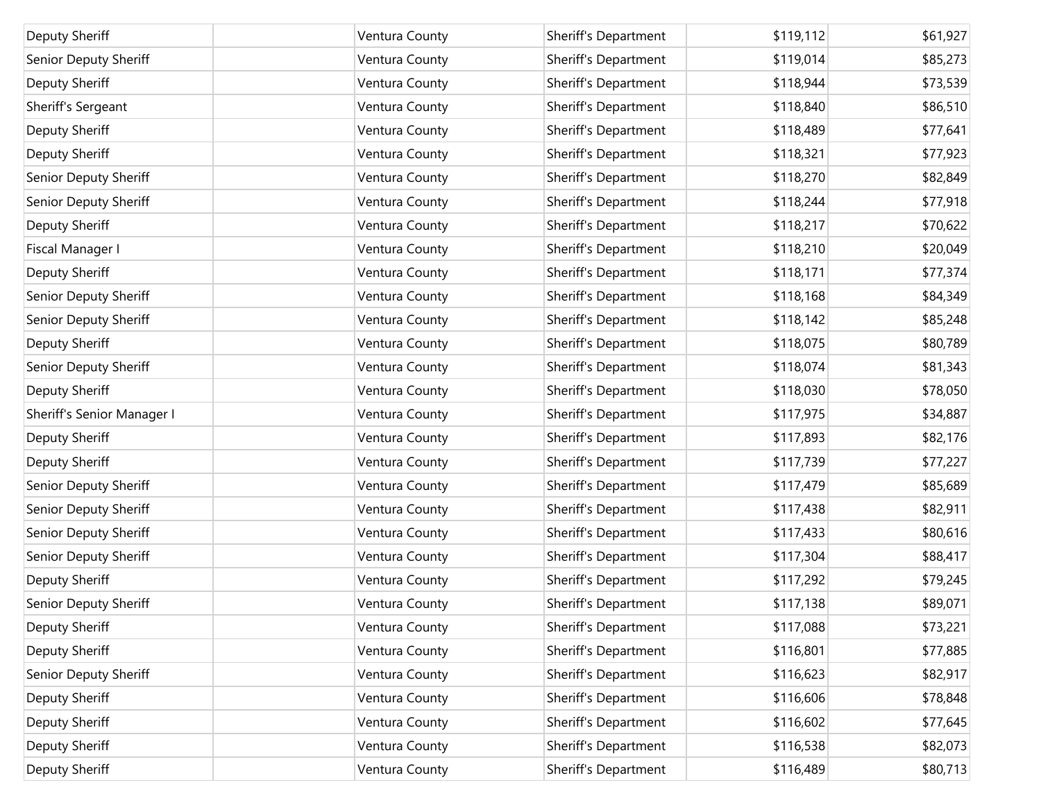| | | | | | |
|---|---|---|---|---|---|
| Deputy Sheriff | | Ventura County | Sheriff's Department | $119,112 | $61,927 |
| Senior Deputy Sheriff | | Ventura County | Sheriff's Department | $119,014 | $85,273 |
| Deputy Sheriff | | Ventura County | Sheriff's Department | $118,944 | $73,539 |
| Sheriff's Sergeant | | Ventura County | Sheriff's Department | $118,840 | $86,510 |
| Deputy Sheriff | | Ventura County | Sheriff's Department | $118,489 | $77,641 |
| Deputy Sheriff | | Ventura County | Sheriff's Department | $118,321 | $77,923 |
| Senior Deputy Sheriff | | Ventura County | Sheriff's Department | $118,270 | $82,849 |
| Senior Deputy Sheriff | | Ventura County | Sheriff's Department | $118,244 | $77,918 |
| Deputy Sheriff | | Ventura County | Sheriff's Department | $118,217 | $70,622 |
| Fiscal Manager I | | Ventura County | Sheriff's Department | $118,210 | $20,049 |
| Deputy Sheriff | | Ventura County | Sheriff's Department | $118,171 | $77,374 |
| Senior Deputy Sheriff | | Ventura County | Sheriff's Department | $118,168 | $84,349 |
| Senior Deputy Sheriff | | Ventura County | Sheriff's Department | $118,142 | $85,248 |
| Deputy Sheriff | | Ventura County | Sheriff's Department | $118,075 | $80,789 |
| Senior Deputy Sheriff | | Ventura County | Sheriff's Department | $118,074 | $81,343 |
| Deputy Sheriff | | Ventura County | Sheriff's Department | $118,030 | $78,050 |
| Sheriff's Senior Manager I | | Ventura County | Sheriff's Department | $117,975 | $34,887 |
| Deputy Sheriff | | Ventura County | Sheriff's Department | $117,893 | $82,176 |
| Deputy Sheriff | | Ventura County | Sheriff's Department | $117,739 | $77,227 |
| Senior Deputy Sheriff | | Ventura County | Sheriff's Department | $117,479 | $85,689 |
| Senior Deputy Sheriff | | Ventura County | Sheriff's Department | $117,438 | $82,911 |
| Senior Deputy Sheriff | | Ventura County | Sheriff's Department | $117,433 | $80,616 |
| Senior Deputy Sheriff | | Ventura County | Sheriff's Department | $117,304 | $88,417 |
| Deputy Sheriff | | Ventura County | Sheriff's Department | $117,292 | $79,245 |
| Senior Deputy Sheriff | | Ventura County | Sheriff's Department | $117,138 | $89,071 |
| Deputy Sheriff | | Ventura County | Sheriff's Department | $117,088 | $73,221 |
| Deputy Sheriff | | Ventura County | Sheriff's Department | $116,801 | $77,885 |
| Senior Deputy Sheriff | | Ventura County | Sheriff's Department | $116,623 | $82,917 |
| Deputy Sheriff | | Ventura County | Sheriff's Department | $116,606 | $78,848 |
| Deputy Sheriff | | Ventura County | Sheriff's Department | $116,602 | $77,645 |
| Deputy Sheriff | | Ventura County | Sheriff's Department | $116,538 | $82,073 |
| Deputy Sheriff | | Ventura County | Sheriff's Department | $116,489 | $80,713 |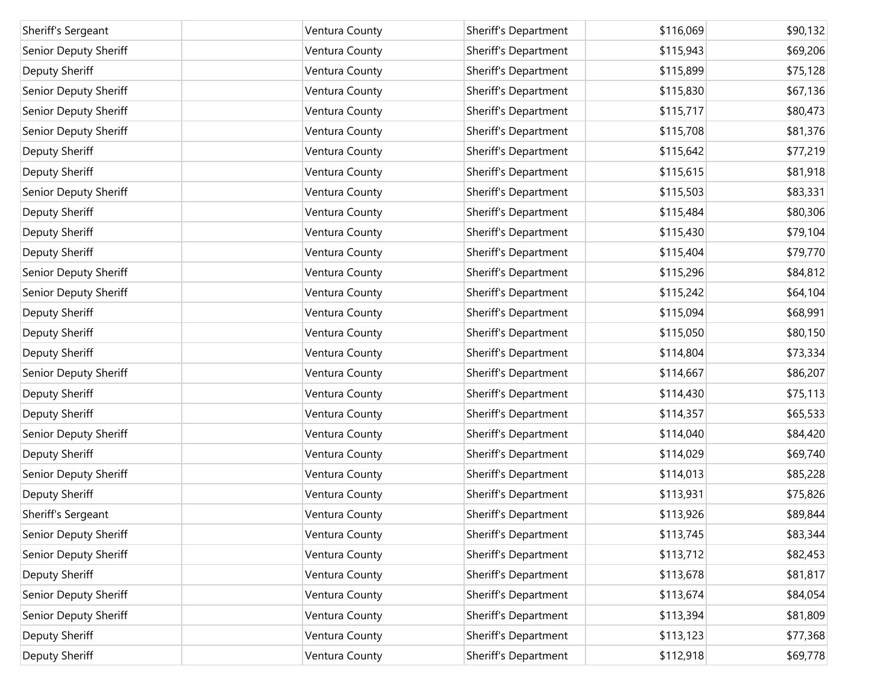| | | | | | |
|---|---|---|---|---|---|
| Sheriff's Sergeant | | Ventura County | Sheriff's Department | $116,069 | $90,132 |
| Senior Deputy Sheriff | | Ventura County | Sheriff's Department | $115,943 | $69,206 |
| Deputy Sheriff | | Ventura County | Sheriff's Department | $115,899 | $75,128 |
| Senior Deputy Sheriff | | Ventura County | Sheriff's Department | $115,830 | $67,136 |
| Senior Deputy Sheriff | | Ventura County | Sheriff's Department | $115,717 | $80,473 |
| Senior Deputy Sheriff | | Ventura County | Sheriff's Department | $115,708 | $81,376 |
| Deputy Sheriff | | Ventura County | Sheriff's Department | $115,642 | $77,219 |
| Deputy Sheriff | | Ventura County | Sheriff's Department | $115,615 | $81,918 |
| Senior Deputy Sheriff | | Ventura County | Sheriff's Department | $115,503 | $83,331 |
| Deputy Sheriff | | Ventura County | Sheriff's Department | $115,484 | $80,306 |
| Deputy Sheriff | | Ventura County | Sheriff's Department | $115,430 | $79,104 |
| Deputy Sheriff | | Ventura County | Sheriff's Department | $115,404 | $79,770 |
| Senior Deputy Sheriff | | Ventura County | Sheriff's Department | $115,296 | $84,812 |
| Senior Deputy Sheriff | | Ventura County | Sheriff's Department | $115,242 | $64,104 |
| Deputy Sheriff | | Ventura County | Sheriff's Department | $115,094 | $68,991 |
| Deputy Sheriff | | Ventura County | Sheriff's Department | $115,050 | $80,150 |
| Deputy Sheriff | | Ventura County | Sheriff's Department | $114,804 | $73,334 |
| Senior Deputy Sheriff | | Ventura County | Sheriff's Department | $114,667 | $86,207 |
| Deputy Sheriff | | Ventura County | Sheriff's Department | $114,430 | $75,113 |
| Deputy Sheriff | | Ventura County | Sheriff's Department | $114,357 | $65,533 |
| Senior Deputy Sheriff | | Ventura County | Sheriff's Department | $114,040 | $84,420 |
| Deputy Sheriff | | Ventura County | Sheriff's Department | $114,029 | $69,740 |
| Senior Deputy Sheriff | | Ventura County | Sheriff's Department | $114,013 | $85,228 |
| Deputy Sheriff | | Ventura County | Sheriff's Department | $113,931 | $75,826 |
| Sheriff's Sergeant | | Ventura County | Sheriff's Department | $113,926 | $89,844 |
| Senior Deputy Sheriff | | Ventura County | Sheriff's Department | $113,745 | $83,344 |
| Senior Deputy Sheriff | | Ventura County | Sheriff's Department | $113,712 | $82,453 |
| Deputy Sheriff | | Ventura County | Sheriff's Department | $113,678 | $81,817 |
| Senior Deputy Sheriff | | Ventura County | Sheriff's Department | $113,674 | $84,054 |
| Senior Deputy Sheriff | | Ventura County | Sheriff's Department | $113,394 | $81,809 |
| Deputy Sheriff | | Ventura County | Sheriff's Department | $113,123 | $77,368 |
| Deputy Sheriff | | Ventura County | Sheriff's Department | $112,918 | $69,778 |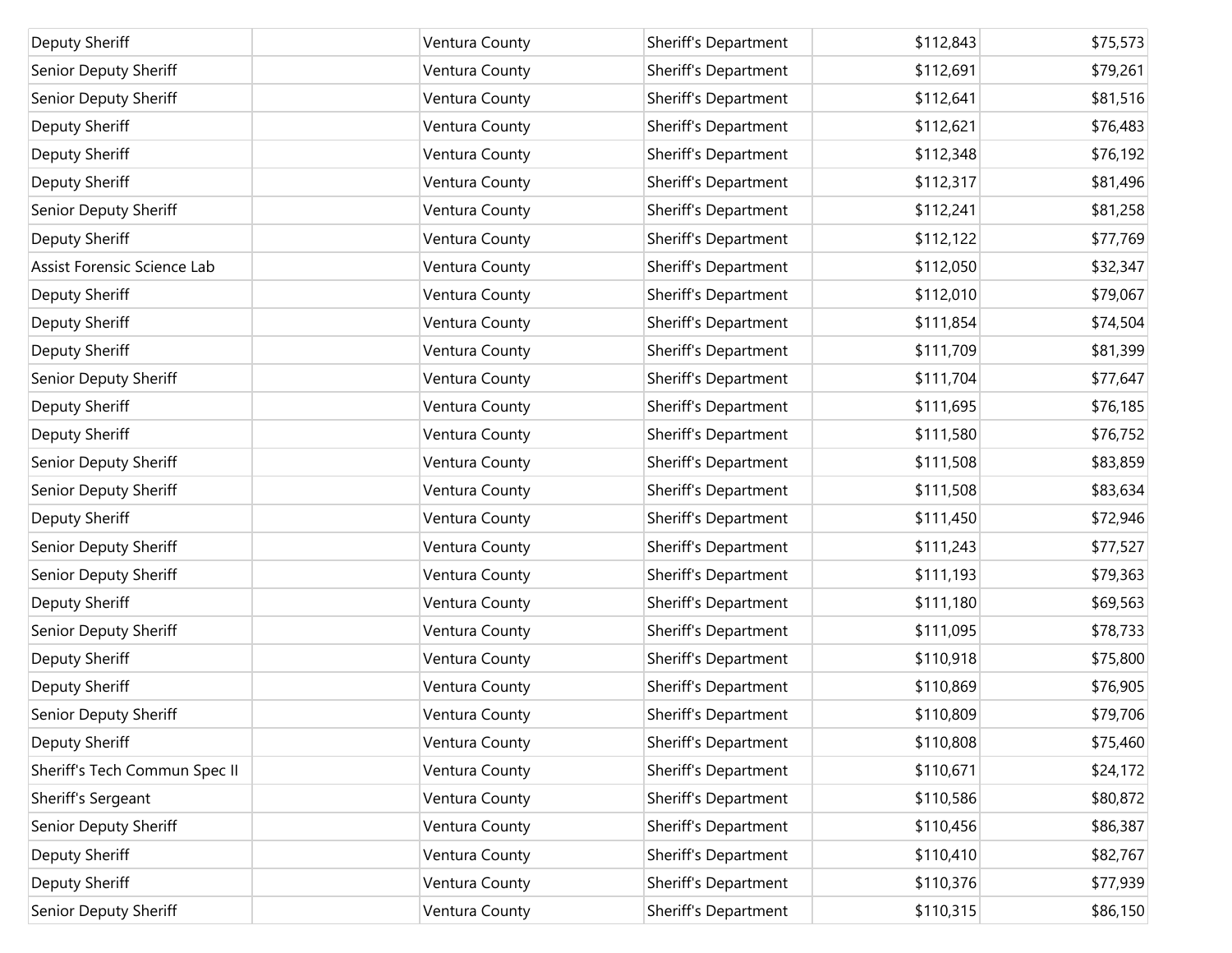| Deputy Sheriff | | Ventura County | Sheriff's Department | $112,843 | $75,573 |
|---|---|---|---|---|---|
| Senior Deputy Sheriff | | Ventura County | Sheriff's Department | $112,691 | $79,261 |
| Senior Deputy Sheriff | | Ventura County | Sheriff's Department | $112,641 | $81,516 |
| Deputy Sheriff | | Ventura County | Sheriff's Department | $112,621 | $76,483 |
| Deputy Sheriff | | Ventura County | Sheriff's Department | $112,348 | $76,192 |
| Deputy Sheriff | | Ventura County | Sheriff's Department | $112,317 | $81,496 |
| Senior Deputy Sheriff | | Ventura County | Sheriff's Department | $112,241 | $81,258 |
| Deputy Sheriff | | Ventura County | Sheriff's Department | $112,122 | $77,769 |
| Assist Forensic Science Lab | | Ventura County | Sheriff's Department | $112,050 | $32,347 |
| Deputy Sheriff | | Ventura County | Sheriff's Department | $112,010 | $79,067 |
| Deputy Sheriff | | Ventura County | Sheriff's Department | $111,854 | $74,504 |
| Deputy Sheriff | | Ventura County | Sheriff's Department | $111,709 | $81,399 |
| Senior Deputy Sheriff | | Ventura County | Sheriff's Department | $111,704 | $77,647 |
| Deputy Sheriff | | Ventura County | Sheriff's Department | $111,695 | $76,185 |
| Deputy Sheriff | | Ventura County | Sheriff's Department | $111,580 | $76,752 |
| Senior Deputy Sheriff | | Ventura County | Sheriff's Department | $111,508 | $83,859 |
| Senior Deputy Sheriff | | Ventura County | Sheriff's Department | $111,508 | $83,634 |
| Deputy Sheriff | | Ventura County | Sheriff's Department | $111,450 | $72,946 |
| Senior Deputy Sheriff | | Ventura County | Sheriff's Department | $111,243 | $77,527 |
| Senior Deputy Sheriff | | Ventura County | Sheriff's Department | $111,193 | $79,363 |
| Deputy Sheriff | | Ventura County | Sheriff's Department | $111,180 | $69,563 |
| Senior Deputy Sheriff | | Ventura County | Sheriff's Department | $111,095 | $78,733 |
| Deputy Sheriff | | Ventura County | Sheriff's Department | $110,918 | $75,800 |
| Deputy Sheriff | | Ventura County | Sheriff's Department | $110,869 | $76,905 |
| Senior Deputy Sheriff | | Ventura County | Sheriff's Department | $110,809 | $79,706 |
| Deputy Sheriff | | Ventura County | Sheriff's Department | $110,808 | $75,460 |
| Sheriff's Tech Commun Spec II | | Ventura County | Sheriff's Department | $110,671 | $24,172 |
| Sheriff's Sergeant | | Ventura County | Sheriff's Department | $110,586 | $80,872 |
| Senior Deputy Sheriff | | Ventura County | Sheriff's Department | $110,456 | $86,387 |
| Deputy Sheriff | | Ventura County | Sheriff's Department | $110,410 | $82,767 |
| Deputy Sheriff | | Ventura County | Sheriff's Department | $110,376 | $77,939 |
| Senior Deputy Sheriff | | Ventura County | Sheriff's Department | $110,315 | $86,150 |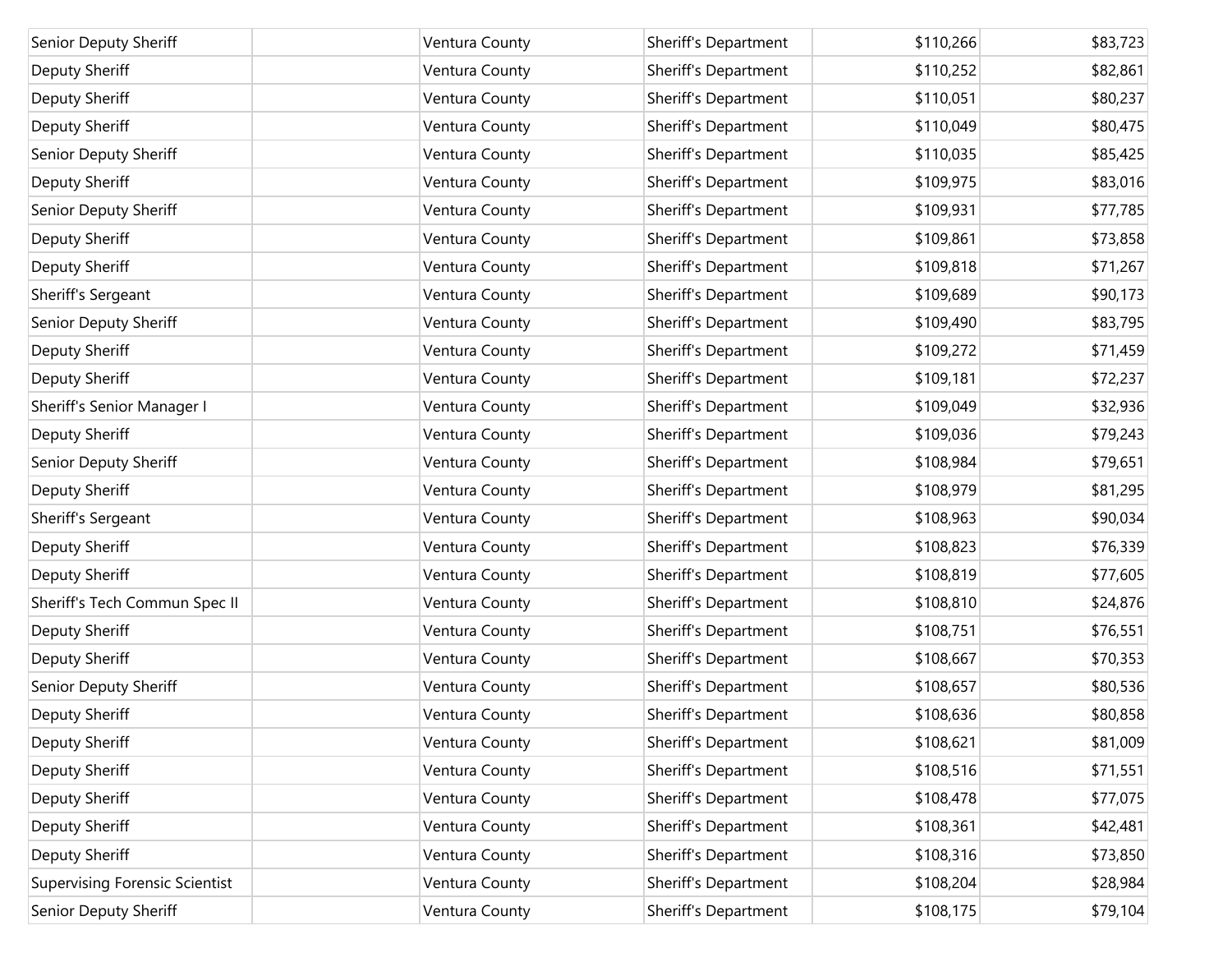| | | | | | |
|---|---|---|---|---|---|
| Senior Deputy Sheriff | | Ventura County | Sheriff's Department | $110,266 | $83,723 |
| Deputy Sheriff | | Ventura County | Sheriff's Department | $110,252 | $82,861 |
| Deputy Sheriff | | Ventura County | Sheriff's Department | $110,051 | $80,237 |
| Deputy Sheriff | | Ventura County | Sheriff's Department | $110,049 | $80,475 |
| Senior Deputy Sheriff | | Ventura County | Sheriff's Department | $110,035 | $85,425 |
| Deputy Sheriff | | Ventura County | Sheriff's Department | $109,975 | $83,016 |
| Senior Deputy Sheriff | | Ventura County | Sheriff's Department | $109,931 | $77,785 |
| Deputy Sheriff | | Ventura County | Sheriff's Department | $109,861 | $73,858 |
| Deputy Sheriff | | Ventura County | Sheriff's Department | $109,818 | $71,267 |
| Sheriff's Sergeant | | Ventura County | Sheriff's Department | $109,689 | $90,173 |
| Senior Deputy Sheriff | | Ventura County | Sheriff's Department | $109,490 | $83,795 |
| Deputy Sheriff | | Ventura County | Sheriff's Department | $109,272 | $71,459 |
| Deputy Sheriff | | Ventura County | Sheriff's Department | $109,181 | $72,237 |
| Sheriff's Senior Manager I | | Ventura County | Sheriff's Department | $109,049 | $32,936 |
| Deputy Sheriff | | Ventura County | Sheriff's Department | $109,036 | $79,243 |
| Senior Deputy Sheriff | | Ventura County | Sheriff's Department | $108,984 | $79,651 |
| Deputy Sheriff | | Ventura County | Sheriff's Department | $108,979 | $81,295 |
| Sheriff's Sergeant | | Ventura County | Sheriff's Department | $108,963 | $90,034 |
| Deputy Sheriff | | Ventura County | Sheriff's Department | $108,823 | $76,339 |
| Deputy Sheriff | | Ventura County | Sheriff's Department | $108,819 | $77,605 |
| Sheriff's Tech Commun Spec II | | Ventura County | Sheriff's Department | $108,810 | $24,876 |
| Deputy Sheriff | | Ventura County | Sheriff's Department | $108,751 | $76,551 |
| Deputy Sheriff | | Ventura County | Sheriff's Department | $108,667 | $70,353 |
| Senior Deputy Sheriff | | Ventura County | Sheriff's Department | $108,657 | $80,536 |
| Deputy Sheriff | | Ventura County | Sheriff's Department | $108,636 | $80,858 |
| Deputy Sheriff | | Ventura County | Sheriff's Department | $108,621 | $81,009 |
| Deputy Sheriff | | Ventura County | Sheriff's Department | $108,516 | $71,551 |
| Deputy Sheriff | | Ventura County | Sheriff's Department | $108,478 | $77,075 |
| Deputy Sheriff | | Ventura County | Sheriff's Department | $108,361 | $42,481 |
| Deputy Sheriff | | Ventura County | Sheriff's Department | $108,316 | $73,850 |
| Supervising Forensic Scientist | | Ventura County | Sheriff's Department | $108,204 | $28,984 |
| Senior Deputy Sheriff | | Ventura County | Sheriff's Department | $108,175 | $79,104 |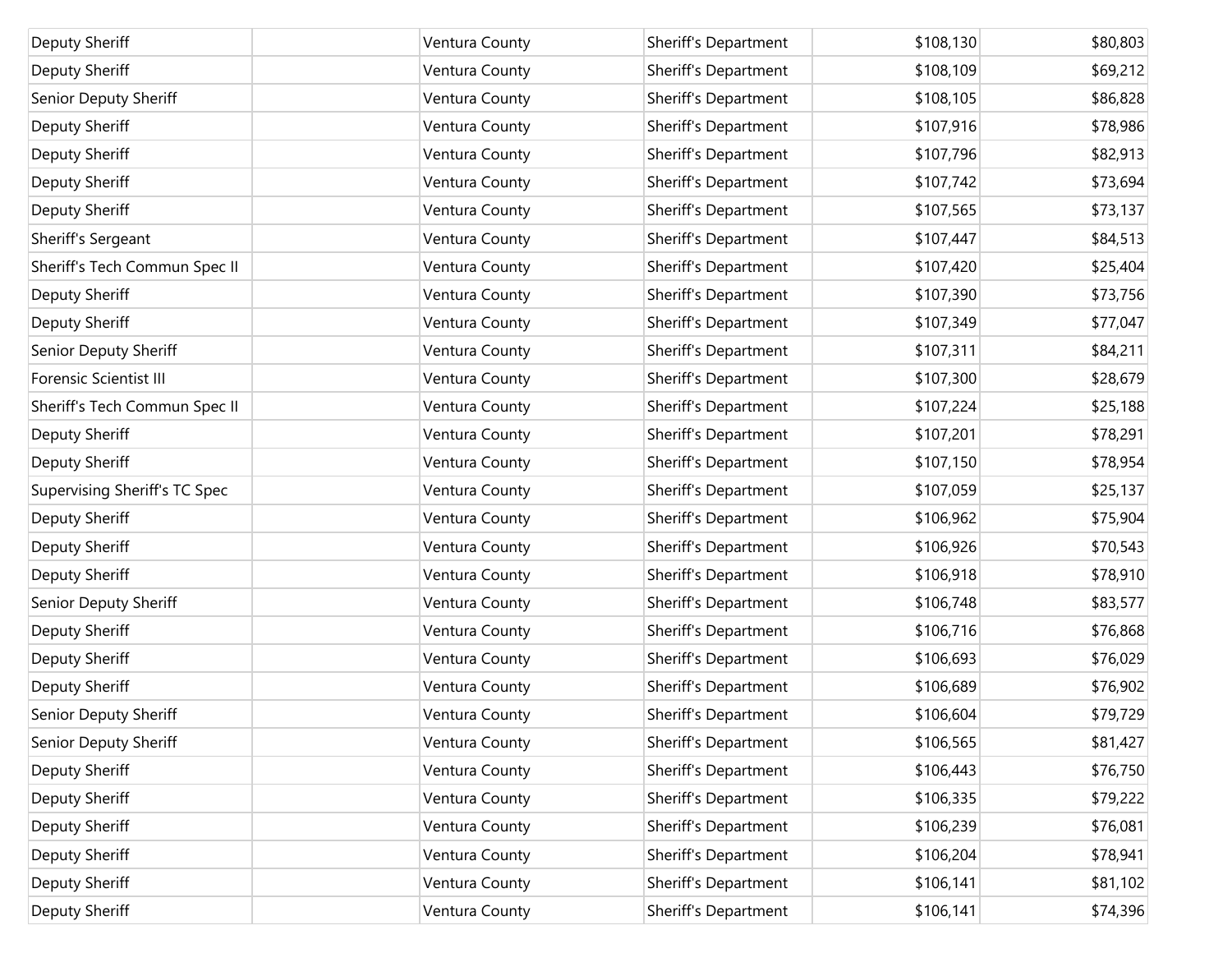| | | | | | |
|---|---|---|---|---|---|
| Deputy Sheriff | | Ventura County | Sheriff's Department | $108,130 | $80,803 |
| Deputy Sheriff | | Ventura County | Sheriff's Department | $108,109 | $69,212 |
| Senior Deputy Sheriff | | Ventura County | Sheriff's Department | $108,105 | $86,828 |
| Deputy Sheriff | | Ventura County | Sheriff's Department | $107,916 | $78,986 |
| Deputy Sheriff | | Ventura County | Sheriff's Department | $107,796 | $82,913 |
| Deputy Sheriff | | Ventura County | Sheriff's Department | $107,742 | $73,694 |
| Deputy Sheriff | | Ventura County | Sheriff's Department | $107,565 | $73,137 |
| Sheriff's Sergeant | | Ventura County | Sheriff's Department | $107,447 | $84,513 |
| Sheriff's Tech Commun Spec II | | Ventura County | Sheriff's Department | $107,420 | $25,404 |
| Deputy Sheriff | | Ventura County | Sheriff's Department | $107,390 | $73,756 |
| Deputy Sheriff | | Ventura County | Sheriff's Department | $107,349 | $77,047 |
| Senior Deputy Sheriff | | Ventura County | Sheriff's Department | $107,311 | $84,211 |
| Forensic Scientist III | | Ventura County | Sheriff's Department | $107,300 | $28,679 |
| Sheriff's Tech Commun Spec II | | Ventura County | Sheriff's Department | $107,224 | $25,188 |
| Deputy Sheriff | | Ventura County | Sheriff's Department | $107,201 | $78,291 |
| Deputy Sheriff | | Ventura County | Sheriff's Department | $107,150 | $78,954 |
| Supervising Sheriff's TC Spec | | Ventura County | Sheriff's Department | $107,059 | $25,137 |
| Deputy Sheriff | | Ventura County | Sheriff's Department | $106,962 | $75,904 |
| Deputy Sheriff | | Ventura County | Sheriff's Department | $106,926 | $70,543 |
| Deputy Sheriff | | Ventura County | Sheriff's Department | $106,918 | $78,910 |
| Senior Deputy Sheriff | | Ventura County | Sheriff's Department | $106,748 | $83,577 |
| Deputy Sheriff | | Ventura County | Sheriff's Department | $106,716 | $76,868 |
| Deputy Sheriff | | Ventura County | Sheriff's Department | $106,693 | $76,029 |
| Deputy Sheriff | | Ventura County | Sheriff's Department | $106,689 | $76,902 |
| Senior Deputy Sheriff | | Ventura County | Sheriff's Department | $106,604 | $79,729 |
| Senior Deputy Sheriff | | Ventura County | Sheriff's Department | $106,565 | $81,427 |
| Deputy Sheriff | | Ventura County | Sheriff's Department | $106,443 | $76,750 |
| Deputy Sheriff | | Ventura County | Sheriff's Department | $106,335 | $79,222 |
| Deputy Sheriff | | Ventura County | Sheriff's Department | $106,239 | $76,081 |
| Deputy Sheriff | | Ventura County | Sheriff's Department | $106,204 | $78,941 |
| Deputy Sheriff | | Ventura County | Sheriff's Department | $106,141 | $81,102 |
| Deputy Sheriff | | Ventura County | Sheriff's Department | $106,141 | $74,396 |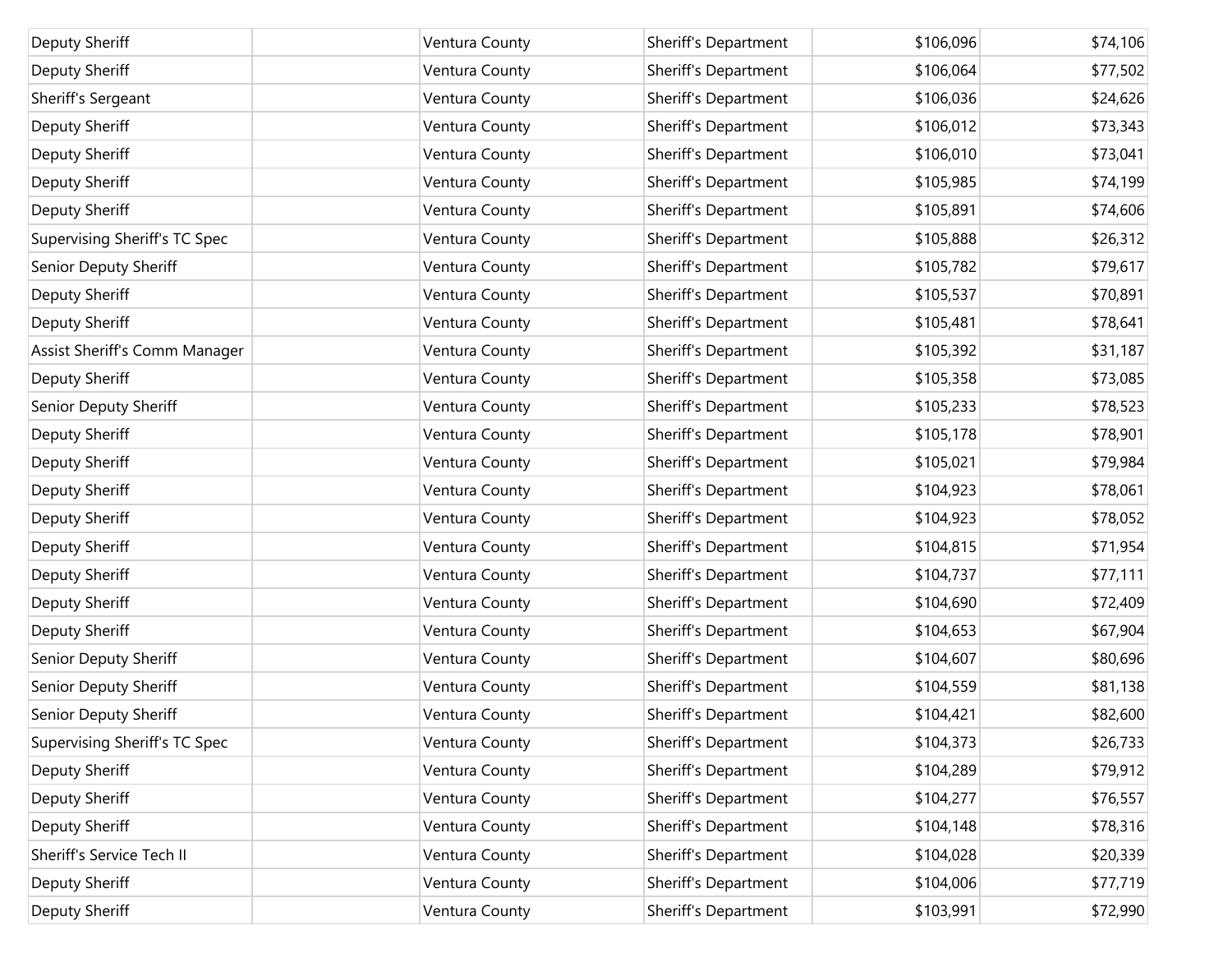| | | | | | |
|---|---|---|---|---|---|
| Deputy Sheriff | | Ventura County | Sheriff's Department | $106,096 | $74,106 |
| Deputy Sheriff | | Ventura County | Sheriff's Department | $106,064 | $77,502 |
| Sheriff's Sergeant | | Ventura County | Sheriff's Department | $106,036 | $24,626 |
| Deputy Sheriff | | Ventura County | Sheriff's Department | $106,012 | $73,343 |
| Deputy Sheriff | | Ventura County | Sheriff's Department | $106,010 | $73,041 |
| Deputy Sheriff | | Ventura County | Sheriff's Department | $105,985 | $74,199 |
| Deputy Sheriff | | Ventura County | Sheriff's Department | $105,891 | $74,606 |
| Supervising Sheriff's TC Spec | | Ventura County | Sheriff's Department | $105,888 | $26,312 |
| Senior Deputy Sheriff | | Ventura County | Sheriff's Department | $105,782 | $79,617 |
| Deputy Sheriff | | Ventura County | Sheriff's Department | $105,537 | $70,891 |
| Deputy Sheriff | | Ventura County | Sheriff's Department | $105,481 | $78,641 |
| Assist Sheriff's Comm Manager | | Ventura County | Sheriff's Department | $105,392 | $31,187 |
| Deputy Sheriff | | Ventura County | Sheriff's Department | $105,358 | $73,085 |
| Senior Deputy Sheriff | | Ventura County | Sheriff's Department | $105,233 | $78,523 |
| Deputy Sheriff | | Ventura County | Sheriff's Department | $105,178 | $78,901 |
| Deputy Sheriff | | Ventura County | Sheriff's Department | $105,021 | $79,984 |
| Deputy Sheriff | | Ventura County | Sheriff's Department | $104,923 | $78,061 |
| Deputy Sheriff | | Ventura County | Sheriff's Department | $104,923 | $78,052 |
| Deputy Sheriff | | Ventura County | Sheriff's Department | $104,815 | $71,954 |
| Deputy Sheriff | | Ventura County | Sheriff's Department | $104,737 | $77,111 |
| Deputy Sheriff | | Ventura County | Sheriff's Department | $104,690 | $72,409 |
| Deputy Sheriff | | Ventura County | Sheriff's Department | $104,653 | $67,904 |
| Senior Deputy Sheriff | | Ventura County | Sheriff's Department | $104,607 | $80,696 |
| Senior Deputy Sheriff | | Ventura County | Sheriff's Department | $104,559 | $81,138 |
| Senior Deputy Sheriff | | Ventura County | Sheriff's Department | $104,421 | $82,600 |
| Supervising Sheriff's TC Spec | | Ventura County | Sheriff's Department | $104,373 | $26,733 |
| Deputy Sheriff | | Ventura County | Sheriff's Department | $104,289 | $79,912 |
| Deputy Sheriff | | Ventura County | Sheriff's Department | $104,277 | $76,557 |
| Deputy Sheriff | | Ventura County | Sheriff's Department | $104,148 | $78,316 |
| Sheriff's Service Tech II | | Ventura County | Sheriff's Department | $104,028 | $20,339 |
| Deputy Sheriff | | Ventura County | Sheriff's Department | $104,006 | $77,719 |
| Deputy Sheriff | | Ventura County | Sheriff's Department | $103,991 | $72,990 |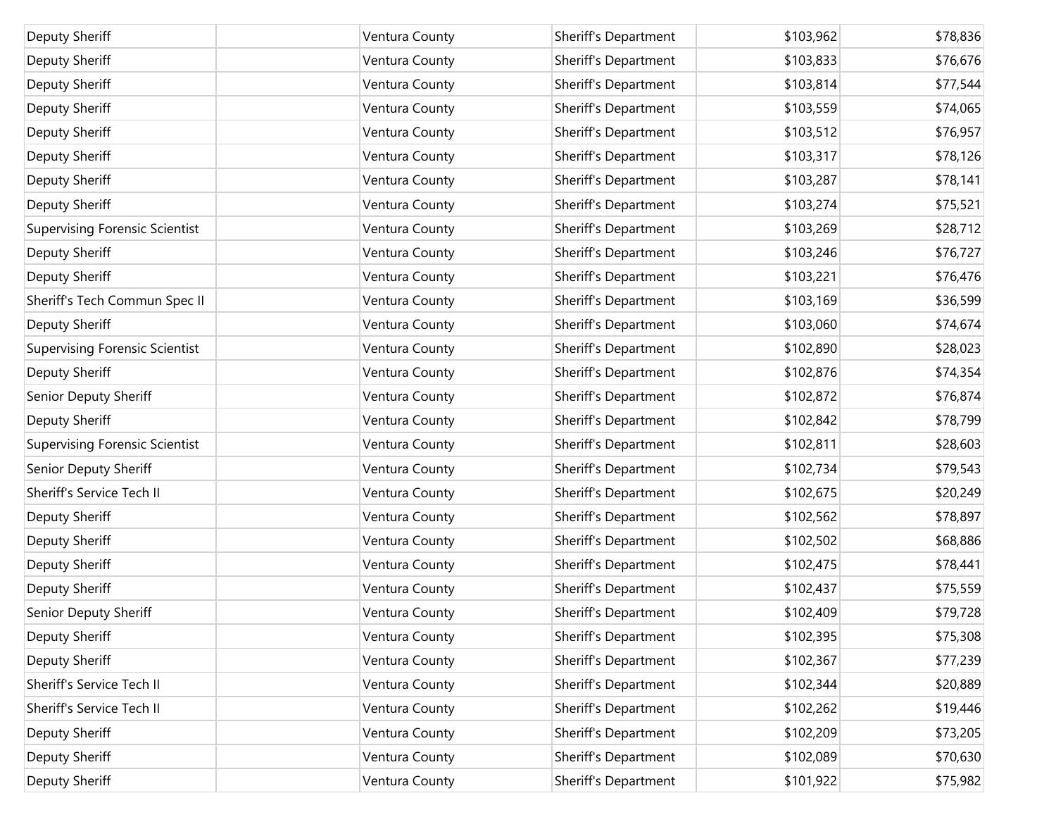| | | | | | |
|---|---|---|---|---|---|
| Deputy Sheriff | | Ventura County | Sheriff's Department | $103,962 | $78,836 |
| Deputy Sheriff | | Ventura County | Sheriff's Department | $103,833 | $76,676 |
| Deputy Sheriff | | Ventura County | Sheriff's Department | $103,814 | $77,544 |
| Deputy Sheriff | | Ventura County | Sheriff's Department | $103,559 | $74,065 |
| Deputy Sheriff | | Ventura County | Sheriff's Department | $103,512 | $76,957 |
| Deputy Sheriff | | Ventura County | Sheriff's Department | $103,317 | $78,126 |
| Deputy Sheriff | | Ventura County | Sheriff's Department | $103,287 | $78,141 |
| Deputy Sheriff | | Ventura County | Sheriff's Department | $103,274 | $75,521 |
| Supervising Forensic Scientist | | Ventura County | Sheriff's Department | $103,269 | $28,712 |
| Deputy Sheriff | | Ventura County | Sheriff's Department | $103,246 | $76,727 |
| Deputy Sheriff | | Ventura County | Sheriff's Department | $103,221 | $76,476 |
| Sheriff's Tech Commun Spec II | | Ventura County | Sheriff's Department | $103,169 | $36,599 |
| Deputy Sheriff | | Ventura County | Sheriff's Department | $103,060 | $74,674 |
| Supervising Forensic Scientist | | Ventura County | Sheriff's Department | $102,890 | $28,023 |
| Deputy Sheriff | | Ventura County | Sheriff's Department | $102,876 | $74,354 |
| Senior Deputy Sheriff | | Ventura County | Sheriff's Department | $102,872 | $76,874 |
| Deputy Sheriff | | Ventura County | Sheriff's Department | $102,842 | $78,799 |
| Supervising Forensic Scientist | | Ventura County | Sheriff's Department | $102,811 | $28,603 |
| Senior Deputy Sheriff | | Ventura County | Sheriff's Department | $102,734 | $79,543 |
| Sheriff's Service Tech II | | Ventura County | Sheriff's Department | $102,675 | $20,249 |
| Deputy Sheriff | | Ventura County | Sheriff's Department | $102,562 | $78,897 |
| Deputy Sheriff | | Ventura County | Sheriff's Department | $102,502 | $68,886 |
| Deputy Sheriff | | Ventura County | Sheriff's Department | $102,475 | $78,441 |
| Deputy Sheriff | | Ventura County | Sheriff's Department | $102,437 | $75,559 |
| Senior Deputy Sheriff | | Ventura County | Sheriff's Department | $102,409 | $79,728 |
| Deputy Sheriff | | Ventura County | Sheriff's Department | $102,395 | $75,308 |
| Deputy Sheriff | | Ventura County | Sheriff's Department | $102,367 | $77,239 |
| Sheriff's Service Tech II | | Ventura County | Sheriff's Department | $102,344 | $20,889 |
| Sheriff's Service Tech II | | Ventura County | Sheriff's Department | $102,262 | $19,446 |
| Deputy Sheriff | | Ventura County | Sheriff's Department | $102,209 | $73,205 |
| Deputy Sheriff | | Ventura County | Sheriff's Department | $102,089 | $70,630 |
| Deputy Sheriff | | Ventura County | Sheriff's Department | $101,922 | $75,982 |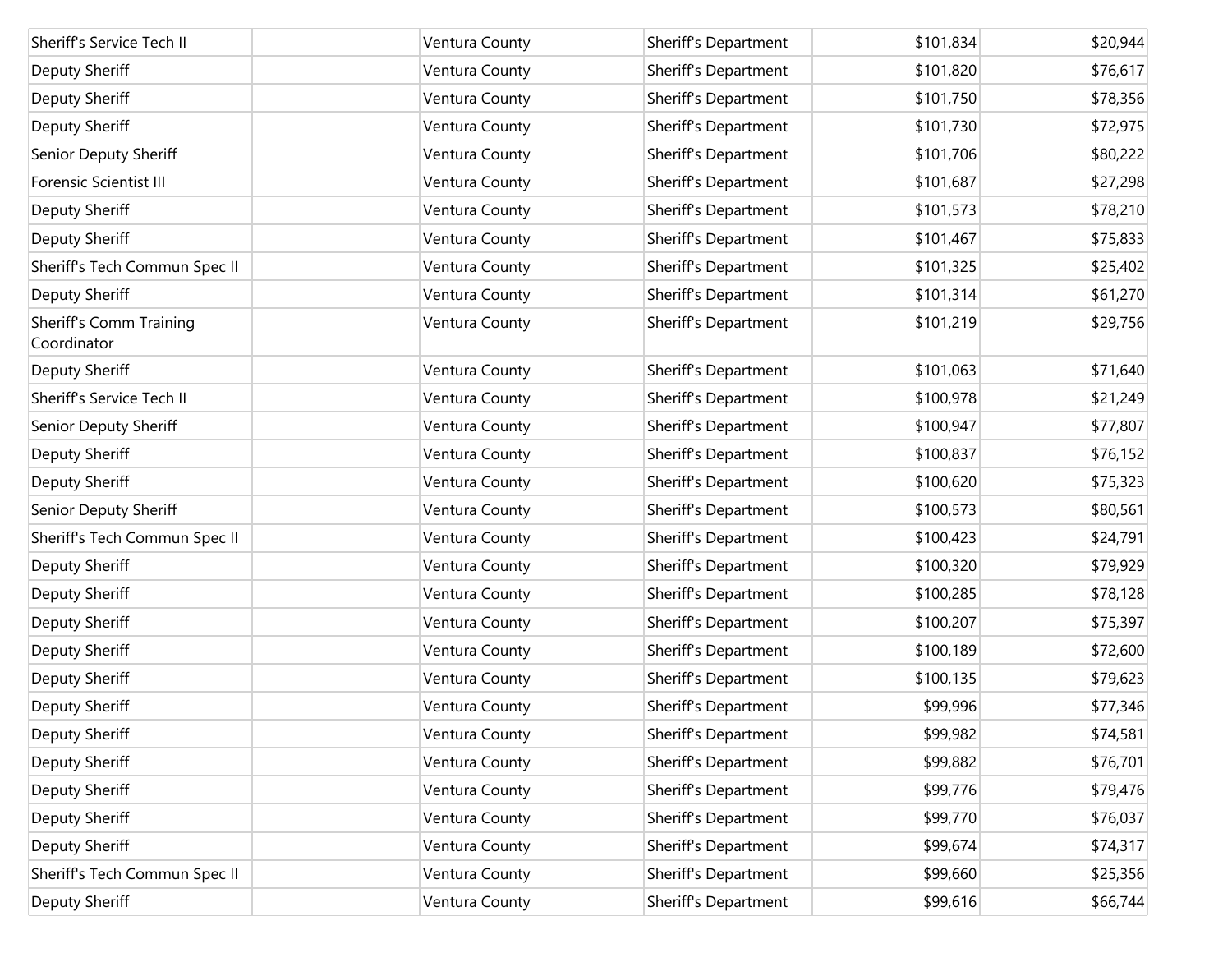| | | | | | |
|---|---|---|---|---|---|
| Sheriff's Service Tech II | | Ventura County | Sheriff's Department | $101,834 | $20,944 |
| Deputy Sheriff | | Ventura County | Sheriff's Department | $101,820 | $76,617 |
| Deputy Sheriff | | Ventura County | Sheriff's Department | $101,750 | $78,356 |
| Deputy Sheriff | | Ventura County | Sheriff's Department | $101,730 | $72,975 |
| Senior Deputy Sheriff | | Ventura County | Sheriff's Department | $101,706 | $80,222 |
| Forensic Scientist III | | Ventura County | Sheriff's Department | $101,687 | $27,298 |
| Deputy Sheriff | | Ventura County | Sheriff's Department | $101,573 | $78,210 |
| Deputy Sheriff | | Ventura County | Sheriff's Department | $101,467 | $75,833 |
| Sheriff's Tech Commun Spec II | | Ventura County | Sheriff's Department | $101,325 | $25,402 |
| Deputy Sheriff | | Ventura County | Sheriff's Department | $101,314 | $61,270 |
| Sheriff's Comm Training Coordinator | | Ventura County | Sheriff's Department | $101,219 | $29,756 |
| Deputy Sheriff | | Ventura County | Sheriff's Department | $101,063 | $71,640 |
| Sheriff's Service Tech II | | Ventura County | Sheriff's Department | $100,978 | $21,249 |
| Senior Deputy Sheriff | | Ventura County | Sheriff's Department | $100,947 | $77,807 |
| Deputy Sheriff | | Ventura County | Sheriff's Department | $100,837 | $76,152 |
| Deputy Sheriff | | Ventura County | Sheriff's Department | $100,620 | $75,323 |
| Senior Deputy Sheriff | | Ventura County | Sheriff's Department | $100,573 | $80,561 |
| Sheriff's Tech Commun Spec II | | Ventura County | Sheriff's Department | $100,423 | $24,791 |
| Deputy Sheriff | | Ventura County | Sheriff's Department | $100,320 | $79,929 |
| Deputy Sheriff | | Ventura County | Sheriff's Department | $100,285 | $78,128 |
| Deputy Sheriff | | Ventura County | Sheriff's Department | $100,207 | $75,397 |
| Deputy Sheriff | | Ventura County | Sheriff's Department | $100,189 | $72,600 |
| Deputy Sheriff | | Ventura County | Sheriff's Department | $100,135 | $79,623 |
| Deputy Sheriff | | Ventura County | Sheriff's Department | $99,996 | $77,346 |
| Deputy Sheriff | | Ventura County | Sheriff's Department | $99,982 | $74,581 |
| Deputy Sheriff | | Ventura County | Sheriff's Department | $99,882 | $76,701 |
| Deputy Sheriff | | Ventura County | Sheriff's Department | $99,776 | $79,476 |
| Deputy Sheriff | | Ventura County | Sheriff's Department | $99,770 | $76,037 |
| Deputy Sheriff | | Ventura County | Sheriff's Department | $99,674 | $74,317 |
| Sheriff's Tech Commun Spec II | | Ventura County | Sheriff's Department | $99,660 | $25,356 |
| Deputy Sheriff | | Ventura County | Sheriff's Department | $99,616 | $66,744 |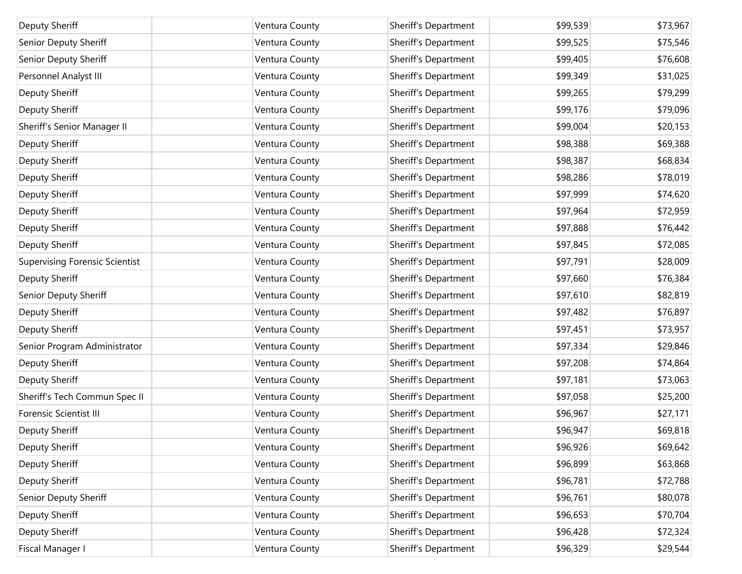| | | | | | |
|---|---|---|---|---|---|
| Deputy Sheriff | | Ventura County | Sheriff's Department | $99,539 | $73,967 |
| Senior Deputy Sheriff | | Ventura County | Sheriff's Department | $99,525 | $75,546 |
| Senior Deputy Sheriff | | Ventura County | Sheriff's Department | $99,405 | $76,608 |
| Personnel Analyst III | | Ventura County | Sheriff's Department | $99,349 | $31,025 |
| Deputy Sheriff | | Ventura County | Sheriff's Department | $99,265 | $79,299 |
| Deputy Sheriff | | Ventura County | Sheriff's Department | $99,176 | $79,096 |
| Sheriff's Senior Manager II | | Ventura County | Sheriff's Department | $99,004 | $20,153 |
| Deputy Sheriff | | Ventura County | Sheriff's Department | $98,388 | $69,388 |
| Deputy Sheriff | | Ventura County | Sheriff's Department | $98,387 | $68,834 |
| Deputy Sheriff | | Ventura County | Sheriff's Department | $98,286 | $78,019 |
| Deputy Sheriff | | Ventura County | Sheriff's Department | $97,999 | $74,620 |
| Deputy Sheriff | | Ventura County | Sheriff's Department | $97,964 | $72,959 |
| Deputy Sheriff | | Ventura County | Sheriff's Department | $97,888 | $76,442 |
| Deputy Sheriff | | Ventura County | Sheriff's Department | $97,845 | $72,085 |
| Supervising Forensic Scientist | | Ventura County | Sheriff's Department | $97,791 | $28,009 |
| Deputy Sheriff | | Ventura County | Sheriff's Department | $97,660 | $76,384 |
| Senior Deputy Sheriff | | Ventura County | Sheriff's Department | $97,610 | $82,819 |
| Deputy Sheriff | | Ventura County | Sheriff's Department | $97,482 | $76,897 |
| Deputy Sheriff | | Ventura County | Sheriff's Department | $97,451 | $73,957 |
| Senior Program Administrator | | Ventura County | Sheriff's Department | $97,334 | $29,846 |
| Deputy Sheriff | | Ventura County | Sheriff's Department | $97,208 | $74,864 |
| Deputy Sheriff | | Ventura County | Sheriff's Department | $97,181 | $73,063 |
| Sheriff's Tech Commun Spec II | | Ventura County | Sheriff's Department | $97,058 | $25,200 |
| Forensic Scientist III | | Ventura County | Sheriff's Department | $96,967 | $27,171 |
| Deputy Sheriff | | Ventura County | Sheriff's Department | $96,947 | $69,818 |
| Deputy Sheriff | | Ventura County | Sheriff's Department | $96,926 | $69,642 |
| Deputy Sheriff | | Ventura County | Sheriff's Department | $96,899 | $63,868 |
| Deputy Sheriff | | Ventura County | Sheriff's Department | $96,781 | $72,788 |
| Senior Deputy Sheriff | | Ventura County | Sheriff's Department | $96,761 | $80,078 |
| Deputy Sheriff | | Ventura County | Sheriff's Department | $96,653 | $70,704 |
| Deputy Sheriff | | Ventura County | Sheriff's Department | $96,428 | $72,324 |
| Fiscal Manager I | | Ventura County | Sheriff's Department | $96,329 | $29,544 |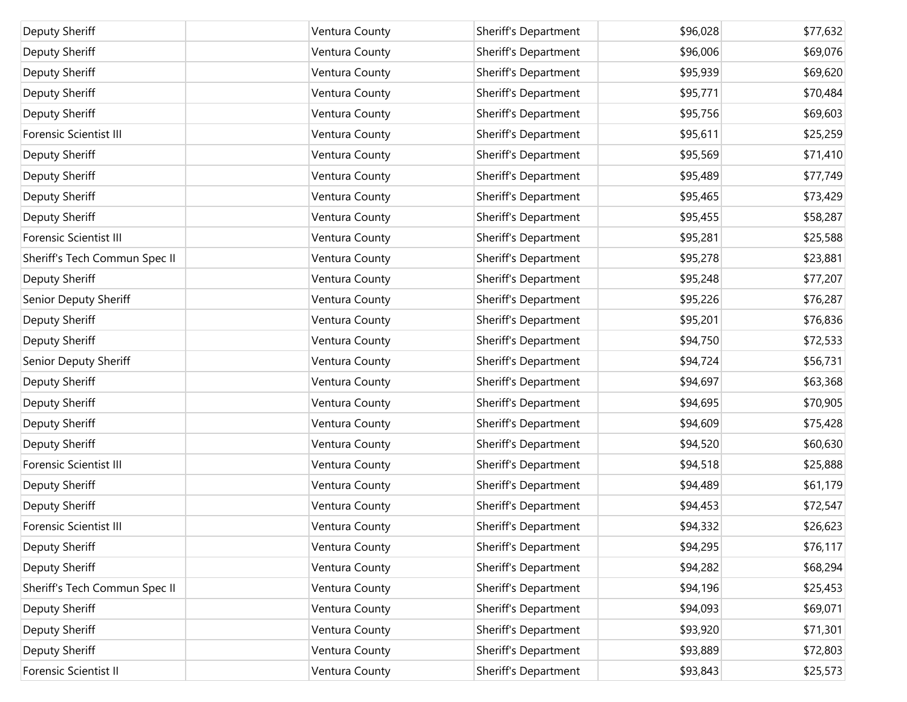| Deputy Sheriff | | Ventura County | Sheriff's Department | $96,028 | $77,632 |
|---|---|---|---|---|---|
| Deputy Sheriff | | Ventura County | Sheriff's Department | $96,006 | $69,076 |
| Deputy Sheriff | | Ventura County | Sheriff's Department | $95,939 | $69,620 |
| Deputy Sheriff | | Ventura County | Sheriff's Department | $95,771 | $70,484 |
| Deputy Sheriff | | Ventura County | Sheriff's Department | $95,756 | $69,603 |
| Forensic Scientist III | | Ventura County | Sheriff's Department | $95,611 | $25,259 |
| Deputy Sheriff | | Ventura County | Sheriff's Department | $95,569 | $71,410 |
| Deputy Sheriff | | Ventura County | Sheriff's Department | $95,489 | $77,749 |
| Deputy Sheriff | | Ventura County | Sheriff's Department | $95,465 | $73,429 |
| Deputy Sheriff | | Ventura County | Sheriff's Department | $95,455 | $58,287 |
| Forensic Scientist III | | Ventura County | Sheriff's Department | $95,281 | $25,588 |
| Sheriff's Tech Commun Spec II | | Ventura County | Sheriff's Department | $95,278 | $23,881 |
| Deputy Sheriff | | Ventura County | Sheriff's Department | $95,248 | $77,207 |
| Senior Deputy Sheriff | | Ventura County | Sheriff's Department | $95,226 | $76,287 |
| Deputy Sheriff | | Ventura County | Sheriff's Department | $95,201 | $76,836 |
| Deputy Sheriff | | Ventura County | Sheriff's Department | $94,750 | $72,533 |
| Senior Deputy Sheriff | | Ventura County | Sheriff's Department | $94,724 | $56,731 |
| Deputy Sheriff | | Ventura County | Sheriff's Department | $94,697 | $63,368 |
| Deputy Sheriff | | Ventura County | Sheriff's Department | $94,695 | $70,905 |
| Deputy Sheriff | | Ventura County | Sheriff's Department | $94,609 | $75,428 |
| Deputy Sheriff | | Ventura County | Sheriff's Department | $94,520 | $60,630 |
| Forensic Scientist III | | Ventura County | Sheriff's Department | $94,518 | $25,888 |
| Deputy Sheriff | | Ventura County | Sheriff's Department | $94,489 | $61,179 |
| Deputy Sheriff | | Ventura County | Sheriff's Department | $94,453 | $72,547 |
| Forensic Scientist III | | Ventura County | Sheriff's Department | $94,332 | $26,623 |
| Deputy Sheriff | | Ventura County | Sheriff's Department | $94,295 | $76,117 |
| Deputy Sheriff | | Ventura County | Sheriff's Department | $94,282 | $68,294 |
| Sheriff's Tech Commun Spec II | | Ventura County | Sheriff's Department | $94,196 | $25,453 |
| Deputy Sheriff | | Ventura County | Sheriff's Department | $94,093 | $69,071 |
| Deputy Sheriff | | Ventura County | Sheriff's Department | $93,920 | $71,301 |
| Deputy Sheriff | | Ventura County | Sheriff's Department | $93,889 | $72,803 |
| Forensic Scientist II | | Ventura County | Sheriff's Department | $93,843 | $25,573 |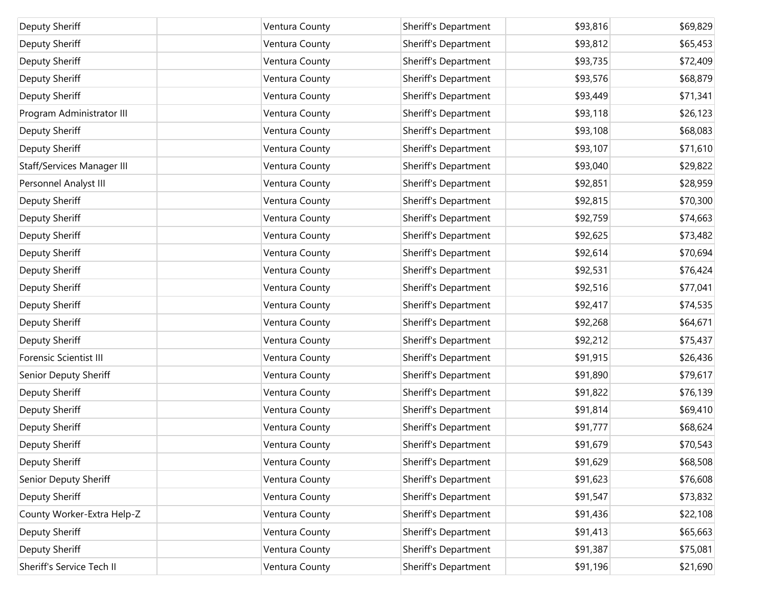| | | | | | |
|---|---|---|---|---|---|
| Deputy Sheriff | | Ventura County | Sheriff's Department | $93,816 | $69,829 |
| Deputy Sheriff | | Ventura County | Sheriff's Department | $93,812 | $65,453 |
| Deputy Sheriff | | Ventura County | Sheriff's Department | $93,735 | $72,409 |
| Deputy Sheriff | | Ventura County | Sheriff's Department | $93,576 | $68,879 |
| Deputy Sheriff | | Ventura County | Sheriff's Department | $93,449 | $71,341 |
| Program Administrator III | | Ventura County | Sheriff's Department | $93,118 | $26,123 |
| Deputy Sheriff | | Ventura County | Sheriff's Department | $93,108 | $68,083 |
| Deputy Sheriff | | Ventura County | Sheriff's Department | $93,107 | $71,610 |
| Staff/Services Manager III | | Ventura County | Sheriff's Department | $93,040 | $29,822 |
| Personnel Analyst III | | Ventura County | Sheriff's Department | $92,851 | $28,959 |
| Deputy Sheriff | | Ventura County | Sheriff's Department | $92,815 | $70,300 |
| Deputy Sheriff | | Ventura County | Sheriff's Department | $92,759 | $74,663 |
| Deputy Sheriff | | Ventura County | Sheriff's Department | $92,625 | $73,482 |
| Deputy Sheriff | | Ventura County | Sheriff's Department | $92,614 | $70,694 |
| Deputy Sheriff | | Ventura County | Sheriff's Department | $92,531 | $76,424 |
| Deputy Sheriff | | Ventura County | Sheriff's Department | $92,516 | $77,041 |
| Deputy Sheriff | | Ventura County | Sheriff's Department | $92,417 | $74,535 |
| Deputy Sheriff | | Ventura County | Sheriff's Department | $92,268 | $64,671 |
| Deputy Sheriff | | Ventura County | Sheriff's Department | $92,212 | $75,437 |
| Forensic Scientist III | | Ventura County | Sheriff's Department | $91,915 | $26,436 |
| Senior Deputy Sheriff | | Ventura County | Sheriff's Department | $91,890 | $79,617 |
| Deputy Sheriff | | Ventura County | Sheriff's Department | $91,822 | $76,139 |
| Deputy Sheriff | | Ventura County | Sheriff's Department | $91,814 | $69,410 |
| Deputy Sheriff | | Ventura County | Sheriff's Department | $91,777 | $68,624 |
| Deputy Sheriff | | Ventura County | Sheriff's Department | $91,679 | $70,543 |
| Deputy Sheriff | | Ventura County | Sheriff's Department | $91,629 | $68,508 |
| Senior Deputy Sheriff | | Ventura County | Sheriff's Department | $91,623 | $76,608 |
| Deputy Sheriff | | Ventura County | Sheriff's Department | $91,547 | $73,832 |
| County Worker-Extra Help-Z | | Ventura County | Sheriff's Department | $91,436 | $22,108 |
| Deputy Sheriff | | Ventura County | Sheriff's Department | $91,413 | $65,663 |
| Deputy Sheriff | | Ventura County | Sheriff's Department | $91,387 | $75,081 |
| Sheriff's Service Tech II | | Ventura County | Sheriff's Department | $91,196 | $21,690 |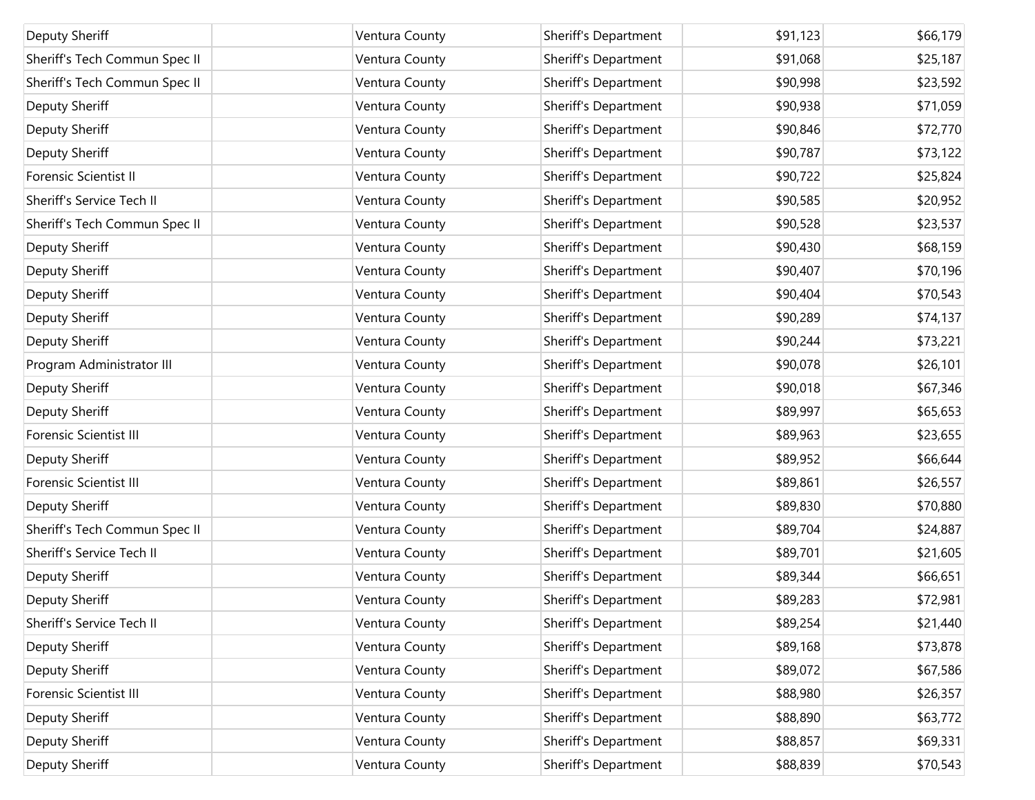| | | | | | |
|---|---|---|---|---|---|
| Deputy Sheriff | | Ventura County | Sheriff's Department | $91,123 | $66,179 |
| Sheriff's Tech Commun Spec II | | Ventura County | Sheriff's Department | $91,068 | $25,187 |
| Sheriff's Tech Commun Spec II | | Ventura County | Sheriff's Department | $90,998 | $23,592 |
| Deputy Sheriff | | Ventura County | Sheriff's Department | $90,938 | $71,059 |
| Deputy Sheriff | | Ventura County | Sheriff's Department | $90,846 | $72,770 |
| Deputy Sheriff | | Ventura County | Sheriff's Department | $90,787 | $73,122 |
| Forensic Scientist II | | Ventura County | Sheriff's Department | $90,722 | $25,824 |
| Sheriff's Service Tech II | | Ventura County | Sheriff's Department | $90,585 | $20,952 |
| Sheriff's Tech Commun Spec II | | Ventura County | Sheriff's Department | $90,528 | $23,537 |
| Deputy Sheriff | | Ventura County | Sheriff's Department | $90,430 | $68,159 |
| Deputy Sheriff | | Ventura County | Sheriff's Department | $90,407 | $70,196 |
| Deputy Sheriff | | Ventura County | Sheriff's Department | $90,404 | $70,543 |
| Deputy Sheriff | | Ventura County | Sheriff's Department | $90,289 | $74,137 |
| Deputy Sheriff | | Ventura County | Sheriff's Department | $90,244 | $73,221 |
| Program Administrator III | | Ventura County | Sheriff's Department | $90,078 | $26,101 |
| Deputy Sheriff | | Ventura County | Sheriff's Department | $90,018 | $67,346 |
| Deputy Sheriff | | Ventura County | Sheriff's Department | $89,997 | $65,653 |
| Forensic Scientist III | | Ventura County | Sheriff's Department | $89,963 | $23,655 |
| Deputy Sheriff | | Ventura County | Sheriff's Department | $89,952 | $66,644 |
| Forensic Scientist III | | Ventura County | Sheriff's Department | $89,861 | $26,557 |
| Deputy Sheriff | | Ventura County | Sheriff's Department | $89,830 | $70,880 |
| Sheriff's Tech Commun Spec II | | Ventura County | Sheriff's Department | $89,704 | $24,887 |
| Sheriff's Service Tech II | | Ventura County | Sheriff's Department | $89,701 | $21,605 |
| Deputy Sheriff | | Ventura County | Sheriff's Department | $89,344 | $66,651 |
| Deputy Sheriff | | Ventura County | Sheriff's Department | $89,283 | $72,981 |
| Sheriff's Service Tech II | | Ventura County | Sheriff's Department | $89,254 | $21,440 |
| Deputy Sheriff | | Ventura County | Sheriff's Department | $89,168 | $73,878 |
| Deputy Sheriff | | Ventura County | Sheriff's Department | $89,072 | $67,586 |
| Forensic Scientist III | | Ventura County | Sheriff's Department | $88,980 | $26,357 |
| Deputy Sheriff | | Ventura County | Sheriff's Department | $88,890 | $63,772 |
| Deputy Sheriff | | Ventura County | Sheriff's Department | $88,857 | $69,331 |
| Deputy Sheriff | | Ventura County | Sheriff's Department | $88,839 | $70,543 |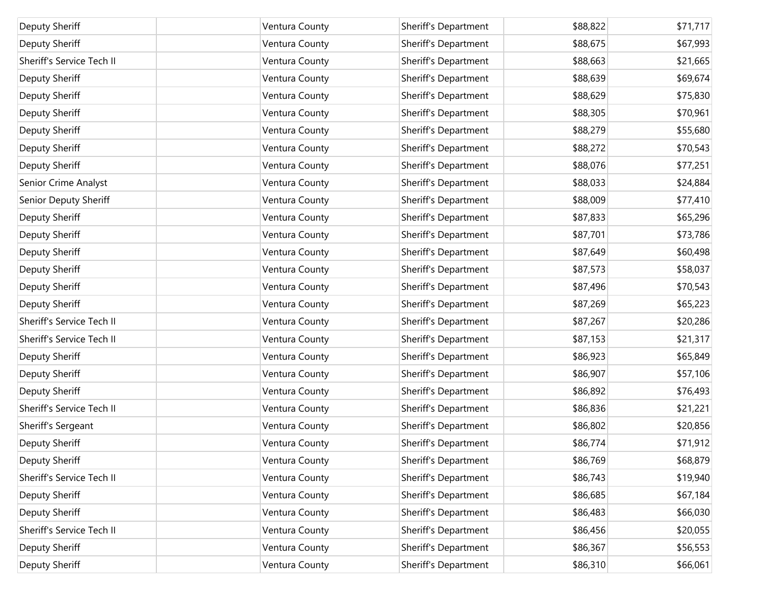| Deputy Sheriff | | Ventura County | Sheriff's Department | $88,822 | $71,717 |
|---|---|---|---|---|---|
| Deputy Sheriff | | Ventura County | Sheriff's Department | $88,675 | $67,993 |
| Sheriff's Service Tech II | | Ventura County | Sheriff's Department | $88,663 | $21,665 |
| Deputy Sheriff | | Ventura County | Sheriff's Department | $88,639 | $69,674 |
| Deputy Sheriff | | Ventura County | Sheriff's Department | $88,629 | $75,830 |
| Deputy Sheriff | | Ventura County | Sheriff's Department | $88,305 | $70,961 |
| Deputy Sheriff | | Ventura County | Sheriff's Department | $88,279 | $55,680 |
| Deputy Sheriff | | Ventura County | Sheriff's Department | $88,272 | $70,543 |
| Deputy Sheriff | | Ventura County | Sheriff's Department | $88,076 | $77,251 |
| Senior Crime Analyst | | Ventura County | Sheriff's Department | $88,033 | $24,884 |
| Senior Deputy Sheriff | | Ventura County | Sheriff's Department | $88,009 | $77,410 |
| Deputy Sheriff | | Ventura County | Sheriff's Department | $87,833 | $65,296 |
| Deputy Sheriff | | Ventura County | Sheriff's Department | $87,701 | $73,786 |
| Deputy Sheriff | | Ventura County | Sheriff's Department | $87,649 | $60,498 |
| Deputy Sheriff | | Ventura County | Sheriff's Department | $87,573 | $58,037 |
| Deputy Sheriff | | Ventura County | Sheriff's Department | $87,496 | $70,543 |
| Deputy Sheriff | | Ventura County | Sheriff's Department | $87,269 | $65,223 |
| Sheriff's Service Tech II | | Ventura County | Sheriff's Department | $87,267 | $20,286 |
| Sheriff's Service Tech II | | Ventura County | Sheriff's Department | $87,153 | $21,317 |
| Deputy Sheriff | | Ventura County | Sheriff's Department | $86,923 | $65,849 |
| Deputy Sheriff | | Ventura County | Sheriff's Department | $86,907 | $57,106 |
| Deputy Sheriff | | Ventura County | Sheriff's Department | $86,892 | $76,493 |
| Sheriff's Service Tech II | | Ventura County | Sheriff's Department | $86,836 | $21,221 |
| Sheriff's Sergeant | | Ventura County | Sheriff's Department | $86,802 | $20,856 |
| Deputy Sheriff | | Ventura County | Sheriff's Department | $86,774 | $71,912 |
| Deputy Sheriff | | Ventura County | Sheriff's Department | $86,769 | $68,879 |
| Sheriff's Service Tech II | | Ventura County | Sheriff's Department | $86,743 | $19,940 |
| Deputy Sheriff | | Ventura County | Sheriff's Department | $86,685 | $67,184 |
| Deputy Sheriff | | Ventura County | Sheriff's Department | $86,483 | $66,030 |
| Sheriff's Service Tech II | | Ventura County | Sheriff's Department | $86,456 | $20,055 |
| Deputy Sheriff | | Ventura County | Sheriff's Department | $86,367 | $56,553 |
| Deputy Sheriff | | Ventura County | Sheriff's Department | $86,310 | $66,061 |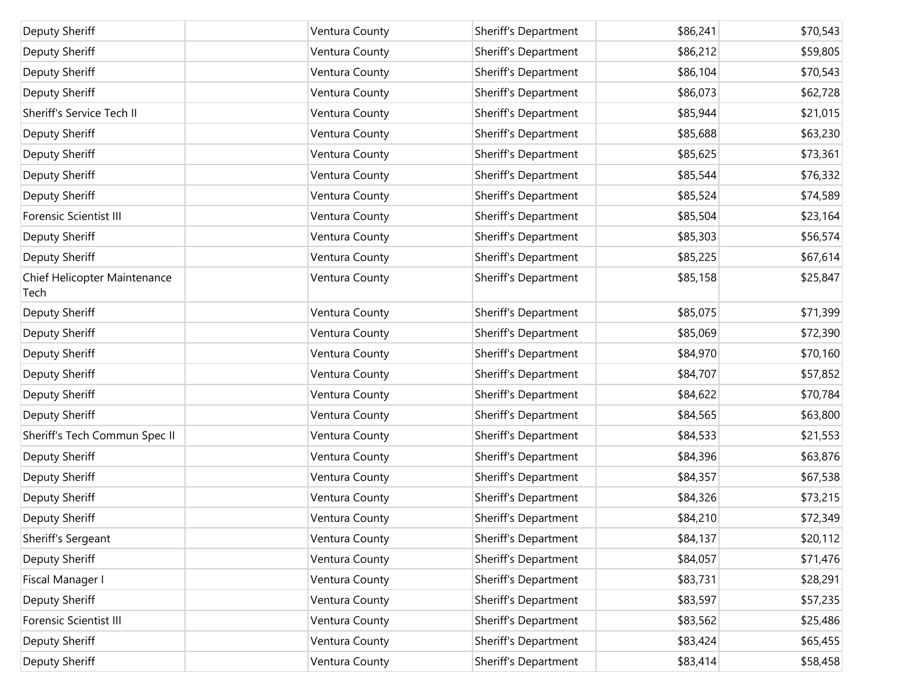| | | | | | |
|---|---|---|---|---|---|
| Deputy Sheriff | | Ventura County | Sheriff's Department | $86,241 | $70,543 |
| Deputy Sheriff | | Ventura County | Sheriff's Department | $86,212 | $59,805 |
| Deputy Sheriff | | Ventura County | Sheriff's Department | $86,104 | $70,543 |
| Deputy Sheriff | | Ventura County | Sheriff's Department | $86,073 | $62,728 |
| Sheriff's Service Tech II | | Ventura County | Sheriff's Department | $85,944 | $21,015 |
| Deputy Sheriff | | Ventura County | Sheriff's Department | $85,688 | $63,230 |
| Deputy Sheriff | | Ventura County | Sheriff's Department | $85,625 | $73,361 |
| Deputy Sheriff | | Ventura County | Sheriff's Department | $85,544 | $76,332 |
| Deputy Sheriff | | Ventura County | Sheriff's Department | $85,524 | $74,589 |
| Forensic Scientist III | | Ventura County | Sheriff's Department | $85,504 | $23,164 |
| Deputy Sheriff | | Ventura County | Sheriff's Department | $85,303 | $56,574 |
| Deputy Sheriff | | Ventura County | Sheriff's Department | $85,225 | $67,614 |
| Chief Helicopter Maintenance Tech | | Ventura County | Sheriff's Department | $85,158 | $25,847 |
| Deputy Sheriff | | Ventura County | Sheriff's Department | $85,075 | $71,399 |
| Deputy Sheriff | | Ventura County | Sheriff's Department | $85,069 | $72,390 |
| Deputy Sheriff | | Ventura County | Sheriff's Department | $84,970 | $70,160 |
| Deputy Sheriff | | Ventura County | Sheriff's Department | $84,707 | $57,852 |
| Deputy Sheriff | | Ventura County | Sheriff's Department | $84,622 | $70,784 |
| Deputy Sheriff | | Ventura County | Sheriff's Department | $84,565 | $63,800 |
| Sheriff's Tech Commun Spec II | | Ventura County | Sheriff's Department | $84,533 | $21,553 |
| Deputy Sheriff | | Ventura County | Sheriff's Department | $84,396 | $63,876 |
| Deputy Sheriff | | Ventura County | Sheriff's Department | $84,357 | $67,538 |
| Deputy Sheriff | | Ventura County | Sheriff's Department | $84,326 | $73,215 |
| Deputy Sheriff | | Ventura County | Sheriff's Department | $84,210 | $72,349 |
| Sheriff's Sergeant | | Ventura County | Sheriff's Department | $84,137 | $20,112 |
| Deputy Sheriff | | Ventura County | Sheriff's Department | $84,057 | $71,476 |
| Fiscal Manager I | | Ventura County | Sheriff's Department | $83,731 | $28,291 |
| Deputy Sheriff | | Ventura County | Sheriff's Department | $83,597 | $57,235 |
| Forensic Scientist III | | Ventura County | Sheriff's Department | $83,562 | $25,486 |
| Deputy Sheriff | | Ventura County | Sheriff's Department | $83,424 | $65,455 |
| Deputy Sheriff | | Ventura County | Sheriff's Department | $83,414 | $58,458 |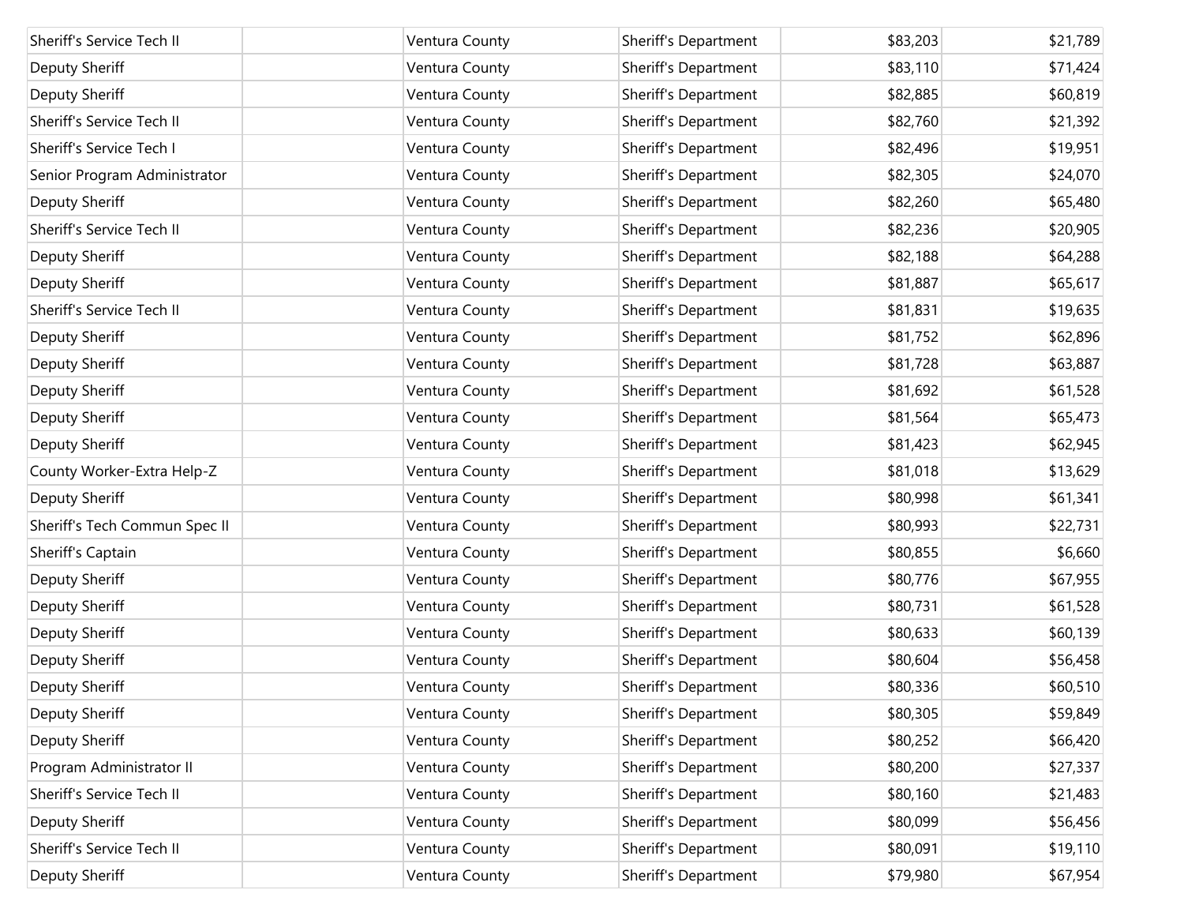| Sheriff's Service Tech II | | Ventura County | Sheriff's Department | $83,203 | $21,789 |
|---|---|---|---|---|---|
| Deputy Sheriff | | Ventura County | Sheriff's Department | $83,110 | $71,424 |
| Deputy Sheriff | | Ventura County | Sheriff's Department | $82,885 | $60,819 |
| Sheriff's Service Tech II | | Ventura County | Sheriff's Department | $82,760 | $21,392 |
| Sheriff's Service Tech I | | Ventura County | Sheriff's Department | $82,496 | $19,951 |
| Senior Program Administrator | | Ventura County | Sheriff's Department | $82,305 | $24,070 |
| Deputy Sheriff | | Ventura County | Sheriff's Department | $82,260 | $65,480 |
| Sheriff's Service Tech II | | Ventura County | Sheriff's Department | $82,236 | $20,905 |
| Deputy Sheriff | | Ventura County | Sheriff's Department | $82,188 | $64,288 |
| Deputy Sheriff | | Ventura County | Sheriff's Department | $81,887 | $65,617 |
| Sheriff's Service Tech II | | Ventura County | Sheriff's Department | $81,831 | $19,635 |
| Deputy Sheriff | | Ventura County | Sheriff's Department | $81,752 | $62,896 |
| Deputy Sheriff | | Ventura County | Sheriff's Department | $81,728 | $63,887 |
| Deputy Sheriff | | Ventura County | Sheriff's Department | $81,692 | $61,528 |
| Deputy Sheriff | | Ventura County | Sheriff's Department | $81,564 | $65,473 |
| Deputy Sheriff | | Ventura County | Sheriff's Department | $81,423 | $62,945 |
| County Worker-Extra Help-Z | | Ventura County | Sheriff's Department | $81,018 | $13,629 |
| Deputy Sheriff | | Ventura County | Sheriff's Department | $80,998 | $61,341 |
| Sheriff's Tech Commun Spec II | | Ventura County | Sheriff's Department | $80,993 | $22,731 |
| Sheriff's Captain | | Ventura County | Sheriff's Department | $80,855 | $6,660 |
| Deputy Sheriff | | Ventura County | Sheriff's Department | $80,776 | $67,955 |
| Deputy Sheriff | | Ventura County | Sheriff's Department | $80,731 | $61,528 |
| Deputy Sheriff | | Ventura County | Sheriff's Department | $80,633 | $60,139 |
| Deputy Sheriff | | Ventura County | Sheriff's Department | $80,604 | $56,458 |
| Deputy Sheriff | | Ventura County | Sheriff's Department | $80,336 | $60,510 |
| Deputy Sheriff | | Ventura County | Sheriff's Department | $80,305 | $59,849 |
| Deputy Sheriff | | Ventura County | Sheriff's Department | $80,252 | $66,420 |
| Program Administrator II | | Ventura County | Sheriff's Department | $80,200 | $27,337 |
| Sheriff's Service Tech II | | Ventura County | Sheriff's Department | $80,160 | $21,483 |
| Deputy Sheriff | | Ventura County | Sheriff's Department | $80,099 | $56,456 |
| Sheriff's Service Tech II | | Ventura County | Sheriff's Department | $80,091 | $19,110 |
| Deputy Sheriff | | Ventura County | Sheriff's Department | $79,980 | $67,954 |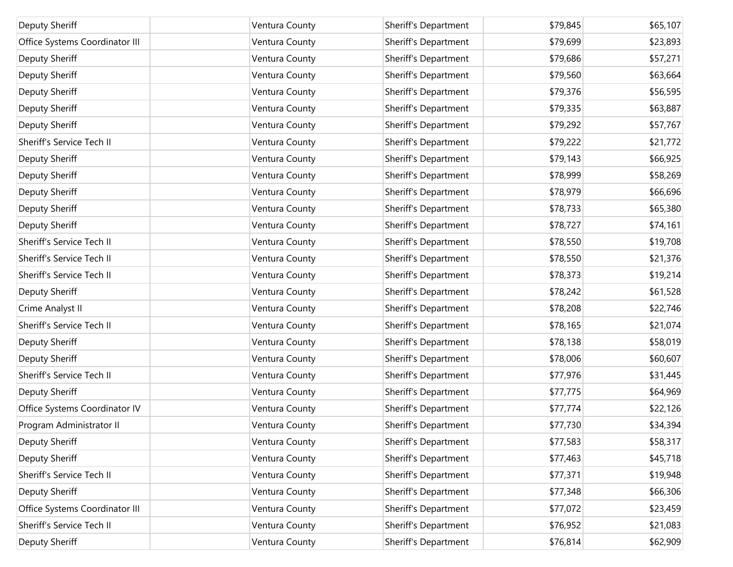| Deputy Sheriff | | Ventura County | Sheriff's Department | $79,845 | $65,107 |
|---|---|---|---|---|---|
| Office Systems Coordinator III | | Ventura County | Sheriff's Department | $79,699 | $23,893 |
| Deputy Sheriff | | Ventura County | Sheriff's Department | $79,686 | $57,271 |
| Deputy Sheriff | | Ventura County | Sheriff's Department | $79,560 | $63,664 |
| Deputy Sheriff | | Ventura County | Sheriff's Department | $79,376 | $56,595 |
| Deputy Sheriff | | Ventura County | Sheriff's Department | $79,335 | $63,887 |
| Deputy Sheriff | | Ventura County | Sheriff's Department | $79,292 | $57,767 |
| Sheriff's Service Tech II | | Ventura County | Sheriff's Department | $79,222 | $21,772 |
| Deputy Sheriff | | Ventura County | Sheriff's Department | $79,143 | $66,925 |
| Deputy Sheriff | | Ventura County | Sheriff's Department | $78,999 | $58,269 |
| Deputy Sheriff | | Ventura County | Sheriff's Department | $78,979 | $66,696 |
| Deputy Sheriff | | Ventura County | Sheriff's Department | $78,733 | $65,380 |
| Deputy Sheriff | | Ventura County | Sheriff's Department | $78,727 | $74,161 |
| Sheriff's Service Tech II | | Ventura County | Sheriff's Department | $78,550 | $19,708 |
| Sheriff's Service Tech II | | Ventura County | Sheriff's Department | $78,550 | $21,376 |
| Sheriff's Service Tech II | | Ventura County | Sheriff's Department | $78,373 | $19,214 |
| Deputy Sheriff | | Ventura County | Sheriff's Department | $78,242 | $61,528 |
| Crime Analyst II | | Ventura County | Sheriff's Department | $78,208 | $22,746 |
| Sheriff's Service Tech II | | Ventura County | Sheriff's Department | $78,165 | $21,074 |
| Deputy Sheriff | | Ventura County | Sheriff's Department | $78,138 | $58,019 |
| Deputy Sheriff | | Ventura County | Sheriff's Department | $78,006 | $60,607 |
| Sheriff's Service Tech II | | Ventura County | Sheriff's Department | $77,976 | $31,445 |
| Deputy Sheriff | | Ventura County | Sheriff's Department | $77,775 | $64,969 |
| Office Systems Coordinator IV | | Ventura County | Sheriff's Department | $77,774 | $22,126 |
| Program Administrator II | | Ventura County | Sheriff's Department | $77,730 | $34,394 |
| Deputy Sheriff | | Ventura County | Sheriff's Department | $77,583 | $58,317 |
| Deputy Sheriff | | Ventura County | Sheriff's Department | $77,463 | $45,718 |
| Sheriff's Service Tech II | | Ventura County | Sheriff's Department | $77,371 | $19,948 |
| Deputy Sheriff | | Ventura County | Sheriff's Department | $77,348 | $66,306 |
| Office Systems Coordinator III | | Ventura County | Sheriff's Department | $77,072 | $23,459 |
| Sheriff's Service Tech II | | Ventura County | Sheriff's Department | $76,952 | $21,083 |
| Deputy Sheriff | | Ventura County | Sheriff's Department | $76,814 | $62,909 |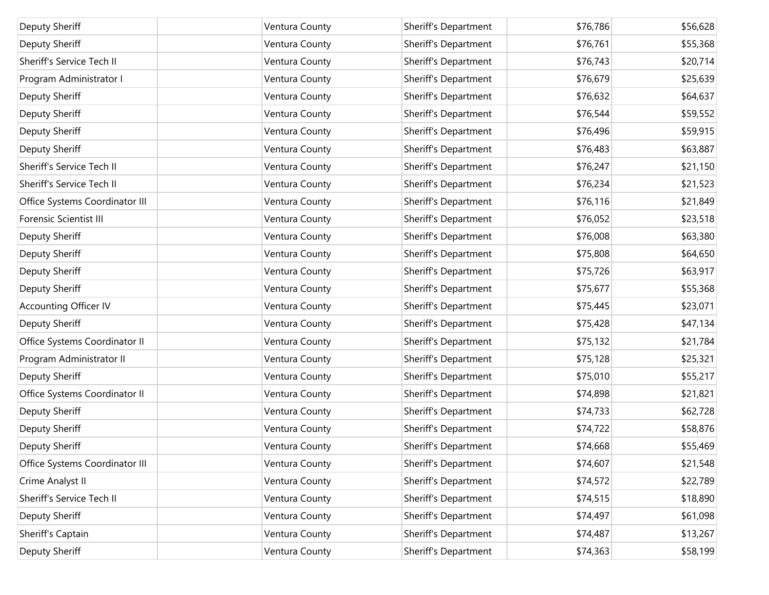| | | | | | |
|---|---|---|---|---|---|
| Deputy Sheriff | | Ventura County | Sheriff's Department | $76,786 | $56,628 |
| Deputy Sheriff | | Ventura County | Sheriff's Department | $76,761 | $55,368 |
| Sheriff's Service Tech II | | Ventura County | Sheriff's Department | $76,743 | $20,714 |
| Program Administrator I | | Ventura County | Sheriff's Department | $76,679 | $25,639 |
| Deputy Sheriff | | Ventura County | Sheriff's Department | $76,632 | $64,637 |
| Deputy Sheriff | | Ventura County | Sheriff's Department | $76,544 | $59,552 |
| Deputy Sheriff | | Ventura County | Sheriff's Department | $76,496 | $59,915 |
| Deputy Sheriff | | Ventura County | Sheriff's Department | $76,483 | $63,887 |
| Sheriff's Service Tech II | | Ventura County | Sheriff's Department | $76,247 | $21,150 |
| Sheriff's Service Tech II | | Ventura County | Sheriff's Department | $76,234 | $21,523 |
| Office Systems Coordinator III | | Ventura County | Sheriff's Department | $76,116 | $21,849 |
| Forensic Scientist III | | Ventura County | Sheriff's Department | $76,052 | $23,518 |
| Deputy Sheriff | | Ventura County | Sheriff's Department | $76,008 | $63,380 |
| Deputy Sheriff | | Ventura County | Sheriff's Department | $75,808 | $64,650 |
| Deputy Sheriff | | Ventura County | Sheriff's Department | $75,726 | $63,917 |
| Deputy Sheriff | | Ventura County | Sheriff's Department | $75,677 | $55,368 |
| Accounting Officer IV | | Ventura County | Sheriff's Department | $75,445 | $23,071 |
| Deputy Sheriff | | Ventura County | Sheriff's Department | $75,428 | $47,134 |
| Office Systems Coordinator II | | Ventura County | Sheriff's Department | $75,132 | $21,784 |
| Program Administrator II | | Ventura County | Sheriff's Department | $75,128 | $25,321 |
| Deputy Sheriff | | Ventura County | Sheriff's Department | $75,010 | $55,217 |
| Office Systems Coordinator II | | Ventura County | Sheriff's Department | $74,898 | $21,821 |
| Deputy Sheriff | | Ventura County | Sheriff's Department | $74,733 | $62,728 |
| Deputy Sheriff | | Ventura County | Sheriff's Department | $74,722 | $58,876 |
| Deputy Sheriff | | Ventura County | Sheriff's Department | $74,668 | $55,469 |
| Office Systems Coordinator III | | Ventura County | Sheriff's Department | $74,607 | $21,548 |
| Crime Analyst II | | Ventura County | Sheriff's Department | $74,572 | $22,789 |
| Sheriff's Service Tech II | | Ventura County | Sheriff's Department | $74,515 | $18,890 |
| Deputy Sheriff | | Ventura County | Sheriff's Department | $74,497 | $61,098 |
| Sheriff's Captain | | Ventura County | Sheriff's Department | $74,487 | $13,267 |
| Deputy Sheriff | | Ventura County | Sheriff's Department | $74,363 | $58,199 |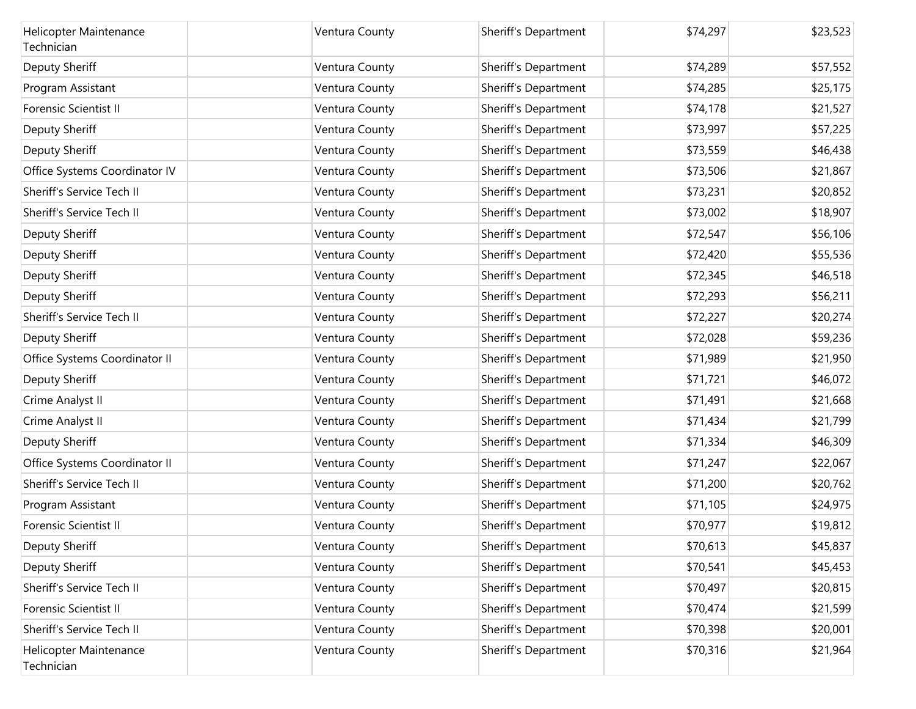| | | | | | |
|---|---|---|---|---|---|
| Helicopter Maintenance Technician | | Ventura County | Sheriff's Department | $74,297 | $23,523 |
| Deputy Sheriff | | Ventura County | Sheriff's Department | $74,289 | $57,552 |
| Program Assistant | | Ventura County | Sheriff's Department | $74,285 | $25,175 |
| Forensic Scientist II | | Ventura County | Sheriff's Department | $74,178 | $21,527 |
| Deputy Sheriff | | Ventura County | Sheriff's Department | $73,997 | $57,225 |
| Deputy Sheriff | | Ventura County | Sheriff's Department | $73,559 | $46,438 |
| Office Systems Coordinator IV | | Ventura County | Sheriff's Department | $73,506 | $21,867 |
| Sheriff's Service Tech II | | Ventura County | Sheriff's Department | $73,231 | $20,852 |
| Sheriff's Service Tech II | | Ventura County | Sheriff's Department | $73,002 | $18,907 |
| Deputy Sheriff | | Ventura County | Sheriff's Department | $72,547 | $56,106 |
| Deputy Sheriff | | Ventura County | Sheriff's Department | $72,420 | $55,536 |
| Deputy Sheriff | | Ventura County | Sheriff's Department | $72,345 | $46,518 |
| Deputy Sheriff | | Ventura County | Sheriff's Department | $72,293 | $56,211 |
| Sheriff's Service Tech II | | Ventura County | Sheriff's Department | $72,227 | $20,274 |
| Deputy Sheriff | | Ventura County | Sheriff's Department | $72,028 | $59,236 |
| Office Systems Coordinator II | | Ventura County | Sheriff's Department | $71,989 | $21,950 |
| Deputy Sheriff | | Ventura County | Sheriff's Department | $71,721 | $46,072 |
| Crime Analyst II | | Ventura County | Sheriff's Department | $71,491 | $21,668 |
| Crime Analyst II | | Ventura County | Sheriff's Department | $71,434 | $21,799 |
| Deputy Sheriff | | Ventura County | Sheriff's Department | $71,334 | $46,309 |
| Office Systems Coordinator II | | Ventura County | Sheriff's Department | $71,247 | $22,067 |
| Sheriff's Service Tech II | | Ventura County | Sheriff's Department | $71,200 | $20,762 |
| Program Assistant | | Ventura County | Sheriff's Department | $71,105 | $24,975 |
| Forensic Scientist II | | Ventura County | Sheriff's Department | $70,977 | $19,812 |
| Deputy Sheriff | | Ventura County | Sheriff's Department | $70,613 | $45,837 |
| Deputy Sheriff | | Ventura County | Sheriff's Department | $70,541 | $45,453 |
| Sheriff's Service Tech II | | Ventura County | Sheriff's Department | $70,497 | $20,815 |
| Forensic Scientist II | | Ventura County | Sheriff's Department | $70,474 | $21,599 |
| Sheriff's Service Tech II | | Ventura County | Sheriff's Department | $70,398 | $20,001 |
| Helicopter Maintenance Technician | | Ventura County | Sheriff's Department | $70,316 | $21,964 |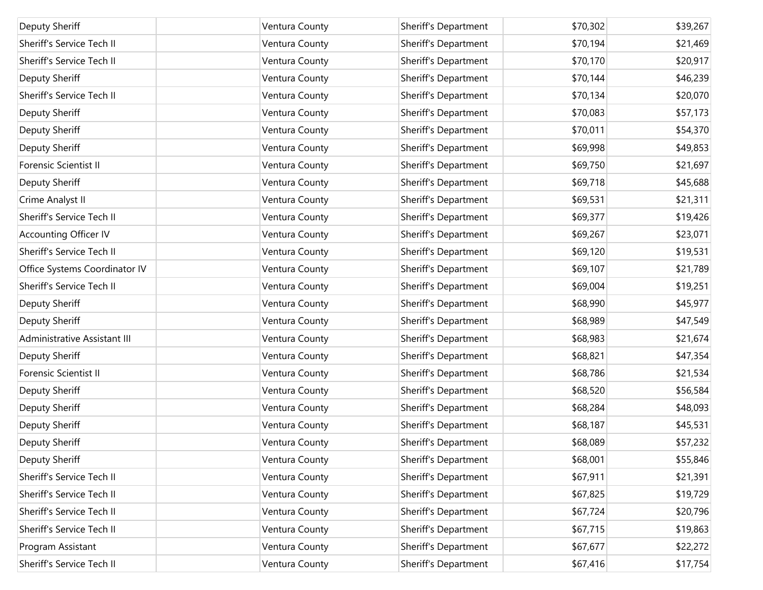| | | | | | |
|---|---|---|---|---|---|
| Deputy Sheriff | | Ventura County | Sheriff's Department | $70,302 | $39,267 |
| Sheriff's Service Tech II | | Ventura County | Sheriff's Department | $70,194 | $21,469 |
| Sheriff's Service Tech II | | Ventura County | Sheriff's Department | $70,170 | $20,917 |
| Deputy Sheriff | | Ventura County | Sheriff's Department | $70,144 | $46,239 |
| Sheriff's Service Tech II | | Ventura County | Sheriff's Department | $70,134 | $20,070 |
| Deputy Sheriff | | Ventura County | Sheriff's Department | $70,083 | $57,173 |
| Deputy Sheriff | | Ventura County | Sheriff's Department | $70,011 | $54,370 |
| Deputy Sheriff | | Ventura County | Sheriff's Department | $69,998 | $49,853 |
| Forensic Scientist II | | Ventura County | Sheriff's Department | $69,750 | $21,697 |
| Deputy Sheriff | | Ventura County | Sheriff's Department | $69,718 | $45,688 |
| Crime Analyst II | | Ventura County | Sheriff's Department | $69,531 | $21,311 |
| Sheriff's Service Tech II | | Ventura County | Sheriff's Department | $69,377 | $19,426 |
| Accounting Officer IV | | Ventura County | Sheriff's Department | $69,267 | $23,071 |
| Sheriff's Service Tech II | | Ventura County | Sheriff's Department | $69,120 | $19,531 |
| Office Systems Coordinator IV | | Ventura County | Sheriff's Department | $69,107 | $21,789 |
| Sheriff's Service Tech II | | Ventura County | Sheriff's Department | $69,004 | $19,251 |
| Deputy Sheriff | | Ventura County | Sheriff's Department | $68,990 | $45,977 |
| Deputy Sheriff | | Ventura County | Sheriff's Department | $68,989 | $47,549 |
| Administrative Assistant III | | Ventura County | Sheriff's Department | $68,983 | $21,674 |
| Deputy Sheriff | | Ventura County | Sheriff's Department | $68,821 | $47,354 |
| Forensic Scientist II | | Ventura County | Sheriff's Department | $68,786 | $21,534 |
| Deputy Sheriff | | Ventura County | Sheriff's Department | $68,520 | $56,584 |
| Deputy Sheriff | | Ventura County | Sheriff's Department | $68,284 | $48,093 |
| Deputy Sheriff | | Ventura County | Sheriff's Department | $68,187 | $45,531 |
| Deputy Sheriff | | Ventura County | Sheriff's Department | $68,089 | $57,232 |
| Deputy Sheriff | | Ventura County | Sheriff's Department | $68,001 | $55,846 |
| Sheriff's Service Tech II | | Ventura County | Sheriff's Department | $67,911 | $21,391 |
| Sheriff's Service Tech II | | Ventura County | Sheriff's Department | $67,825 | $19,729 |
| Sheriff's Service Tech II | | Ventura County | Sheriff's Department | $67,724 | $20,796 |
| Sheriff's Service Tech II | | Ventura County | Sheriff's Department | $67,715 | $19,863 |
| Program Assistant | | Ventura County | Sheriff's Department | $67,677 | $22,272 |
| Sheriff's Service Tech II | | Ventura County | Sheriff's Department | $67,416 | $17,754 |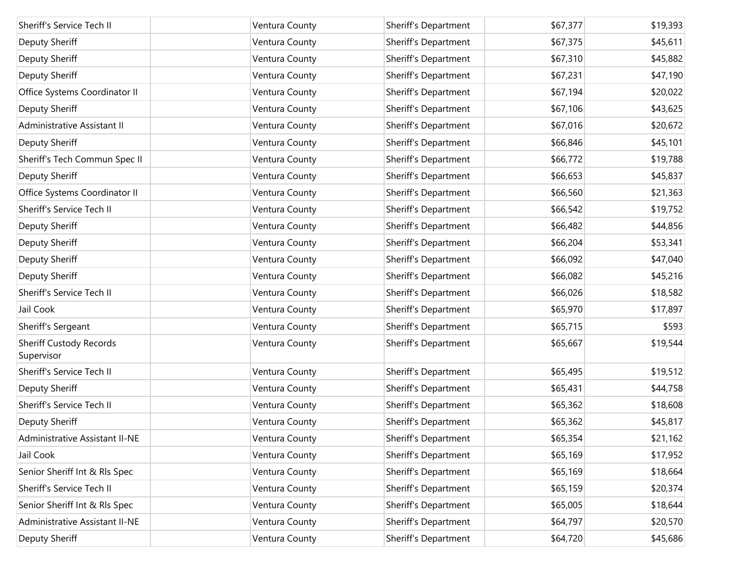| | | | | | |
|---|---|---|---|---|---|
| Sheriff's Service Tech II | | Ventura County | Sheriff's Department | $67,377 | $19,393 |
| Deputy Sheriff | | Ventura County | Sheriff's Department | $67,375 | $45,611 |
| Deputy Sheriff | | Ventura County | Sheriff's Department | $67,310 | $45,882 |
| Deputy Sheriff | | Ventura County | Sheriff's Department | $67,231 | $47,190 |
| Office Systems Coordinator II | | Ventura County | Sheriff's Department | $67,194 | $20,022 |
| Deputy Sheriff | | Ventura County | Sheriff's Department | $67,106 | $43,625 |
| Administrative Assistant II | | Ventura County | Sheriff's Department | $67,016 | $20,672 |
| Deputy Sheriff | | Ventura County | Sheriff's Department | $66,846 | $45,101 |
| Sheriff's Tech Commun Spec II | | Ventura County | Sheriff's Department | $66,772 | $19,788 |
| Deputy Sheriff | | Ventura County | Sheriff's Department | $66,653 | $45,837 |
| Office Systems Coordinator II | | Ventura County | Sheriff's Department | $66,560 | $21,363 |
| Sheriff's Service Tech II | | Ventura County | Sheriff's Department | $66,542 | $19,752 |
| Deputy Sheriff | | Ventura County | Sheriff's Department | $66,482 | $44,856 |
| Deputy Sheriff | | Ventura County | Sheriff's Department | $66,204 | $53,341 |
| Deputy Sheriff | | Ventura County | Sheriff's Department | $66,092 | $47,040 |
| Deputy Sheriff | | Ventura County | Sheriff's Department | $66,082 | $45,216 |
| Sheriff's Service Tech II | | Ventura County | Sheriff's Department | $66,026 | $18,582 |
| Jail Cook | | Ventura County | Sheriff's Department | $65,970 | $17,897 |
| Sheriff's Sergeant | | Ventura County | Sheriff's Department | $65,715 | $593 |
| Sheriff Custody Records Supervisor | | Ventura County | Sheriff's Department | $65,667 | $19,544 |
| Sheriff's Service Tech II | | Ventura County | Sheriff's Department | $65,495 | $19,512 |
| Deputy Sheriff | | Ventura County | Sheriff's Department | $65,431 | $44,758 |
| Sheriff's Service Tech II | | Ventura County | Sheriff's Department | $65,362 | $18,608 |
| Deputy Sheriff | | Ventura County | Sheriff's Department | $65,362 | $45,817 |
| Administrative Assistant II-NE | | Ventura County | Sheriff's Department | $65,354 | $21,162 |
| Jail Cook | | Ventura County | Sheriff's Department | $65,169 | $17,952 |
| Senior Sheriff Int & Rls Spec | | Ventura County | Sheriff's Department | $65,169 | $18,664 |
| Sheriff's Service Tech II | | Ventura County | Sheriff's Department | $65,159 | $20,374 |
| Senior Sheriff Int & Rls Spec | | Ventura County | Sheriff's Department | $65,005 | $18,644 |
| Administrative Assistant II-NE | | Ventura County | Sheriff's Department | $64,797 | $20,570 |
| Deputy Sheriff | | Ventura County | Sheriff's Department | $64,720 | $45,686 |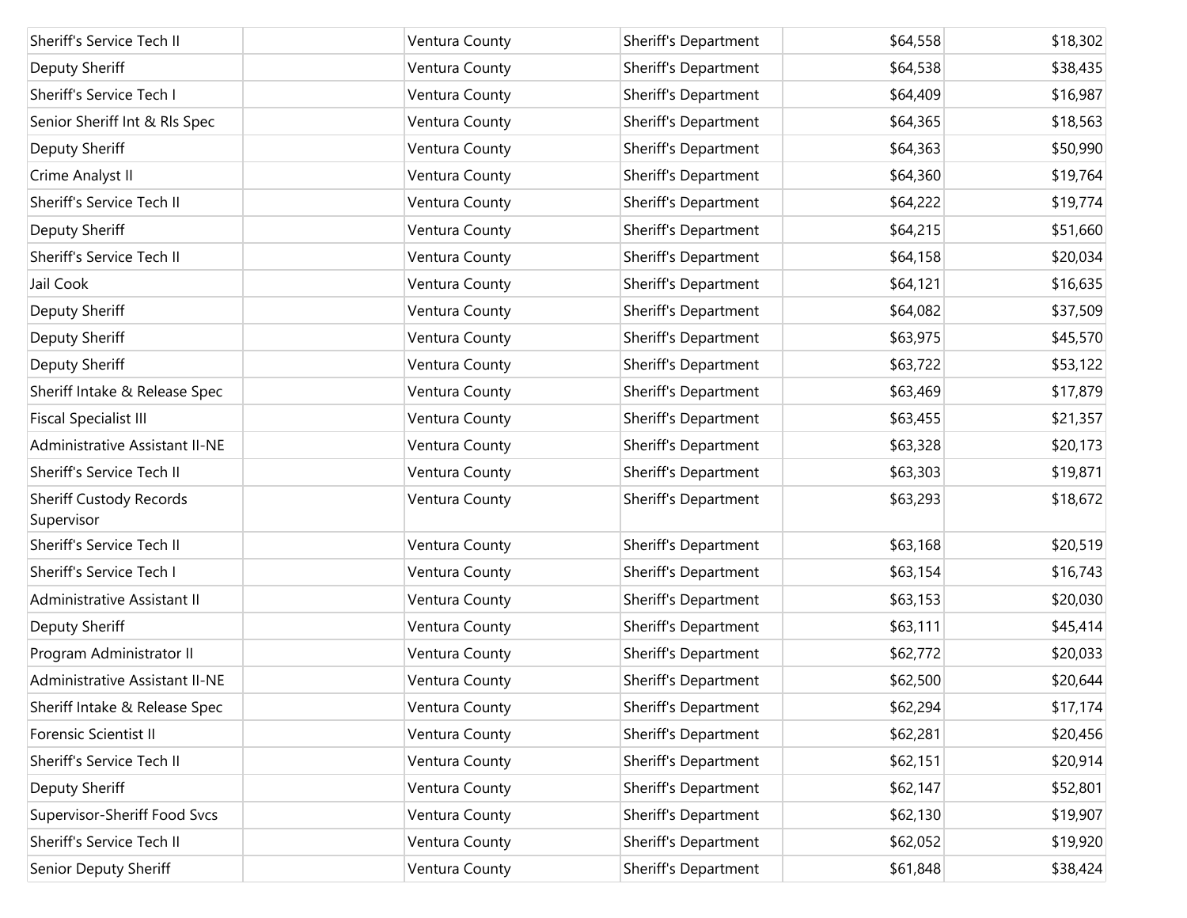| | | | | | |
|---|---|---|---|---|---|
| Sheriff's Service Tech II | | Ventura County | Sheriff's Department | $64,558 | $18,302 |
| Deputy Sheriff | | Ventura County | Sheriff's Department | $64,538 | $38,435 |
| Sheriff's Service Tech I | | Ventura County | Sheriff's Department | $64,409 | $16,987 |
| Senior Sheriff Int & Rls Spec | | Ventura County | Sheriff's Department | $64,365 | $18,563 |
| Deputy Sheriff | | Ventura County | Sheriff's Department | $64,363 | $50,990 |
| Crime Analyst II | | Ventura County | Sheriff's Department | $64,360 | $19,764 |
| Sheriff's Service Tech II | | Ventura County | Sheriff's Department | $64,222 | $19,774 |
| Deputy Sheriff | | Ventura County | Sheriff's Department | $64,215 | $51,660 |
| Sheriff's Service Tech II | | Ventura County | Sheriff's Department | $64,158 | $20,034 |
| Jail Cook | | Ventura County | Sheriff's Department | $64,121 | $16,635 |
| Deputy Sheriff | | Ventura County | Sheriff's Department | $64,082 | $37,509 |
| Deputy Sheriff | | Ventura County | Sheriff's Department | $63,975 | $45,570 |
| Deputy Sheriff | | Ventura County | Sheriff's Department | $63,722 | $53,122 |
| Sheriff Intake & Release Spec | | Ventura County | Sheriff's Department | $63,469 | $17,879 |
| Fiscal Specialist III | | Ventura County | Sheriff's Department | $63,455 | $21,357 |
| Administrative Assistant II-NE | | Ventura County | Sheriff's Department | $63,328 | $20,173 |
| Sheriff's Service Tech II | | Ventura County | Sheriff's Department | $63,303 | $19,871 |
| Sheriff Custody Records Supervisor | | Ventura County | Sheriff's Department | $63,293 | $18,672 |
| Sheriff's Service Tech II | | Ventura County | Sheriff's Department | $63,168 | $20,519 |
| Sheriff's Service Tech I | | Ventura County | Sheriff's Department | $63,154 | $16,743 |
| Administrative Assistant II | | Ventura County | Sheriff's Department | $63,153 | $20,030 |
| Deputy Sheriff | | Ventura County | Sheriff's Department | $63,111 | $45,414 |
| Program Administrator II | | Ventura County | Sheriff's Department | $62,772 | $20,033 |
| Administrative Assistant II-NE | | Ventura County | Sheriff's Department | $62,500 | $20,644 |
| Sheriff Intake & Release Spec | | Ventura County | Sheriff's Department | $62,294 | $17,174 |
| Forensic Scientist II | | Ventura County | Sheriff's Department | $62,281 | $20,456 |
| Sheriff's Service Tech II | | Ventura County | Sheriff's Department | $62,151 | $20,914 |
| Deputy Sheriff | | Ventura County | Sheriff's Department | $62,147 | $52,801 |
| Supervisor-Sheriff Food Svcs | | Ventura County | Sheriff's Department | $62,130 | $19,907 |
| Sheriff's Service Tech II | | Ventura County | Sheriff's Department | $62,052 | $19,920 |
| Senior Deputy Sheriff | | Ventura County | Sheriff's Department | $61,848 | $38,424 |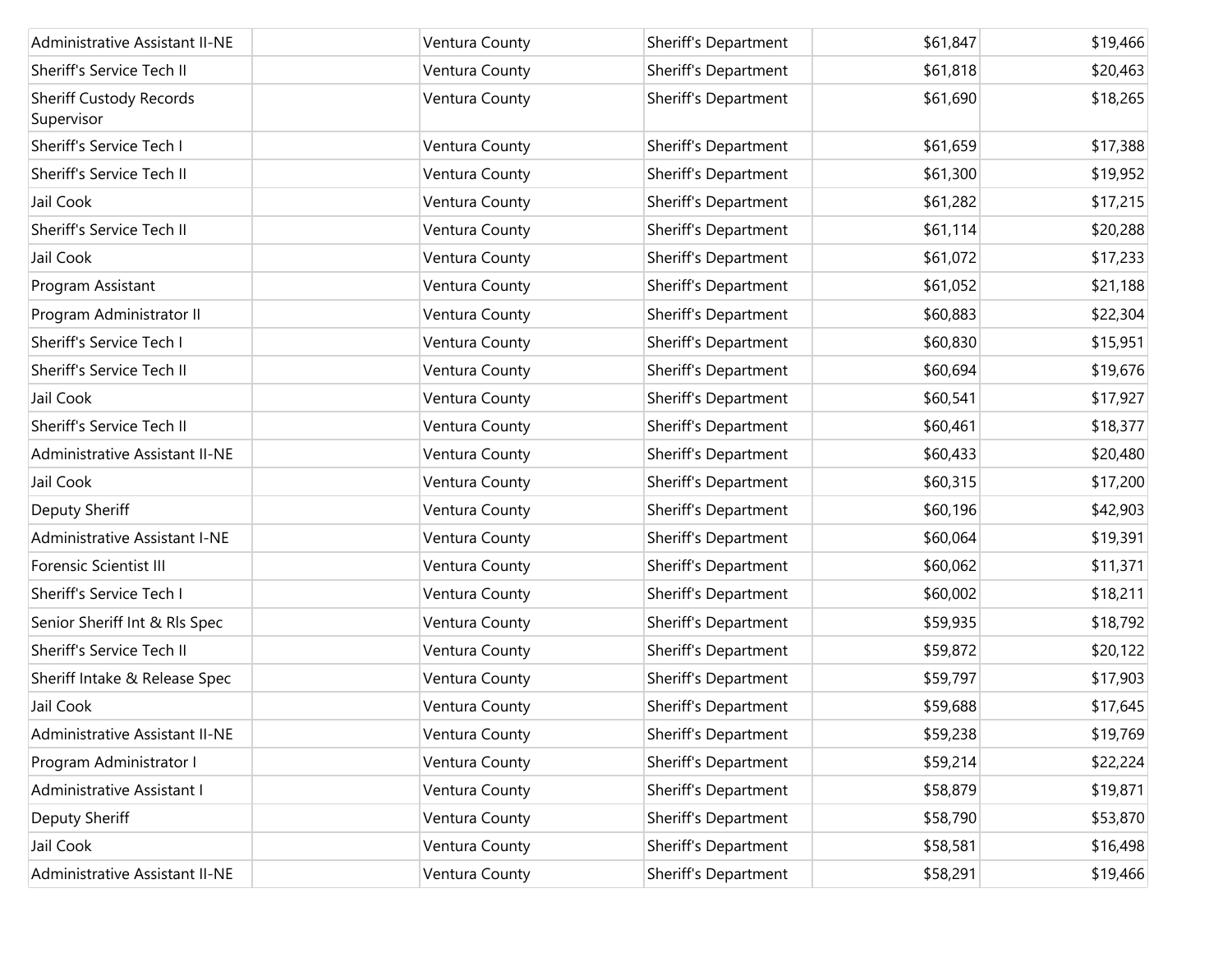| | | | | | |
|---|---|---|---|---|---|
| Administrative Assistant II-NE | | Ventura County | Sheriff's Department | $61,847 | $19,466 |
| Sheriff's Service Tech II | | Ventura County | Sheriff's Department | $61,818 | $20,463 |
| Sheriff Custody Records Supervisor | | Ventura County | Sheriff's Department | $61,690 | $18,265 |
| Sheriff's Service Tech I | | Ventura County | Sheriff's Department | $61,659 | $17,388 |
| Sheriff's Service Tech II | | Ventura County | Sheriff's Department | $61,300 | $19,952 |
| Jail Cook | | Ventura County | Sheriff's Department | $61,282 | $17,215 |
| Sheriff's Service Tech II | | Ventura County | Sheriff's Department | $61,114 | $20,288 |
| Jail Cook | | Ventura County | Sheriff's Department | $61,072 | $17,233 |
| Program Assistant | | Ventura County | Sheriff's Department | $61,052 | $21,188 |
| Program Administrator II | | Ventura County | Sheriff's Department | $60,883 | $22,304 |
| Sheriff's Service Tech I | | Ventura County | Sheriff's Department | $60,830 | $15,951 |
| Sheriff's Service Tech II | | Ventura County | Sheriff's Department | $60,694 | $19,676 |
| Jail Cook | | Ventura County | Sheriff's Department | $60,541 | $17,927 |
| Sheriff's Service Tech II | | Ventura County | Sheriff's Department | $60,461 | $18,377 |
| Administrative Assistant II-NE | | Ventura County | Sheriff's Department | $60,433 | $20,480 |
| Jail Cook | | Ventura County | Sheriff's Department | $60,315 | $17,200 |
| Deputy Sheriff | | Ventura County | Sheriff's Department | $60,196 | $42,903 |
| Administrative Assistant I-NE | | Ventura County | Sheriff's Department | $60,064 | $19,391 |
| Forensic Scientist III | | Ventura County | Sheriff's Department | $60,062 | $11,371 |
| Sheriff's Service Tech I | | Ventura County | Sheriff's Department | $60,002 | $18,211 |
| Senior Sheriff Int & Rls Spec | | Ventura County | Sheriff's Department | $59,935 | $18,792 |
| Sheriff's Service Tech II | | Ventura County | Sheriff's Department | $59,872 | $20,122 |
| Sheriff Intake & Release Spec | | Ventura County | Sheriff's Department | $59,797 | $17,903 |
| Jail Cook | | Ventura County | Sheriff's Department | $59,688 | $17,645 |
| Administrative Assistant II-NE | | Ventura County | Sheriff's Department | $59,238 | $19,769 |
| Program Administrator I | | Ventura County | Sheriff's Department | $59,214 | $22,224 |
| Administrative Assistant I | | Ventura County | Sheriff's Department | $58,879 | $19,871 |
| Deputy Sheriff | | Ventura County | Sheriff's Department | $58,790 | $53,870 |
| Jail Cook | | Ventura County | Sheriff's Department | $58,581 | $16,498 |
| Administrative Assistant II-NE | | Ventura County | Sheriff's Department | $58,291 | $19,466 |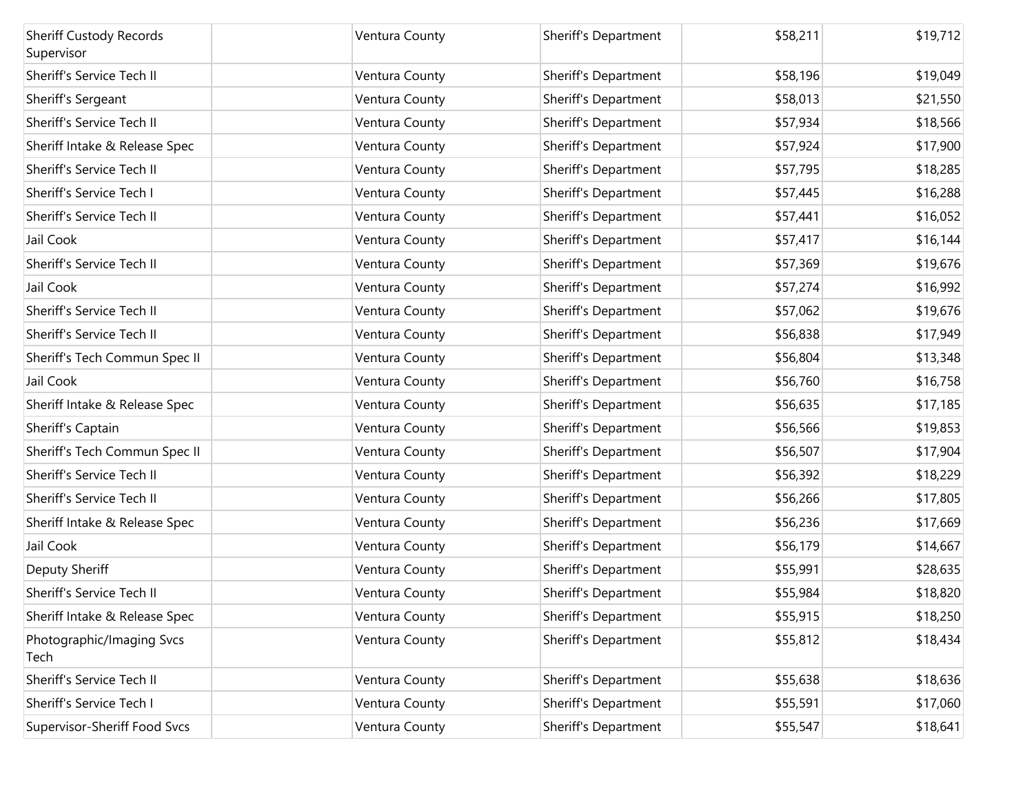| | | | | | |
|---|---|---|---|---|---|
| Sheriff Custody Records Supervisor | | Ventura County | Sheriff's Department | $58,211 | $19,712 |
| Sheriff's Service Tech II | | Ventura County | Sheriff's Department | $58,196 | $19,049 |
| Sheriff's Sergeant | | Ventura County | Sheriff's Department | $58,013 | $21,550 |
| Sheriff's Service Tech II | | Ventura County | Sheriff's Department | $57,934 | $18,566 |
| Sheriff Intake & Release Spec | | Ventura County | Sheriff's Department | $57,924 | $17,900 |
| Sheriff's Service Tech II | | Ventura County | Sheriff's Department | $57,795 | $18,285 |
| Sheriff's Service Tech I | | Ventura County | Sheriff's Department | $57,445 | $16,288 |
| Sheriff's Service Tech II | | Ventura County | Sheriff's Department | $57,441 | $16,052 |
| Jail Cook | | Ventura County | Sheriff's Department | $57,417 | $16,144 |
| Sheriff's Service Tech II | | Ventura County | Sheriff's Department | $57,369 | $19,676 |
| Jail Cook | | Ventura County | Sheriff's Department | $57,274 | $16,992 |
| Sheriff's Service Tech II | | Ventura County | Sheriff's Department | $57,062 | $19,676 |
| Sheriff's Service Tech II | | Ventura County | Sheriff's Department | $56,838 | $17,949 |
| Sheriff's Tech Commun Spec II | | Ventura County | Sheriff's Department | $56,804 | $13,348 |
| Jail Cook | | Ventura County | Sheriff's Department | $56,760 | $16,758 |
| Sheriff Intake & Release Spec | | Ventura County | Sheriff's Department | $56,635 | $17,185 |
| Sheriff's Captain | | Ventura County | Sheriff's Department | $56,566 | $19,853 |
| Sheriff's Tech Commun Spec II | | Ventura County | Sheriff's Department | $56,507 | $17,904 |
| Sheriff's Service Tech II | | Ventura County | Sheriff's Department | $56,392 | $18,229 |
| Sheriff's Service Tech II | | Ventura County | Sheriff's Department | $56,266 | $17,805 |
| Sheriff Intake & Release Spec | | Ventura County | Sheriff's Department | $56,236 | $17,669 |
| Jail Cook | | Ventura County | Sheriff's Department | $56,179 | $14,667 |
| Deputy Sheriff | | Ventura County | Sheriff's Department | $55,991 | $28,635 |
| Sheriff's Service Tech II | | Ventura County | Sheriff's Department | $55,984 | $18,820 |
| Sheriff Intake & Release Spec | | Ventura County | Sheriff's Department | $55,915 | $18,250 |
| Photographic/Imaging Svcs Tech | | Ventura County | Sheriff's Department | $55,812 | $18,434 |
| Sheriff's Service Tech II | | Ventura County | Sheriff's Department | $55,638 | $18,636 |
| Sheriff's Service Tech I | | Ventura County | Sheriff's Department | $55,591 | $17,060 |
| Supervisor-Sheriff Food Svcs | | Ventura County | Sheriff's Department | $55,547 | $18,641 |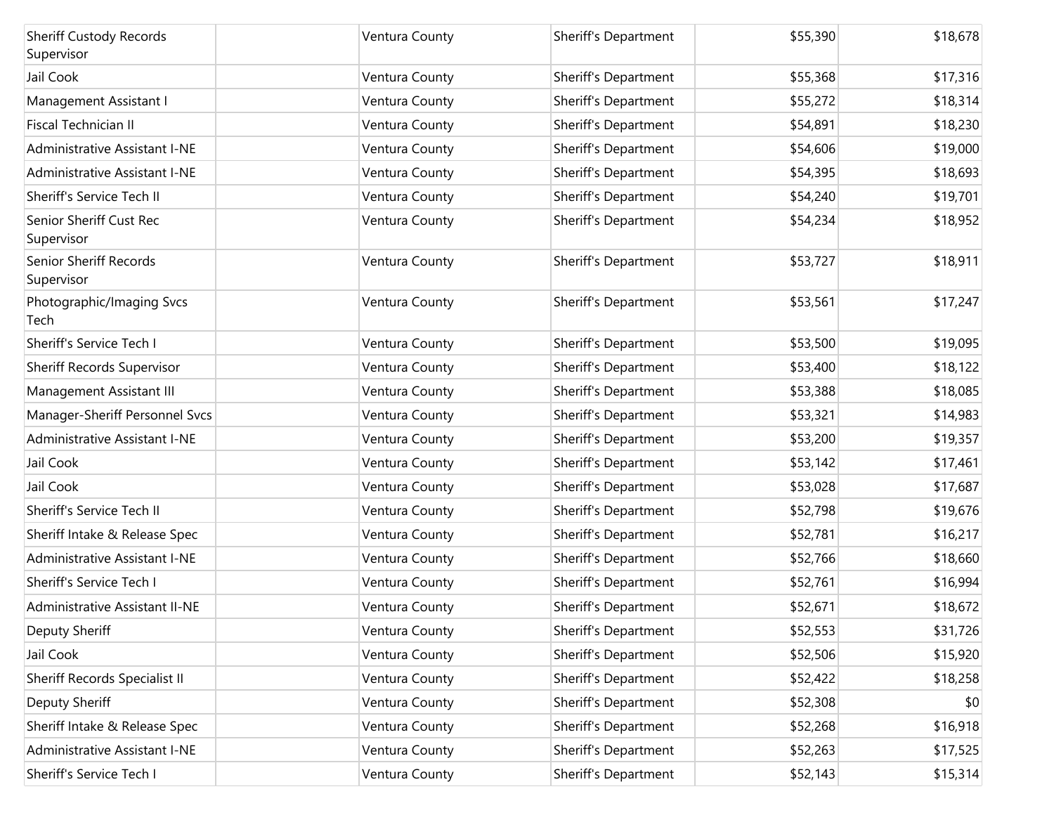| | | | | | |
|---|---|---|---|---|---|
| Sheriff Custody Records Supervisor | | Ventura County | Sheriff's Department | $55,390 | $18,678 |
| Jail Cook | | Ventura County | Sheriff's Department | $55,368 | $17,316 |
| Management Assistant I | | Ventura County | Sheriff's Department | $55,272 | $18,314 |
| Fiscal Technician II | | Ventura County | Sheriff's Department | $54,891 | $18,230 |
| Administrative Assistant I-NE | | Ventura County | Sheriff's Department | $54,606 | $19,000 |
| Administrative Assistant I-NE | | Ventura County | Sheriff's Department | $54,395 | $18,693 |
| Sheriff's Service Tech II | | Ventura County | Sheriff's Department | $54,240 | $19,701 |
| Senior Sheriff Cust Rec Supervisor | | Ventura County | Sheriff's Department | $54,234 | $18,952 |
| Senior Sheriff Records Supervisor | | Ventura County | Sheriff's Department | $53,727 | $18,911 |
| Photographic/Imaging Svcs Tech | | Ventura County | Sheriff's Department | $53,561 | $17,247 |
| Sheriff's Service Tech I | | Ventura County | Sheriff's Department | $53,500 | $19,095 |
| Sheriff Records Supervisor | | Ventura County | Sheriff's Department | $53,400 | $18,122 |
| Management Assistant III | | Ventura County | Sheriff's Department | $53,388 | $18,085 |
| Manager-Sheriff Personnel Svcs | | Ventura County | Sheriff's Department | $53,321 | $14,983 |
| Administrative Assistant I-NE | | Ventura County | Sheriff's Department | $53,200 | $19,357 |
| Jail Cook | | Ventura County | Sheriff's Department | $53,142 | $17,461 |
| Jail Cook | | Ventura County | Sheriff's Department | $53,028 | $17,687 |
| Sheriff's Service Tech II | | Ventura County | Sheriff's Department | $52,798 | $19,676 |
| Sheriff Intake & Release Spec | | Ventura County | Sheriff's Department | $52,781 | $16,217 |
| Administrative Assistant I-NE | | Ventura County | Sheriff's Department | $52,766 | $18,660 |
| Sheriff's Service Tech I | | Ventura County | Sheriff's Department | $52,761 | $16,994 |
| Administrative Assistant II-NE | | Ventura County | Sheriff's Department | $52,671 | $18,672 |
| Deputy Sheriff | | Ventura County | Sheriff's Department | $52,553 | $31,726 |
| Jail Cook | | Ventura County | Sheriff's Department | $52,506 | $15,920 |
| Sheriff Records Specialist II | | Ventura County | Sheriff's Department | $52,422 | $18,258 |
| Deputy Sheriff | | Ventura County | Sheriff's Department | $52,308 | $0 |
| Sheriff Intake & Release Spec | | Ventura County | Sheriff's Department | $52,268 | $16,918 |
| Administrative Assistant I-NE | | Ventura County | Sheriff's Department | $52,263 | $17,525 |
| Sheriff's Service Tech I | | Ventura County | Sheriff's Department | $52,143 | $15,314 |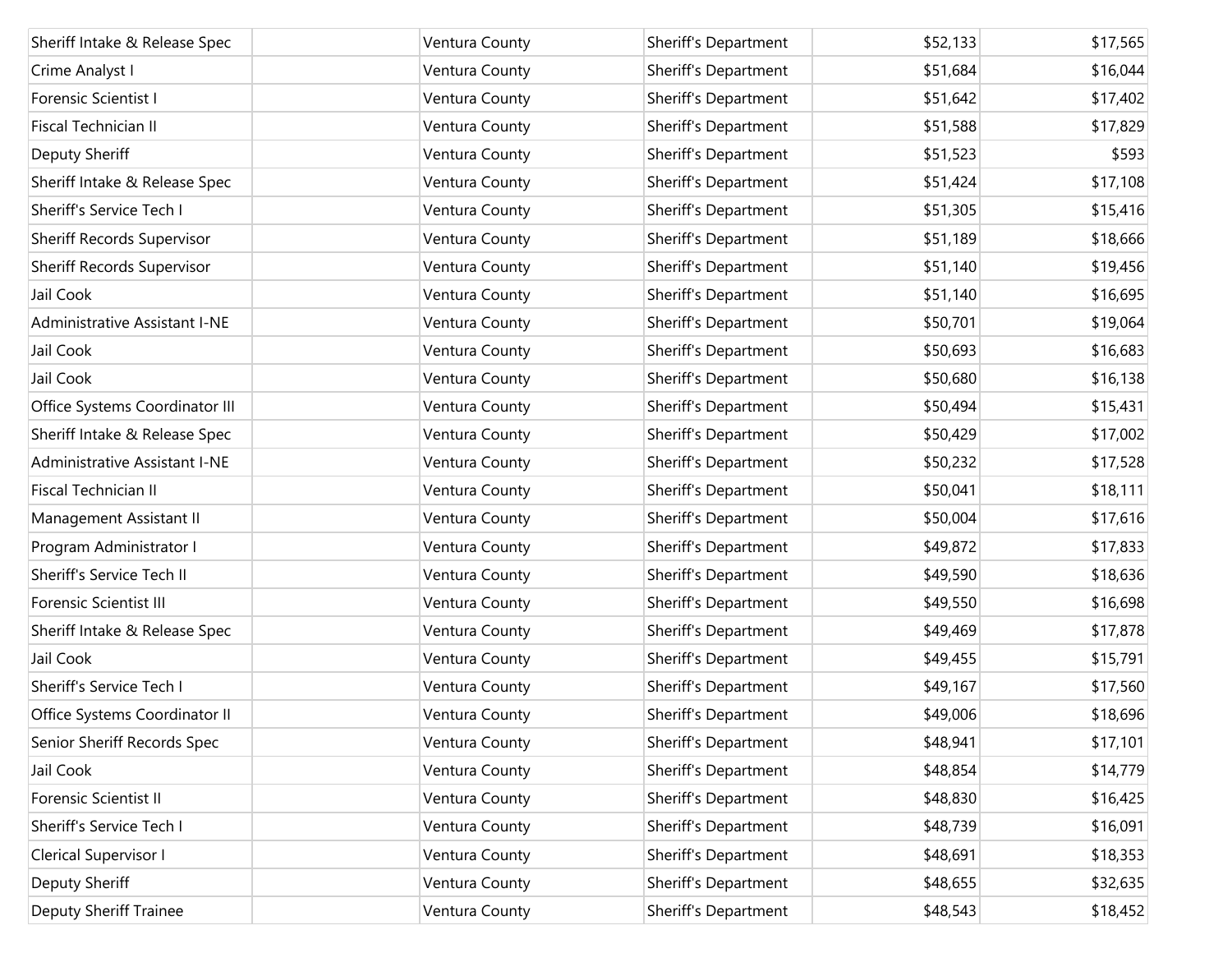| | | | | | |
|---|---|---|---|---|---|
| Sheriff Intake & Release Spec | | Ventura County | Sheriff's Department | $52,133 | $17,565 |
| Crime Analyst I | | Ventura County | Sheriff's Department | $51,684 | $16,044 |
| Forensic Scientist I | | Ventura County | Sheriff's Department | $51,642 | $17,402 |
| Fiscal Technician II | | Ventura County | Sheriff's Department | $51,588 | $17,829 |
| Deputy Sheriff | | Ventura County | Sheriff's Department | $51,523 | $593 |
| Sheriff Intake & Release Spec | | Ventura County | Sheriff's Department | $51,424 | $17,108 |
| Sheriff's Service Tech I | | Ventura County | Sheriff's Department | $51,305 | $15,416 |
| Sheriff Records Supervisor | | Ventura County | Sheriff's Department | $51,189 | $18,666 |
| Sheriff Records Supervisor | | Ventura County | Sheriff's Department | $51,140 | $19,456 |
| Jail Cook | | Ventura County | Sheriff's Department | $51,140 | $16,695 |
| Administrative Assistant I-NE | | Ventura County | Sheriff's Department | $50,701 | $19,064 |
| Jail Cook | | Ventura County | Sheriff's Department | $50,693 | $16,683 |
| Jail Cook | | Ventura County | Sheriff's Department | $50,680 | $16,138 |
| Office Systems Coordinator III | | Ventura County | Sheriff's Department | $50,494 | $15,431 |
| Sheriff Intake & Release Spec | | Ventura County | Sheriff's Department | $50,429 | $17,002 |
| Administrative Assistant I-NE | | Ventura County | Sheriff's Department | $50,232 | $17,528 |
| Fiscal Technician II | | Ventura County | Sheriff's Department | $50,041 | $18,111 |
| Management Assistant II | | Ventura County | Sheriff's Department | $50,004 | $17,616 |
| Program Administrator I | | Ventura County | Sheriff's Department | $49,872 | $17,833 |
| Sheriff's Service Tech II | | Ventura County | Sheriff's Department | $49,590 | $18,636 |
| Forensic Scientist III | | Ventura County | Sheriff's Department | $49,550 | $16,698 |
| Sheriff Intake & Release Spec | | Ventura County | Sheriff's Department | $49,469 | $17,878 |
| Jail Cook | | Ventura County | Sheriff's Department | $49,455 | $15,791 |
| Sheriff's Service Tech I | | Ventura County | Sheriff's Department | $49,167 | $17,560 |
| Office Systems Coordinator II | | Ventura County | Sheriff's Department | $49,006 | $18,696 |
| Senior Sheriff Records Spec | | Ventura County | Sheriff's Department | $48,941 | $17,101 |
| Jail Cook | | Ventura County | Sheriff's Department | $48,854 | $14,779 |
| Forensic Scientist II | | Ventura County | Sheriff's Department | $48,830 | $16,425 |
| Sheriff's Service Tech I | | Ventura County | Sheriff's Department | $48,739 | $16,091 |
| Clerical Supervisor I | | Ventura County | Sheriff's Department | $48,691 | $18,353 |
| Deputy Sheriff | | Ventura County | Sheriff's Department | $48,655 | $32,635 |
| Deputy Sheriff Trainee | | Ventura County | Sheriff's Department | $48,543 | $18,452 |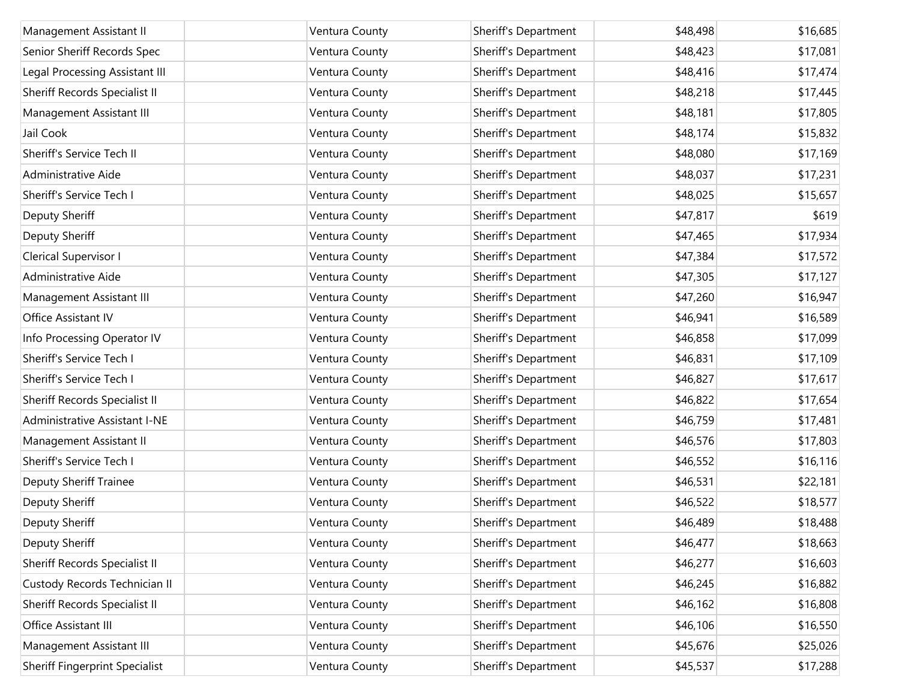| | | | | | |
|---|---|---|---|---|---|
| Management Assistant II | | Ventura County | Sheriff's Department | $48,498 | $16,685 |
| Senior Sheriff Records Spec | | Ventura County | Sheriff's Department | $48,423 | $17,081 |
| Legal Processing Assistant III | | Ventura County | Sheriff's Department | $48,416 | $17,474 |
| Sheriff Records Specialist II | | Ventura County | Sheriff's Department | $48,218 | $17,445 |
| Management Assistant III | | Ventura County | Sheriff's Department | $48,181 | $17,805 |
| Jail Cook | | Ventura County | Sheriff's Department | $48,174 | $15,832 |
| Sheriff's Service Tech II | | Ventura County | Sheriff's Department | $48,080 | $17,169 |
| Administrative Aide | | Ventura County | Sheriff's Department | $48,037 | $17,231 |
| Sheriff's Service Tech I | | Ventura County | Sheriff's Department | $48,025 | $15,657 |
| Deputy Sheriff | | Ventura County | Sheriff's Department | $47,817 | $619 |
| Deputy Sheriff | | Ventura County | Sheriff's Department | $47,465 | $17,934 |
| Clerical Supervisor I | | Ventura County | Sheriff's Department | $47,384 | $17,572 |
| Administrative Aide | | Ventura County | Sheriff's Department | $47,305 | $17,127 |
| Management Assistant III | | Ventura County | Sheriff's Department | $47,260 | $16,947 |
| Office Assistant IV | | Ventura County | Sheriff's Department | $46,941 | $16,589 |
| Info Processing Operator IV | | Ventura County | Sheriff's Department | $46,858 | $17,099 |
| Sheriff's Service Tech I | | Ventura County | Sheriff's Department | $46,831 | $17,109 |
| Sheriff's Service Tech I | | Ventura County | Sheriff's Department | $46,827 | $17,617 |
| Sheriff Records Specialist II | | Ventura County | Sheriff's Department | $46,822 | $17,654 |
| Administrative Assistant I-NE | | Ventura County | Sheriff's Department | $46,759 | $17,481 |
| Management Assistant II | | Ventura County | Sheriff's Department | $46,576 | $17,803 |
| Sheriff's Service Tech I | | Ventura County | Sheriff's Department | $46,552 | $16,116 |
| Deputy Sheriff Trainee | | Ventura County | Sheriff's Department | $46,531 | $22,181 |
| Deputy Sheriff | | Ventura County | Sheriff's Department | $46,522 | $18,577 |
| Deputy Sheriff | | Ventura County | Sheriff's Department | $46,489 | $18,488 |
| Deputy Sheriff | | Ventura County | Sheriff's Department | $46,477 | $18,663 |
| Sheriff Records Specialist II | | Ventura County | Sheriff's Department | $46,277 | $16,603 |
| Custody Records Technician II | | Ventura County | Sheriff's Department | $46,245 | $16,882 |
| Sheriff Records Specialist II | | Ventura County | Sheriff's Department | $46,162 | $16,808 |
| Office Assistant III | | Ventura County | Sheriff's Department | $46,106 | $16,550 |
| Management Assistant III | | Ventura County | Sheriff's Department | $45,676 | $25,026 |
| Sheriff Fingerprint Specialist | | Ventura County | Sheriff's Department | $45,537 | $17,288 |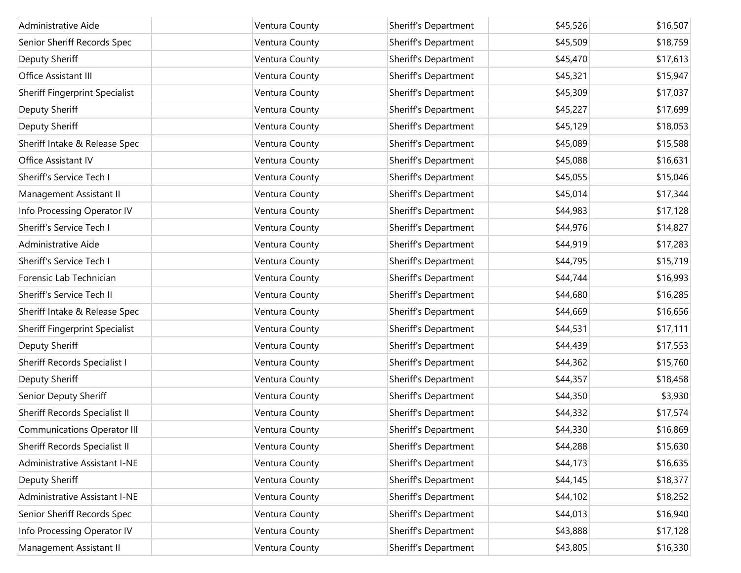| Administrative Aide | | Ventura County | Sheriff's Department | $45,526 | $16,507 |
|---|---|---|---|---|---|
| Senior Sheriff Records Spec | | Ventura County | Sheriff's Department | $45,509 | $18,759 |
| Deputy Sheriff | | Ventura County | Sheriff's Department | $45,470 | $17,613 |
| Office Assistant III | | Ventura County | Sheriff's Department | $45,321 | $15,947 |
| Sheriff Fingerprint Specialist | | Ventura County | Sheriff's Department | $45,309 | $17,037 |
| Deputy Sheriff | | Ventura County | Sheriff's Department | $45,227 | $17,699 |
| Deputy Sheriff | | Ventura County | Sheriff's Department | $45,129 | $18,053 |
| Sheriff Intake & Release Spec | | Ventura County | Sheriff's Department | $45,089 | $15,588 |
| Office Assistant IV | | Ventura County | Sheriff's Department | $45,088 | $16,631 |
| Sheriff's Service Tech I | | Ventura County | Sheriff's Department | $45,055 | $15,046 |
| Management Assistant II | | Ventura County | Sheriff's Department | $45,014 | $17,344 |
| Info Processing Operator IV | | Ventura County | Sheriff's Department | $44,983 | $17,128 |
| Sheriff's Service Tech I | | Ventura County | Sheriff's Department | $44,976 | $14,827 |
| Administrative Aide | | Ventura County | Sheriff's Department | $44,919 | $17,283 |
| Sheriff's Service Tech I | | Ventura County | Sheriff's Department | $44,795 | $15,719 |
| Forensic Lab Technician | | Ventura County | Sheriff's Department | $44,744 | $16,993 |
| Sheriff's Service Tech II | | Ventura County | Sheriff's Department | $44,680 | $16,285 |
| Sheriff Intake & Release Spec | | Ventura County | Sheriff's Department | $44,669 | $16,656 |
| Sheriff Fingerprint Specialist | | Ventura County | Sheriff's Department | $44,531 | $17,111 |
| Deputy Sheriff | | Ventura County | Sheriff's Department | $44,439 | $17,553 |
| Sheriff Records Specialist I | | Ventura County | Sheriff's Department | $44,362 | $15,760 |
| Deputy Sheriff | | Ventura County | Sheriff's Department | $44,357 | $18,458 |
| Senior Deputy Sheriff | | Ventura County | Sheriff's Department | $44,350 | $3,930 |
| Sheriff Records Specialist II | | Ventura County | Sheriff's Department | $44,332 | $17,574 |
| Communications Operator III | | Ventura County | Sheriff's Department | $44,330 | $16,869 |
| Sheriff Records Specialist II | | Ventura County | Sheriff's Department | $44,288 | $15,630 |
| Administrative Assistant I-NE | | Ventura County | Sheriff's Department | $44,173 | $16,635 |
| Deputy Sheriff | | Ventura County | Sheriff's Department | $44,145 | $18,377 |
| Administrative Assistant I-NE | | Ventura County | Sheriff's Department | $44,102 | $18,252 |
| Senior Sheriff Records Spec | | Ventura County | Sheriff's Department | $44,013 | $16,940 |
| Info Processing Operator IV | | Ventura County | Sheriff's Department | $43,888 | $17,128 |
| Management Assistant II | | Ventura County | Sheriff's Department | $43,805 | $16,330 |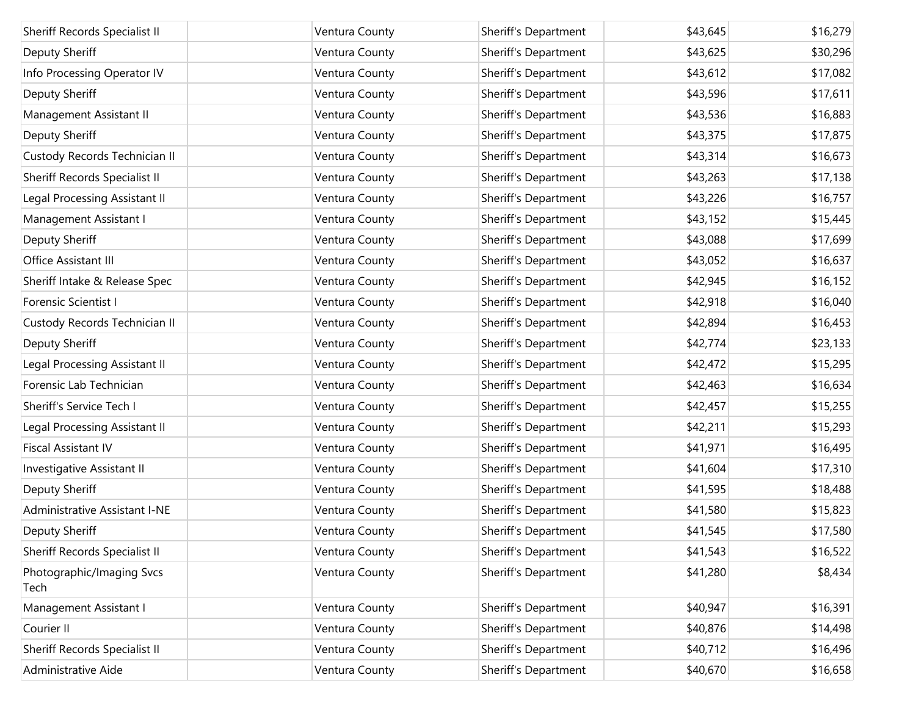| | | | | | |
|---|---|---|---|---|---|
| Sheriff Records Specialist II | | Ventura County | Sheriff's Department | $43,645 | $16,279 |
| Deputy Sheriff | | Ventura County | Sheriff's Department | $43,625 | $30,296 |
| Info Processing Operator IV | | Ventura County | Sheriff's Department | $43,612 | $17,082 |
| Deputy Sheriff | | Ventura County | Sheriff's Department | $43,596 | $17,611 |
| Management Assistant II | | Ventura County | Sheriff's Department | $43,536 | $16,883 |
| Deputy Sheriff | | Ventura County | Sheriff's Department | $43,375 | $17,875 |
| Custody Records Technician II | | Ventura County | Sheriff's Department | $43,314 | $16,673 |
| Sheriff Records Specialist II | | Ventura County | Sheriff's Department | $43,263 | $17,138 |
| Legal Processing Assistant II | | Ventura County | Sheriff's Department | $43,226 | $16,757 |
| Management Assistant I | | Ventura County | Sheriff's Department | $43,152 | $15,445 |
| Deputy Sheriff | | Ventura County | Sheriff's Department | $43,088 | $17,699 |
| Office Assistant III | | Ventura County | Sheriff's Department | $43,052 | $16,637 |
| Sheriff Intake & Release Spec | | Ventura County | Sheriff's Department | $42,945 | $16,152 |
| Forensic Scientist I | | Ventura County | Sheriff's Department | $42,918 | $16,040 |
| Custody Records Technician II | | Ventura County | Sheriff's Department | $42,894 | $16,453 |
| Deputy Sheriff | | Ventura County | Sheriff's Department | $42,774 | $23,133 |
| Legal Processing Assistant II | | Ventura County | Sheriff's Department | $42,472 | $15,295 |
| Forensic Lab Technician | | Ventura County | Sheriff's Department | $42,463 | $16,634 |
| Sheriff's Service Tech I | | Ventura County | Sheriff's Department | $42,457 | $15,255 |
| Legal Processing Assistant II | | Ventura County | Sheriff's Department | $42,211 | $15,293 |
| Fiscal Assistant IV | | Ventura County | Sheriff's Department | $41,971 | $16,495 |
| Investigative Assistant II | | Ventura County | Sheriff's Department | $41,604 | $17,310 |
| Deputy Sheriff | | Ventura County | Sheriff's Department | $41,595 | $18,488 |
| Administrative Assistant I-NE | | Ventura County | Sheriff's Department | $41,580 | $15,823 |
| Deputy Sheriff | | Ventura County | Sheriff's Department | $41,545 | $17,580 |
| Sheriff Records Specialist II | | Ventura County | Sheriff's Department | $41,543 | $16,522 |
| Photographic/Imaging Svcs Tech | | Ventura County | Sheriff's Department | $41,280 | $8,434 |
| Management Assistant I | | Ventura County | Sheriff's Department | $40,947 | $16,391 |
| Courier II | | Ventura County | Sheriff's Department | $40,876 | $14,498 |
| Sheriff Records Specialist II | | Ventura County | Sheriff's Department | $40,712 | $16,496 |
| Administrative Aide | | Ventura County | Sheriff's Department | $40,670 | $16,658 |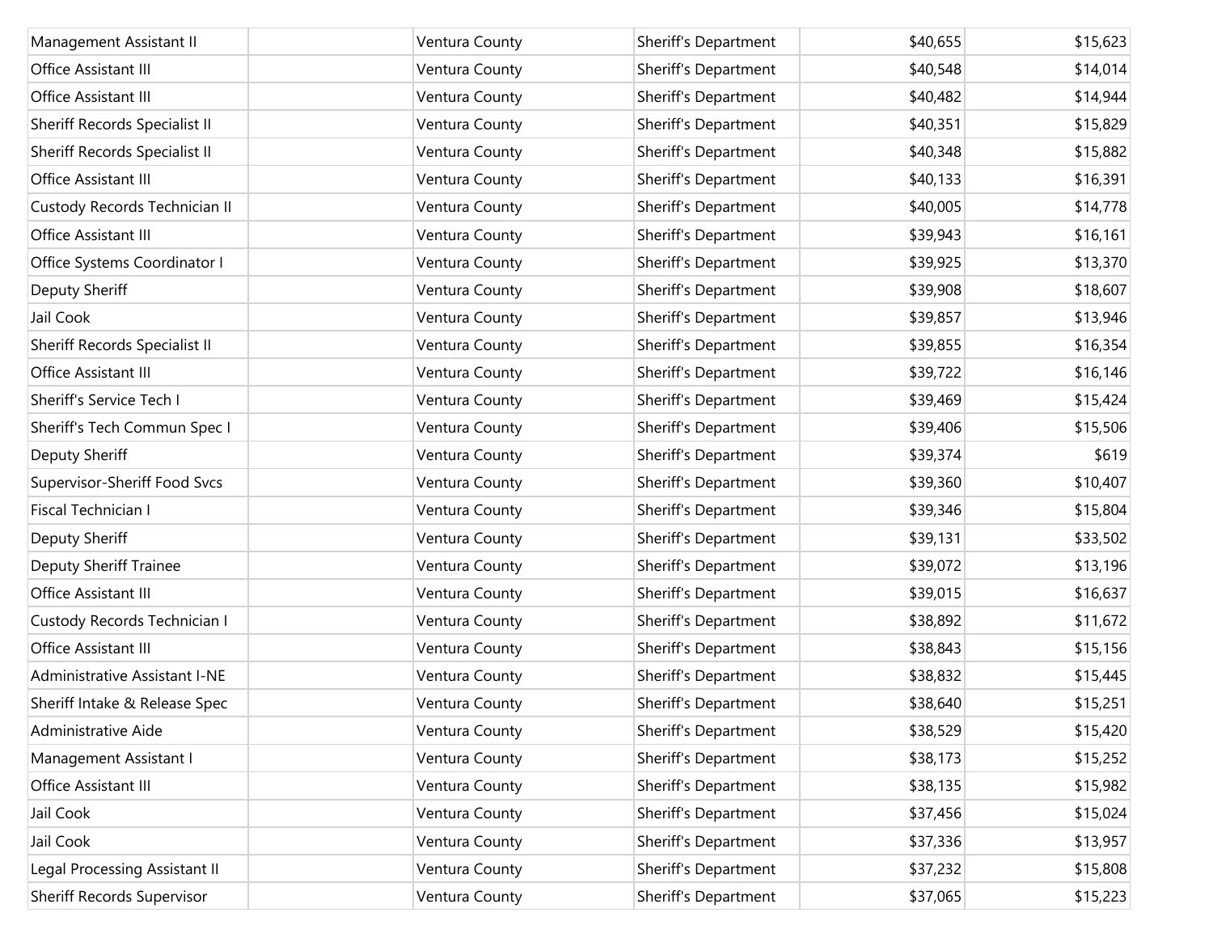| | | | | | |
|---|---|---|---|---|---|
| Management Assistant II | | Ventura County | Sheriff's Department | $40,655 | $15,623 |
| Office Assistant III | | Ventura County | Sheriff's Department | $40,548 | $14,014 |
| Office Assistant III | | Ventura County | Sheriff's Department | $40,482 | $14,944 |
| Sheriff Records Specialist II | | Ventura County | Sheriff's Department | $40,351 | $15,829 |
| Sheriff Records Specialist II | | Ventura County | Sheriff's Department | $40,348 | $15,882 |
| Office Assistant III | | Ventura County | Sheriff's Department | $40,133 | $16,391 |
| Custody Records Technician II | | Ventura County | Sheriff's Department | $40,005 | $14,778 |
| Office Assistant III | | Ventura County | Sheriff's Department | $39,943 | $16,161 |
| Office Systems Coordinator I | | Ventura County | Sheriff's Department | $39,925 | $13,370 |
| Deputy Sheriff | | Ventura County | Sheriff's Department | $39,908 | $18,607 |
| Jail Cook | | Ventura County | Sheriff's Department | $39,857 | $13,946 |
| Sheriff Records Specialist II | | Ventura County | Sheriff's Department | $39,855 | $16,354 |
| Office Assistant III | | Ventura County | Sheriff's Department | $39,722 | $16,146 |
| Sheriff's Service Tech I | | Ventura County | Sheriff's Department | $39,469 | $15,424 |
| Sheriff's Tech Commun Spec I | | Ventura County | Sheriff's Department | $39,406 | $15,506 |
| Deputy Sheriff | | Ventura County | Sheriff's Department | $39,374 | $619 |
| Supervisor-Sheriff Food Svcs | | Ventura County | Sheriff's Department | $39,360 | $10,407 |
| Fiscal Technician I | | Ventura County | Sheriff's Department | $39,346 | $15,804 |
| Deputy Sheriff | | Ventura County | Sheriff's Department | $39,131 | $33,502 |
| Deputy Sheriff Trainee | | Ventura County | Sheriff's Department | $39,072 | $13,196 |
| Office Assistant III | | Ventura County | Sheriff's Department | $39,015 | $16,637 |
| Custody Records Technician I | | Ventura County | Sheriff's Department | $38,892 | $11,672 |
| Office Assistant III | | Ventura County | Sheriff's Department | $38,843 | $15,156 |
| Administrative Assistant I-NE | | Ventura County | Sheriff's Department | $38,832 | $15,445 |
| Sheriff Intake & Release Spec | | Ventura County | Sheriff's Department | $38,640 | $15,251 |
| Administrative Aide | | Ventura County | Sheriff's Department | $38,529 | $15,420 |
| Management Assistant I | | Ventura County | Sheriff's Department | $38,173 | $15,252 |
| Office Assistant III | | Ventura County | Sheriff's Department | $38,135 | $15,982 |
| Jail Cook | | Ventura County | Sheriff's Department | $37,456 | $15,024 |
| Jail Cook | | Ventura County | Sheriff's Department | $37,336 | $13,957 |
| Legal Processing Assistant II | | Ventura County | Sheriff's Department | $37,232 | $15,808 |
| Sheriff Records Supervisor | | Ventura County | Sheriff's Department | $37,065 | $15,223 |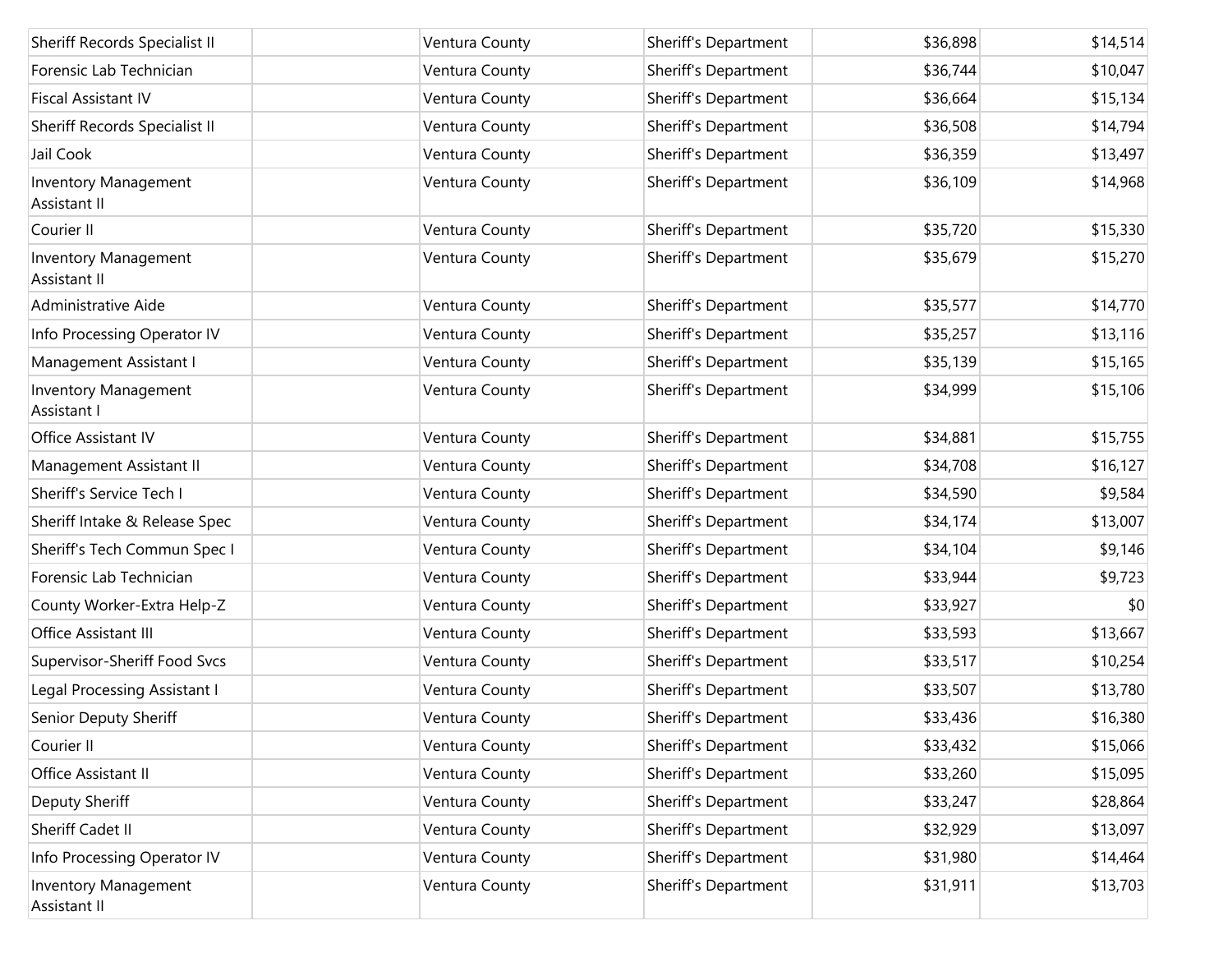| | | | | | |
|---|---|---|---|---|---|
| Sheriff Records Specialist II | | Ventura County | Sheriff's Department | $36,898 | $14,514 |
| Forensic Lab Technician | | Ventura County | Sheriff's Department | $36,744 | $10,047 |
| Fiscal Assistant IV | | Ventura County | Sheriff's Department | $36,664 | $15,134 |
| Sheriff Records Specialist II | | Ventura County | Sheriff's Department | $36,508 | $14,794 |
| Jail Cook | | Ventura County | Sheriff's Department | $36,359 | $13,497 |
| Inventory Management Assistant II | | Ventura County | Sheriff's Department | $36,109 | $14,968 |
| Courier II | | Ventura County | Sheriff's Department | $35,720 | $15,330 |
| Inventory Management Assistant II | | Ventura County | Sheriff's Department | $35,679 | $15,270 |
| Administrative Aide | | Ventura County | Sheriff's Department | $35,577 | $14,770 |
| Info Processing Operator IV | | Ventura County | Sheriff's Department | $35,257 | $13,116 |
| Management Assistant I | | Ventura County | Sheriff's Department | $35,139 | $15,165 |
| Inventory Management Assistant I | | Ventura County | Sheriff's Department | $34,999 | $15,106 |
| Office Assistant IV | | Ventura County | Sheriff's Department | $34,881 | $15,755 |
| Management Assistant II | | Ventura County | Sheriff's Department | $34,708 | $16,127 |
| Sheriff's Service Tech I | | Ventura County | Sheriff's Department | $34,590 | $9,584 |
| Sheriff Intake & Release Spec | | Ventura County | Sheriff's Department | $34,174 | $13,007 |
| Sheriff's Tech Commun Spec I | | Ventura County | Sheriff's Department | $34,104 | $9,146 |
| Forensic Lab Technician | | Ventura County | Sheriff's Department | $33,944 | $9,723 |
| County Worker-Extra Help-Z | | Ventura County | Sheriff's Department | $33,927 | $0 |
| Office Assistant III | | Ventura County | Sheriff's Department | $33,593 | $13,667 |
| Supervisor-Sheriff Food Svcs | | Ventura County | Sheriff's Department | $33,517 | $10,254 |
| Legal Processing Assistant I | | Ventura County | Sheriff's Department | $33,507 | $13,780 |
| Senior Deputy Sheriff | | Ventura County | Sheriff's Department | $33,436 | $16,380 |
| Courier II | | Ventura County | Sheriff's Department | $33,432 | $15,066 |
| Office Assistant II | | Ventura County | Sheriff's Department | $33,260 | $15,095 |
| Deputy Sheriff | | Ventura County | Sheriff's Department | $33,247 | $28,864 |
| Sheriff Cadet II | | Ventura County | Sheriff's Department | $32,929 | $13,097 |
| Info Processing Operator IV | | Ventura County | Sheriff's Department | $31,980 | $14,464 |
| Inventory Management Assistant II | | Ventura County | Sheriff's Department | $31,911 | $13,703 |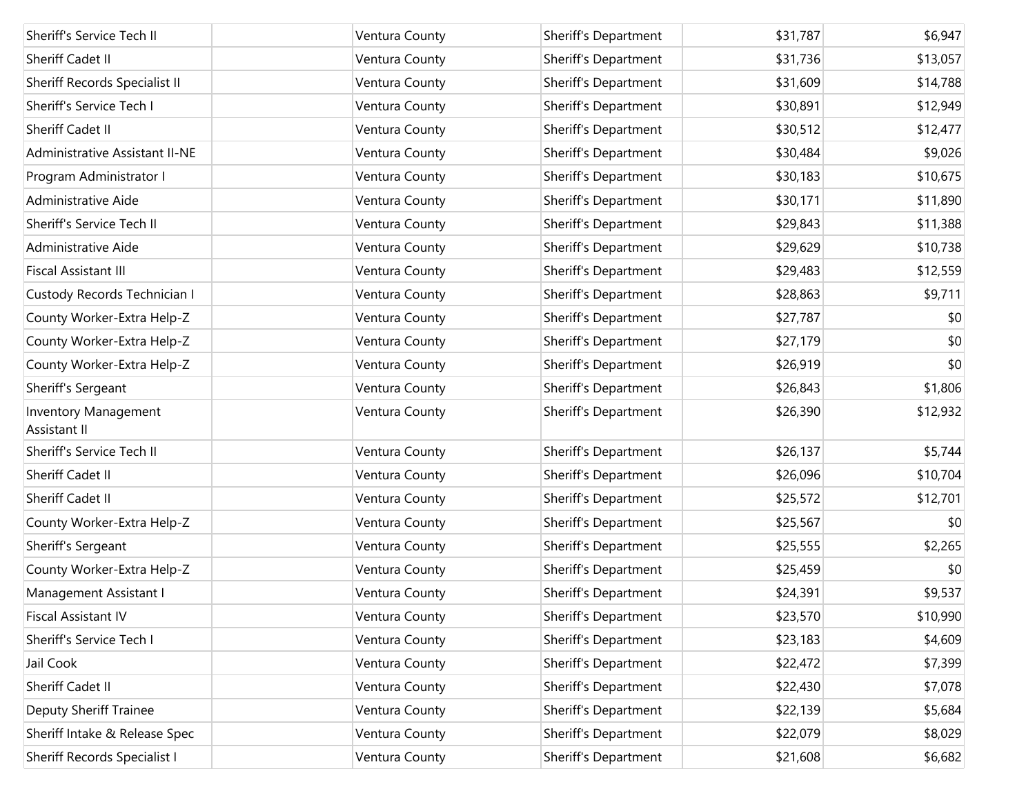| | | | | | |
|---|---|---|---|---|---|
| Sheriff's Service Tech II | | Ventura County | Sheriff's Department | $31,787 | $6,947 |
| Sheriff Cadet II | | Ventura County | Sheriff's Department | $31,736 | $13,057 |
| Sheriff Records Specialist II | | Ventura County | Sheriff's Department | $31,609 | $14,788 |
| Sheriff's Service Tech I | | Ventura County | Sheriff's Department | $30,891 | $12,949 |
| Sheriff Cadet II | | Ventura County | Sheriff's Department | $30,512 | $12,477 |
| Administrative Assistant II-NE | | Ventura County | Sheriff's Department | $30,484 | $9,026 |
| Program Administrator I | | Ventura County | Sheriff's Department | $30,183 | $10,675 |
| Administrative Aide | | Ventura County | Sheriff's Department | $30,171 | $11,890 |
| Sheriff's Service Tech II | | Ventura County | Sheriff's Department | $29,843 | $11,388 |
| Administrative Aide | | Ventura County | Sheriff's Department | $29,629 | $10,738 |
| Fiscal Assistant III | | Ventura County | Sheriff's Department | $29,483 | $12,559 |
| Custody Records Technician I | | Ventura County | Sheriff's Department | $28,863 | $9,711 |
| County Worker-Extra Help-Z | | Ventura County | Sheriff's Department | $27,787 | $0 |
| County Worker-Extra Help-Z | | Ventura County | Sheriff's Department | $27,179 | $0 |
| County Worker-Extra Help-Z | | Ventura County | Sheriff's Department | $26,919 | $0 |
| Sheriff's Sergeant | | Ventura County | Sheriff's Department | $26,843 | $1,806 |
| Inventory Management Assistant II | | Ventura County | Sheriff's Department | $26,390 | $12,932 |
| Sheriff's Service Tech II | | Ventura County | Sheriff's Department | $26,137 | $5,744 |
| Sheriff Cadet II | | Ventura County | Sheriff's Department | $26,096 | $10,704 |
| Sheriff Cadet II | | Ventura County | Sheriff's Department | $25,572 | $12,701 |
| County Worker-Extra Help-Z | | Ventura County | Sheriff's Department | $25,567 | $0 |
| Sheriff's Sergeant | | Ventura County | Sheriff's Department | $25,555 | $2,265 |
| County Worker-Extra Help-Z | | Ventura County | Sheriff's Department | $25,459 | $0 |
| Management Assistant I | | Ventura County | Sheriff's Department | $24,391 | $9,537 |
| Fiscal Assistant IV | | Ventura County | Sheriff's Department | $23,570 | $10,990 |
| Sheriff's Service Tech I | | Ventura County | Sheriff's Department | $23,183 | $4,609 |
| Jail Cook | | Ventura County | Sheriff's Department | $22,472 | $7,399 |
| Sheriff Cadet II | | Ventura County | Sheriff's Department | $22,430 | $7,078 |
| Deputy Sheriff Trainee | | Ventura County | Sheriff's Department | $22,139 | $5,684 |
| Sheriff Intake & Release Spec | | Ventura County | Sheriff's Department | $22,079 | $8,029 |
| Sheriff Records Specialist I | | Ventura County | Sheriff's Department | $21,608 | $6,682 |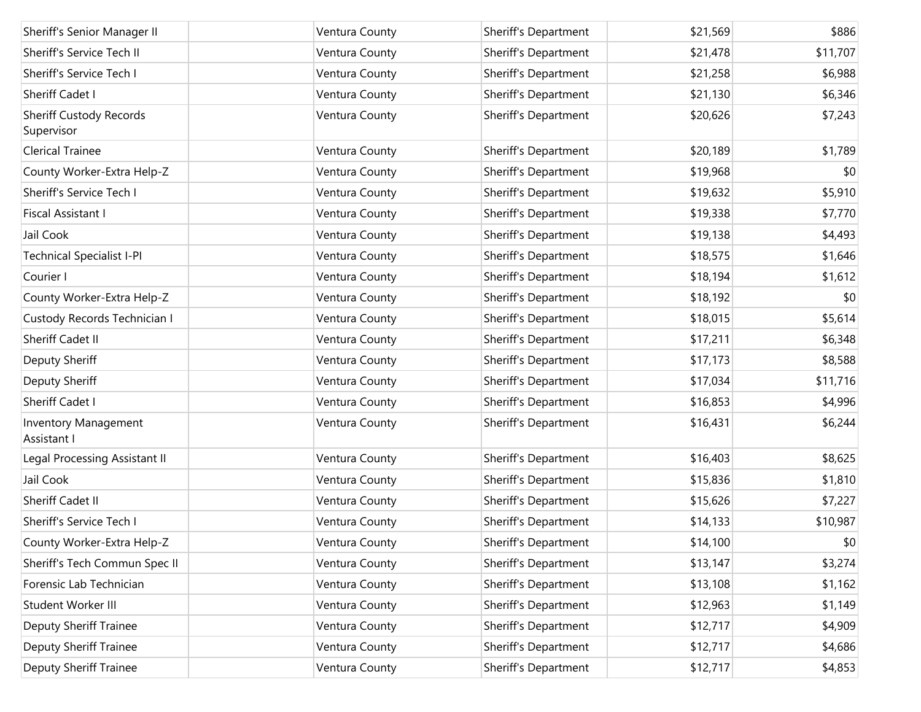| | | | | | |
|---|---|---|---|---|---|
| Sheriff's Senior Manager II | | Ventura County | Sheriff's Department | $21,569 | $886 |
| Sheriff's Service Tech II | | Ventura County | Sheriff's Department | $21,478 | $11,707 |
| Sheriff's Service Tech I | | Ventura County | Sheriff's Department | $21,258 | $6,988 |
| Sheriff Cadet I | | Ventura County | Sheriff's Department | $21,130 | $6,346 |
| Sheriff Custody Records Supervisor | | Ventura County | Sheriff's Department | $20,626 | $7,243 |
| Clerical Trainee | | Ventura County | Sheriff's Department | $20,189 | $1,789 |
| County Worker-Extra Help-Z | | Ventura County | Sheriff's Department | $19,968 | $0 |
| Sheriff's Service Tech I | | Ventura County | Sheriff's Department | $19,632 | $5,910 |
| Fiscal Assistant I | | Ventura County | Sheriff's Department | $19,338 | $7,770 |
| Jail Cook | | Ventura County | Sheriff's Department | $19,138 | $4,493 |
| Technical Specialist I-PI | | Ventura County | Sheriff's Department | $18,575 | $1,646 |
| Courier I | | Ventura County | Sheriff's Department | $18,194 | $1,612 |
| County Worker-Extra Help-Z | | Ventura County | Sheriff's Department | $18,192 | $0 |
| Custody Records Technician I | | Ventura County | Sheriff's Department | $18,015 | $5,614 |
| Sheriff Cadet II | | Ventura County | Sheriff's Department | $17,211 | $6,348 |
| Deputy Sheriff | | Ventura County | Sheriff's Department | $17,173 | $8,588 |
| Deputy Sheriff | | Ventura County | Sheriff's Department | $17,034 | $11,716 |
| Sheriff Cadet I | | Ventura County | Sheriff's Department | $16,853 | $4,996 |
| Inventory Management Assistant I | | Ventura County | Sheriff's Department | $16,431 | $6,244 |
| Legal Processing Assistant II | | Ventura County | Sheriff's Department | $16,403 | $8,625 |
| Jail Cook | | Ventura County | Sheriff's Department | $15,836 | $1,810 |
| Sheriff Cadet II | | Ventura County | Sheriff's Department | $15,626 | $7,227 |
| Sheriff's Service Tech I | | Ventura County | Sheriff's Department | $14,133 | $10,987 |
| County Worker-Extra Help-Z | | Ventura County | Sheriff's Department | $14,100 | $0 |
| Sheriff's Tech Commun Spec II | | Ventura County | Sheriff's Department | $13,147 | $3,274 |
| Forensic Lab Technician | | Ventura County | Sheriff's Department | $13,108 | $1,162 |
| Student Worker III | | Ventura County | Sheriff's Department | $12,963 | $1,149 |
| Deputy Sheriff Trainee | | Ventura County | Sheriff's Department | $12,717 | $4,909 |
| Deputy Sheriff Trainee | | Ventura County | Sheriff's Department | $12,717 | $4,686 |
| Deputy Sheriff Trainee | | Ventura County | Sheriff's Department | $12,717 | $4,853 |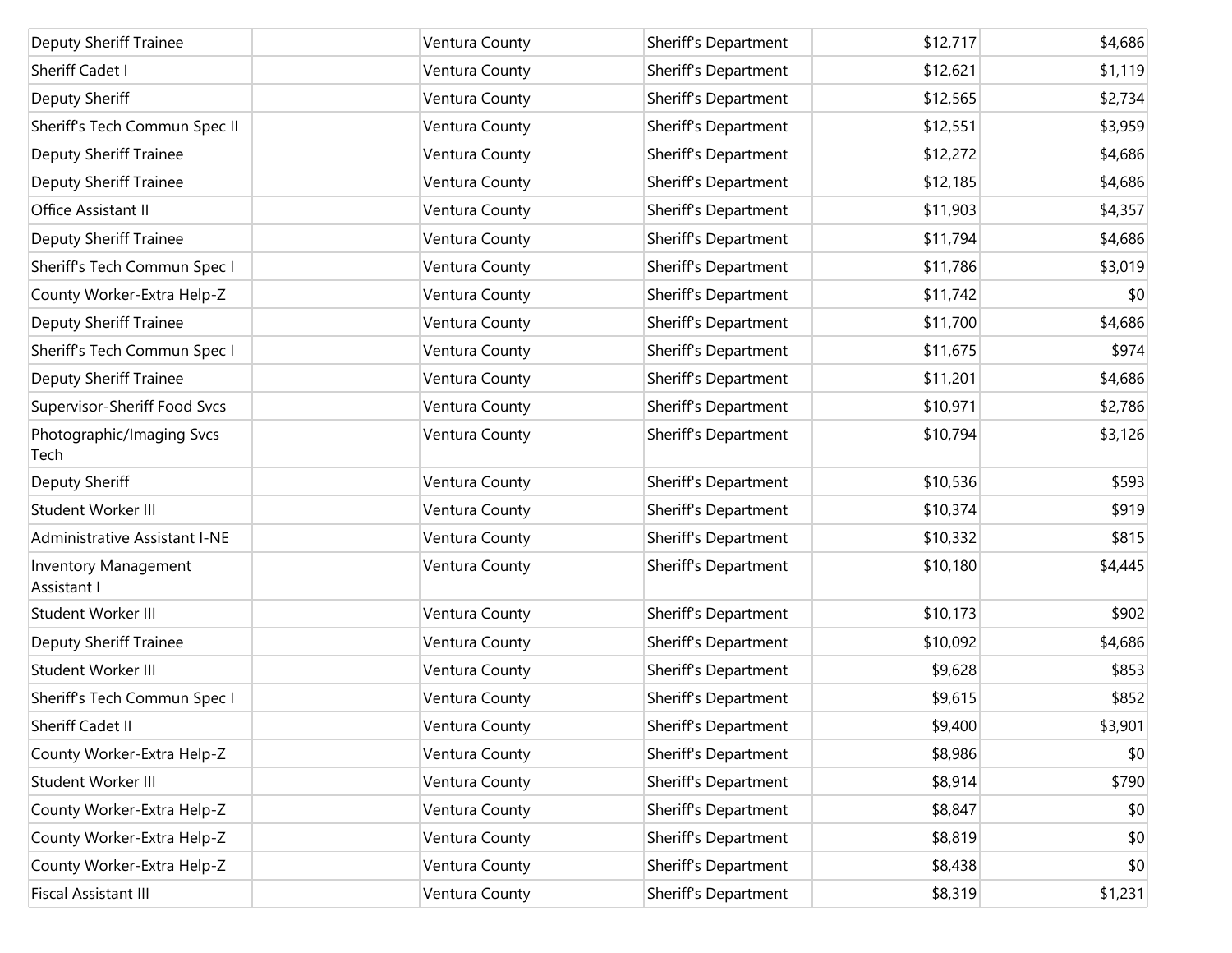| | | | | | |
|---|---|---|---|---|---|
| Deputy Sheriff Trainee | | Ventura County | Sheriff's Department | $12,717 | $4,686 |
| Sheriff Cadet I | | Ventura County | Sheriff's Department | $12,621 | $1,119 |
| Deputy Sheriff | | Ventura County | Sheriff's Department | $12,565 | $2,734 |
| Sheriff's Tech Commun Spec II | | Ventura County | Sheriff's Department | $12,551 | $3,959 |
| Deputy Sheriff Trainee | | Ventura County | Sheriff's Department | $12,272 | $4,686 |
| Deputy Sheriff Trainee | | Ventura County | Sheriff's Department | $12,185 | $4,686 |
| Office Assistant II | | Ventura County | Sheriff's Department | $11,903 | $4,357 |
| Deputy Sheriff Trainee | | Ventura County | Sheriff's Department | $11,794 | $4,686 |
| Sheriff's Tech Commun Spec I | | Ventura County | Sheriff's Department | $11,786 | $3,019 |
| County Worker-Extra Help-Z | | Ventura County | Sheriff's Department | $11,742 | $0 |
| Deputy Sheriff Trainee | | Ventura County | Sheriff's Department | $11,700 | $4,686 |
| Sheriff's Tech Commun Spec I | | Ventura County | Sheriff's Department | $11,675 | $974 |
| Deputy Sheriff Trainee | | Ventura County | Sheriff's Department | $11,201 | $4,686 |
| Supervisor-Sheriff Food Svcs | | Ventura County | Sheriff's Department | $10,971 | $2,786 |
| Photographic/Imaging Svcs Tech | | Ventura County | Sheriff's Department | $10,794 | $3,126 |
| Deputy Sheriff | | Ventura County | Sheriff's Department | $10,536 | $593 |
| Student Worker III | | Ventura County | Sheriff's Department | $10,374 | $919 |
| Administrative Assistant I-NE | | Ventura County | Sheriff's Department | $10,332 | $815 |
| Inventory Management Assistant I | | Ventura County | Sheriff's Department | $10,180 | $4,445 |
| Student Worker III | | Ventura County | Sheriff's Department | $10,173 | $902 |
| Deputy Sheriff Trainee | | Ventura County | Sheriff's Department | $10,092 | $4,686 |
| Student Worker III | | Ventura County | Sheriff's Department | $9,628 | $853 |
| Sheriff's Tech Commun Spec I | | Ventura County | Sheriff's Department | $9,615 | $852 |
| Sheriff Cadet II | | Ventura County | Sheriff's Department | $9,400 | $3,901 |
| County Worker-Extra Help-Z | | Ventura County | Sheriff's Department | $8,986 | $0 |
| Student Worker III | | Ventura County | Sheriff's Department | $8,914 | $790 |
| County Worker-Extra Help-Z | | Ventura County | Sheriff's Department | $8,847 | $0 |
| County Worker-Extra Help-Z | | Ventura County | Sheriff's Department | $8,819 | $0 |
| County Worker-Extra Help-Z | | Ventura County | Sheriff's Department | $8,438 | $0 |
| Fiscal Assistant III | | Ventura County | Sheriff's Department | $8,319 | $1,231 |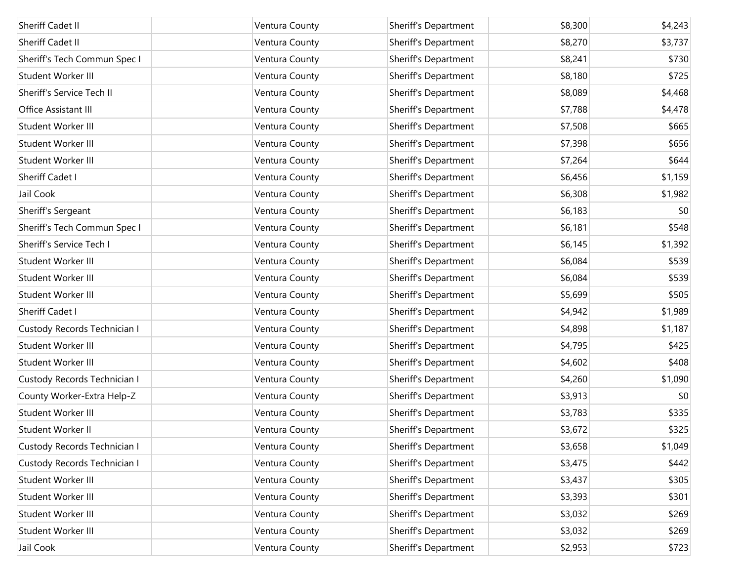| | | | | | |
|---|---|---|---|---|---|
| Sheriff Cadet II | | Ventura County | Sheriff's Department | $8,300 | $4,243 |
| Sheriff Cadet II | | Ventura County | Sheriff's Department | $8,270 | $3,737 |
| Sheriff's Tech Commun Spec I | | Ventura County | Sheriff's Department | $8,241 | $730 |
| Student Worker III | | Ventura County | Sheriff's Department | $8,180 | $725 |
| Sheriff's Service Tech II | | Ventura County | Sheriff's Department | $8,089 | $4,468 |
| Office Assistant III | | Ventura County | Sheriff's Department | $7,788 | $4,478 |
| Student Worker III | | Ventura County | Sheriff's Department | $7,508 | $665 |
| Student Worker III | | Ventura County | Sheriff's Department | $7,398 | $656 |
| Student Worker III | | Ventura County | Sheriff's Department | $7,264 | $644 |
| Sheriff Cadet I | | Ventura County | Sheriff's Department | $6,456 | $1,159 |
| Jail Cook | | Ventura County | Sheriff's Department | $6,308 | $1,982 |
| Sheriff's Sergeant | | Ventura County | Sheriff's Department | $6,183 | $0 |
| Sheriff's Tech Commun Spec I | | Ventura County | Sheriff's Department | $6,181 | $548 |
| Sheriff's Service Tech I | | Ventura County | Sheriff's Department | $6,145 | $1,392 |
| Student Worker III | | Ventura County | Sheriff's Department | $6,084 | $539 |
| Student Worker III | | Ventura County | Sheriff's Department | $6,084 | $539 |
| Student Worker III | | Ventura County | Sheriff's Department | $5,699 | $505 |
| Sheriff Cadet I | | Ventura County | Sheriff's Department | $4,942 | $1,989 |
| Custody Records Technician I | | Ventura County | Sheriff's Department | $4,898 | $1,187 |
| Student Worker III | | Ventura County | Sheriff's Department | $4,795 | $425 |
| Student Worker III | | Ventura County | Sheriff's Department | $4,602 | $408 |
| Custody Records Technician I | | Ventura County | Sheriff's Department | $4,260 | $1,090 |
| County Worker-Extra Help-Z | | Ventura County | Sheriff's Department | $3,913 | $0 |
| Student Worker III | | Ventura County | Sheriff's Department | $3,783 | $335 |
| Student Worker II | | Ventura County | Sheriff's Department | $3,672 | $325 |
| Custody Records Technician I | | Ventura County | Sheriff's Department | $3,658 | $1,049 |
| Custody Records Technician I | | Ventura County | Sheriff's Department | $3,475 | $442 |
| Student Worker III | | Ventura County | Sheriff's Department | $3,437 | $305 |
| Student Worker III | | Ventura County | Sheriff's Department | $3,393 | $301 |
| Student Worker III | | Ventura County | Sheriff's Department | $3,032 | $269 |
| Student Worker III | | Ventura County | Sheriff's Department | $3,032 | $269 |
| Jail Cook | | Ventura County | Sheriff's Department | $2,953 | $723 |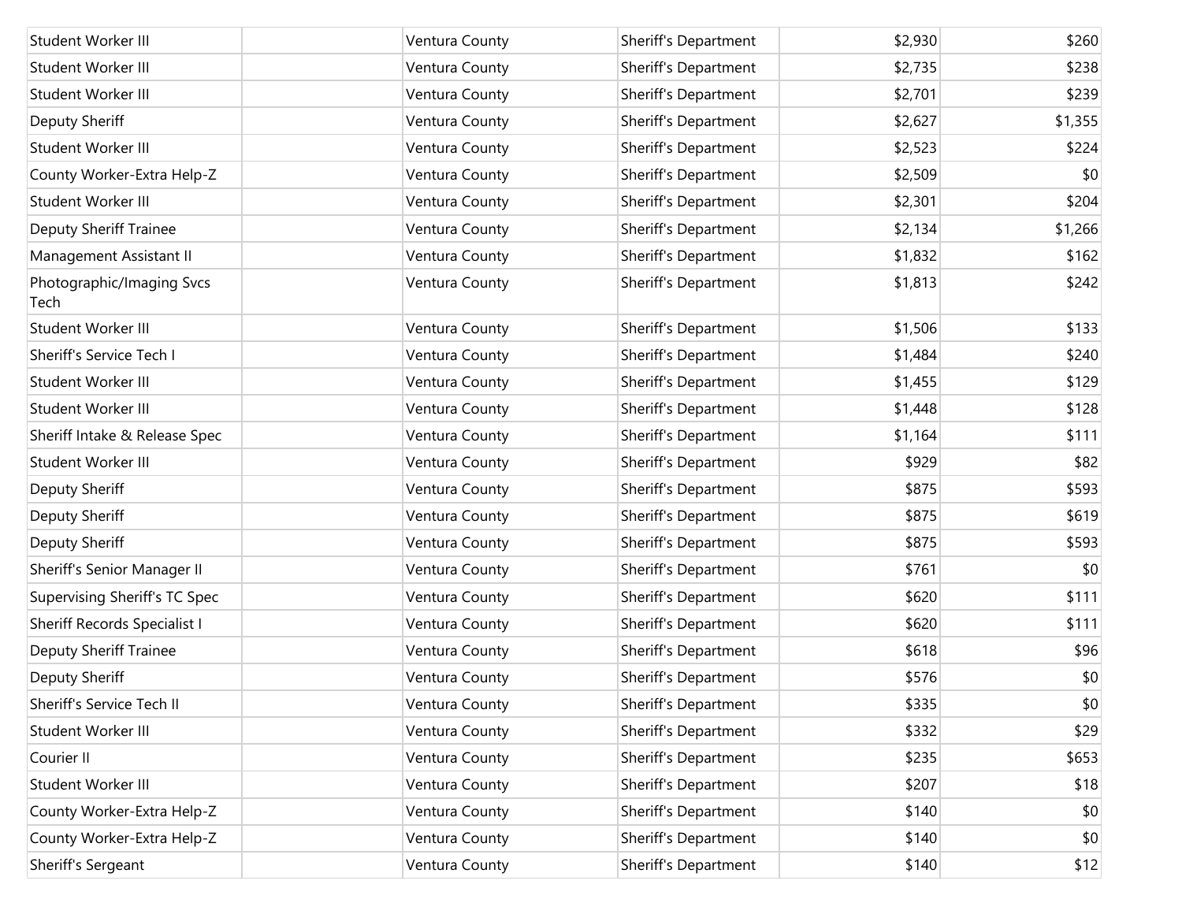| | | | | | |
|---|---|---|---|---|---|
| Student Worker III | | Ventura County | Sheriff's Department | $2,930 | $260 |
| Student Worker III | | Ventura County | Sheriff's Department | $2,735 | $238 |
| Student Worker III | | Ventura County | Sheriff's Department | $2,701 | $239 |
| Deputy Sheriff | | Ventura County | Sheriff's Department | $2,627 | $1,355 |
| Student Worker III | | Ventura County | Sheriff's Department | $2,523 | $224 |
| County Worker-Extra Help-Z | | Ventura County | Sheriff's Department | $2,509 | $0 |
| Student Worker III | | Ventura County | Sheriff's Department | $2,301 | $204 |
| Deputy Sheriff Trainee | | Ventura County | Sheriff's Department | $2,134 | $1,266 |
| Management Assistant II | | Ventura County | Sheriff's Department | $1,832 | $162 |
| Photographic/Imaging Svcs Tech | | Ventura County | Sheriff's Department | $1,813 | $242 |
| Student Worker III | | Ventura County | Sheriff's Department | $1,506 | $133 |
| Sheriff's Service Tech I | | Ventura County | Sheriff's Department | $1,484 | $240 |
| Student Worker III | | Ventura County | Sheriff's Department | $1,455 | $129 |
| Student Worker III | | Ventura County | Sheriff's Department | $1,448 | $128 |
| Sheriff Intake & Release Spec | | Ventura County | Sheriff's Department | $1,164 | $111 |
| Student Worker III | | Ventura County | Sheriff's Department | $929 | $82 |
| Deputy Sheriff | | Ventura County | Sheriff's Department | $875 | $593 |
| Deputy Sheriff | | Ventura County | Sheriff's Department | $875 | $619 |
| Deputy Sheriff | | Ventura County | Sheriff's Department | $875 | $593 |
| Sheriff's Senior Manager II | | Ventura County | Sheriff's Department | $761 | $0 |
| Supervising Sheriff's TC Spec | | Ventura County | Sheriff's Department | $620 | $111 |
| Sheriff Records Specialist I | | Ventura County | Sheriff's Department | $620 | $111 |
| Deputy Sheriff Trainee | | Ventura County | Sheriff's Department | $618 | $96 |
| Deputy Sheriff | | Ventura County | Sheriff's Department | $576 | $0 |
| Sheriff's Service Tech II | | Ventura County | Sheriff's Department | $335 | $0 |
| Student Worker III | | Ventura County | Sheriff's Department | $332 | $29 |
| Courier II | | Ventura County | Sheriff's Department | $235 | $653 |
| Student Worker III | | Ventura County | Sheriff's Department | $207 | $18 |
| County Worker-Extra Help-Z | | Ventura County | Sheriff's Department | $140 | $0 |
| County Worker-Extra Help-Z | | Ventura County | Sheriff's Department | $140 | $0 |
| Sheriff's Sergeant | | Ventura County | Sheriff's Department | $140 | $12 |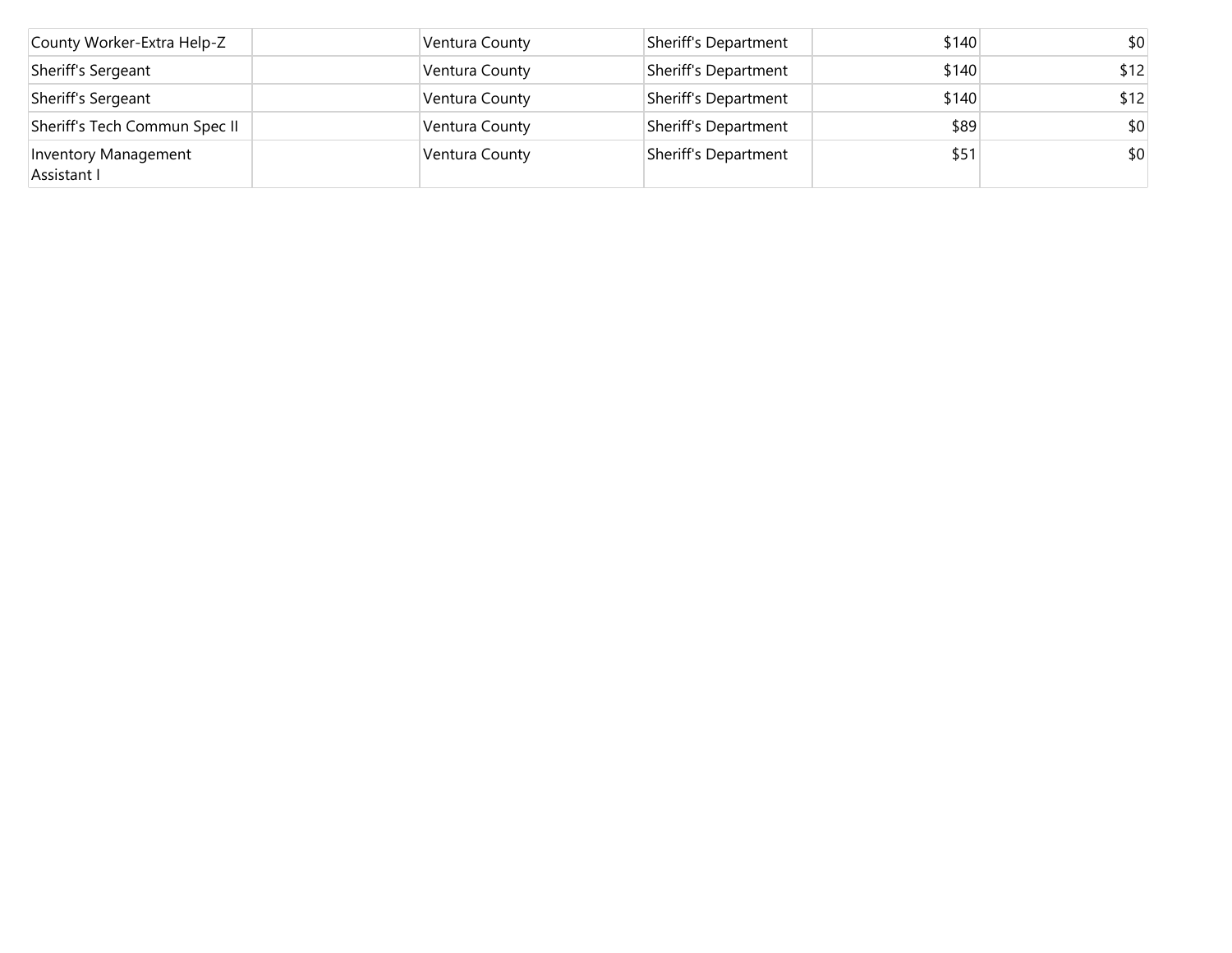| | | | | | |
|---|---|---|---|---|---|
| County Worker-Extra Help-Z | | Ventura County | Sheriff's Department | $140 | $0 |
| Sheriff's Sergeant | | Ventura County | Sheriff's Department | $140 | $12 |
| Sheriff's Sergeant | | Ventura County | Sheriff's Department | $140 | $12 |
| Sheriff's Tech Commun Spec II | | Ventura County | Sheriff's Department | $89 | $0 |
| Inventory Management Assistant I | | Ventura County | Sheriff's Department | $51 | $0 |